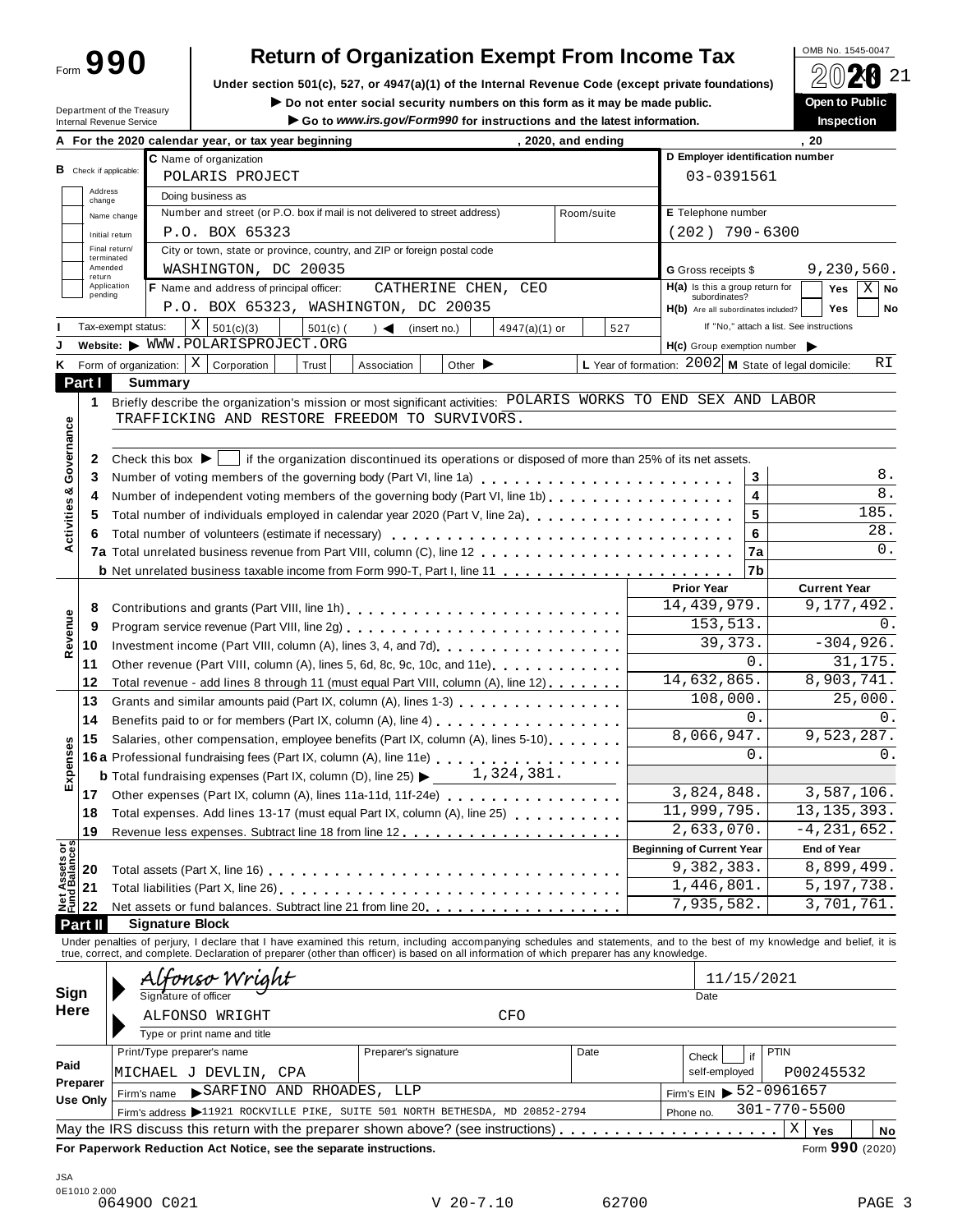# Form 990 — Return of Organization Exempt From Income Tax

OMB No. 1545-0047

**2020**

Under section 501(c), 527, or 4947(a)(1) of the Internal Revenue Code (except private foundations)

▶ Do not enter social security numbers on this form as it may be made public.

▶ Go to www.irs.gov/Form990 for instructions and the latest information.

Department of the Treasury
Internal Revenue Service

**Open to Public Inspection**

**A** For the 2020 calendar year, or tax year beginning , 2020, and ending , 20

**B** Check if applicable: Address change / Name change / Initial return / Final return/terminated / Amended return / Application pending

**C** Name of organization: POLARIS PROJECT

Doing business as

Number and street (or P.O. box if mail is not delivered to street address): P.O. BOX 65323 — Room/suite

City or town, state or province, country, and ZIP or foreign postal code: WASHINGTON, DC 20035

**D** Employer identification number: 03-0391561

**E** Telephone number: (202) 790-6300

**G** Gross receipts $ 9,230,560.

**F** Name and address of principal officer: CATHERINE CHEN, CEO, P.O. BOX 65323, WASHINGTON, DC 20035

**H(a)** Is this a group return for subordinates? Yes [ ] No [X]

**H(b)** Are all subordinates included? Yes [ ] No [ ] If "No," attach a list. See instructions

**I** Tax-exempt status: [X] 501(c)(3) [ ] 501(c) ( ) ◀ (insert no.) [ ] 4947(a)(1) or [ ] 527

**J** Website: ▶ WWW.POLARISPROJECT.ORG

**H(c)** Group exemption number ▶

**K** Form of organization: [X] Corporation [ ] Trust [ ] Association [ ] Other ▶

**L** Year of formation: 2002 **M** State of legal domicile: RI

## Part I Summary

**Activities & Governance**

1. Briefly describe the organization's mission or most significant activities: POLARIS WORKS TO END SEX AND LABOR TRAFFICKING AND RESTORE FREEDOM TO SURVIVORS.

2. Check this box ▶ [ ] if the organization discontinued its operations or disposed of more than 25% of its net assets.

| Line | Description | | Value |
|---|---|---|---|
| 3 | Number of voting members of the governing body (Part VI, line 1a) | 3 | 8. |
| 4 | Number of independent voting members of the governing body (Part VI, line 1b) | 4 | 8. |
| 5 | Total number of individuals employed in calendar year 2020 (Part V, line 2a) | 5 | 185. |
| 6 | Total number of volunteers (estimate if necessary) | 6 | 28. |
| 7a | Total unrelated business revenue from Part VIII, column (C), line 12 | 7a | 0. |
| b | Net unrelated business taxable income from Form 990-T, Part I, line 11 | 7b | |

| | Line | Description | Prior Year | Current Year |
|---|---|---|---|---|
| Revenue | 8 | Contributions and grants (Part VIII, line 1h) | 14,439,979. | 9,177,492. |
| | 9 | Program service revenue (Part VIII, line 2g) | 153,513. | 0. |
| | 10 | Investment income (Part VIII, column (A), lines 3, 4, and 7d) | 39,373. | -304,926. |
| | 11 | Other revenue (Part VIII, column (A), lines 5, 6d, 8c, 9c, 10c, and 11e) | 0. | 31,175. |
| | 12 | Total revenue - add lines 8 through 11 (must equal Part VIII, column (A), line 12) | 14,632,865. | 8,903,741. |
| Expenses | 13 | Grants and similar amounts paid (Part IX, column (A), lines 1-3) | 108,000. | 25,000. |
| | 14 | Benefits paid to or for members (Part IX, column (A), line 4) | 0. | 0. |
| | 15 | Salaries, other compensation, employee benefits (Part IX, column (A), lines 5-10) | 8,066,947. | 9,523,287. |
| | 16a | Professional fundraising fees (Part IX, column (A), line 11e) | 0. | 0. |
| | b | Total fundraising expenses (Part IX, column (D), line 25) ▶ 1,324,381. | | |
| | 17 | Other expenses (Part IX, column (A), lines 11a-11d, 11f-24e) | 3,824,848. | 3,587,106. |
| | 18 | Total expenses. Add lines 13-17 (must equal Part IX, column (A), line 25) | 11,999,795. | 13,135,393. |
| | 19 | Revenue less expenses. Subtract line 18 from line 12 | 2,633,070. | -4,231,652. |

| | Line | Description | Beginning of Current Year | End of Year |
|---|---|---|---|---|
| Net Assets or Fund Balances | 20 | Total assets (Part X, line 16) | 9,382,383. | 8,899,499. |
| | 21 | Total liabilities (Part X, line 26) | 1,446,801. | 5,197,738. |
| | 22 | Net assets or fund balances. Subtract line 21 from line 20 | 7,935,582. | 3,701,761. |

## Part II Signature Block

Under penalties of perjury, I declare that I have examined this return, including accompanying schedules and statements, and to the best of my knowledge and belief, it is true, correct, and complete. Declaration of preparer (other than officer) is based on all information of which preparer has any knowledge.

**Sign Here**

Signature of officer: Alfonso Wright — Date: 11/15/2021

Type or print name and title: ALFONSO WRIGHT, CFO

**Paid Preparer Use Only**

| Print/Type preparer's name | Preparer's signature | Date | Check [ ] if self-employed | PTIN |
|---|---|---|---|---|
| MICHAEL J DEVLIN, CPA | | | | P00245532 |

Firm's name ▶ SARFINO AND RHOADES, LLP — Firm's EIN ▶ 52-0961657

Firm's address ▶ 11921 ROCKVILLE PIKE, SUITE 501 NORTH BETHESDA, MD 20852-2794 — Phone no. 301-770-5500

May the IRS discuss this return with the preparer shown above? (see instructions) [X] Yes [ ] No

**For Paperwork Reduction Act Notice, see the separate instructions.** Form **990** (2020)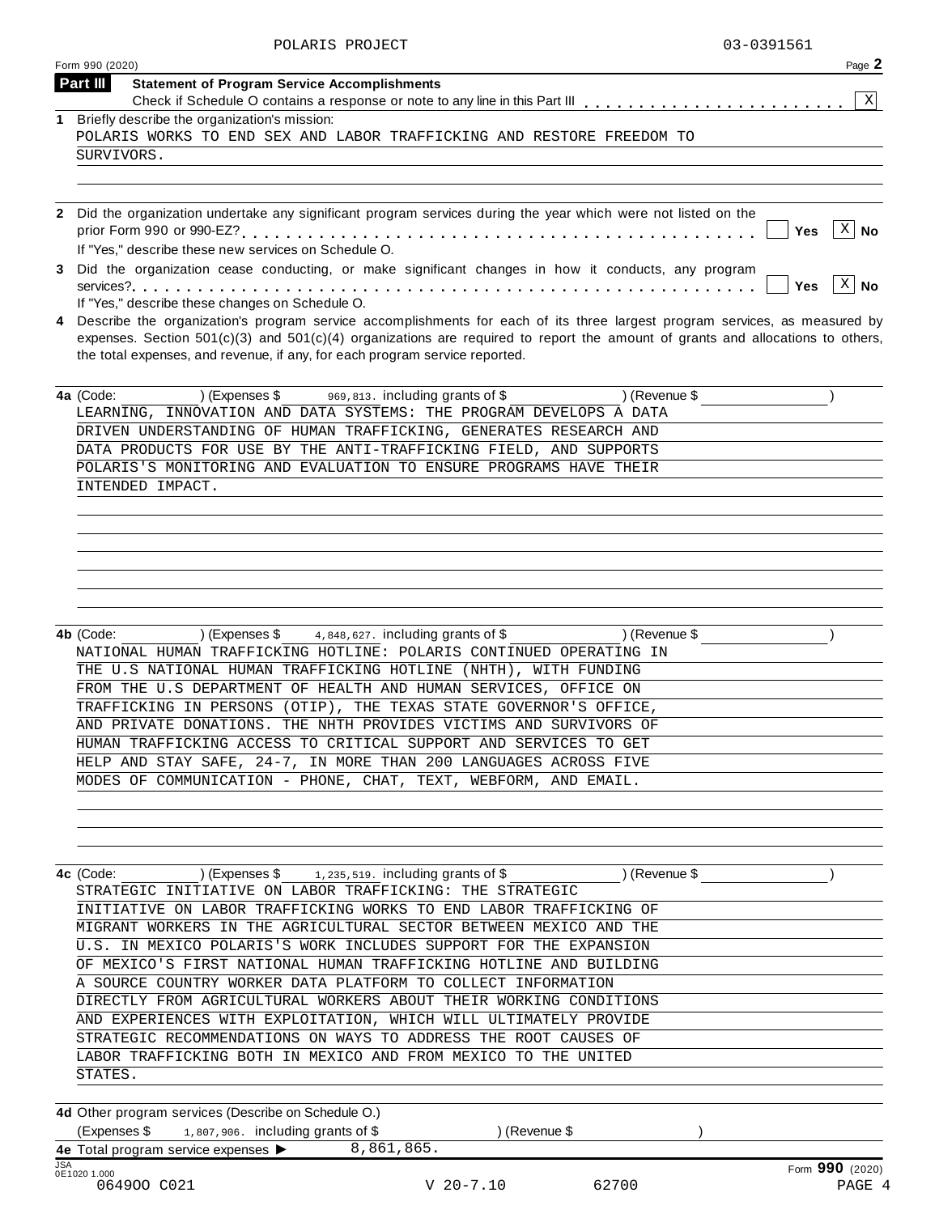POLARIS PROJECT 03-0391561

Form 990 (2020) Page **2**

**Part III** **Statement of Program Service Accomplishments**

Check if Schedule O contains a response or note to any line in this Part III . . . . . . . . . . . . . . . . . . . . . . . [X]

**1** Briefly describe the organization's mission:

POLARIS WORKS TO END SEX AND LABOR TRAFFICKING AND RESTORE FREEDOM TO SURVIVORS.

**2** Did the organization undertake any significant program services during the year which were not listed on the prior Form 990 or 990-EZ? . . . . . . . . . . . . . . . . . . . . . . . . . . . . . . . . . . . . . . . . . . . . [ ] Yes [X] No

If "Yes," describe these new services on Schedule O.

**3** Did the organization cease conducting, or make significant changes in how it conducts, any program services? . . . . . . . . . . . . . . . . . . . . . . . . . . . . . . . . . . . . . . . . . . . . . . . . . . . . . [ ] Yes [X] No

If "Yes," describe these changes on Schedule O.

**4** Describe the organization's program service accomplishments for each of its three largest program services, as measured by expenses. Section 501(c)(3) and 501(c)(4) organizations are required to report the amount of grants and allocations to others, the total expenses, and revenue, if any, for each program service reported.

**4a** (Code: ) (Expenses $ 969,813. including grants of $ ) (Revenue $ )

LEARNING, INNOVATION AND DATA SYSTEMS: THE PROGRAM DEVELOPS A DATA DRIVEN UNDERSTANDING OF HUMAN TRAFFICKING, GENERATES RESEARCH AND DATA PRODUCTS FOR USE BY THE ANTI-TRAFFICKING FIELD, AND SUPPORTS POLARIS'S MONITORING AND EVALUATION TO ENSURE PROGRAMS HAVE THEIR INTENDED IMPACT.

**4b** (Code: ) (Expenses $ 4,848,627. including grants of $ ) (Revenue $ )

NATIONAL HUMAN TRAFFICKING HOTLINE: POLARIS CONTINUED OPERATING IN THE U.S NATIONAL HUMAN TRAFFICKING HOTLINE (NHTH), WITH FUNDING FROM THE U.S DEPARTMENT OF HEALTH AND HUMAN SERVICES, OFFICE ON TRAFFICKING IN PERSONS (OTIP), THE TEXAS STATE GOVERNOR'S OFFICE, AND PRIVATE DONATIONS. THE NHTH PROVIDES VICTIMS AND SURVIVORS OF HUMAN TRAFFICKING ACCESS TO CRITICAL SUPPORT AND SERVICES TO GET HELP AND STAY SAFE, 24-7, IN MORE THAN 200 LANGUAGES ACROSS FIVE MODES OF COMMUNICATION - PHONE, CHAT, TEXT, WEBFORM, AND EMAIL.

**4c** (Code: ) (Expenses $ 1,235,519. including grants of $ ) (Revenue $ )

STRATEGIC INITIATIVE ON LABOR TRAFFICKING: THE STRATEGIC INITIATIVE ON LABOR TRAFFICKING WORKS TO END LABOR TRAFFICKING OF MIGRANT WORKERS IN THE AGRICULTURAL SECTOR BETWEEN MEXICO AND THE U.S. IN MEXICO POLARIS'S WORK INCLUDES SUPPORT FOR THE EXPANSION OF MEXICO'S FIRST NATIONAL HUMAN TRAFFICKING HOTLINE AND BUILDING A SOURCE COUNTRY WORKER DATA PLATFORM TO COLLECT INFORMATION DIRECTLY FROM AGRICULTURAL WORKERS ABOUT THEIR WORKING CONDITIONS AND EXPERIENCES WITH EXPLOITATION, WHICH WILL ULTIMATELY PROVIDE STRATEGIC RECOMMENDATIONS ON WAYS TO ADDRESS THE ROOT CAUSES OF LABOR TRAFFICKING BOTH IN MEXICO AND FROM MEXICO TO THE UNITED STATES.

**4d** Other program services (Describe on Schedule O.)

(Expenses $ 1,807,906. including grants of $ ) (Revenue $ )

**4e** Total program service expenses ▶ 8,861,865.

Form **990** (2020)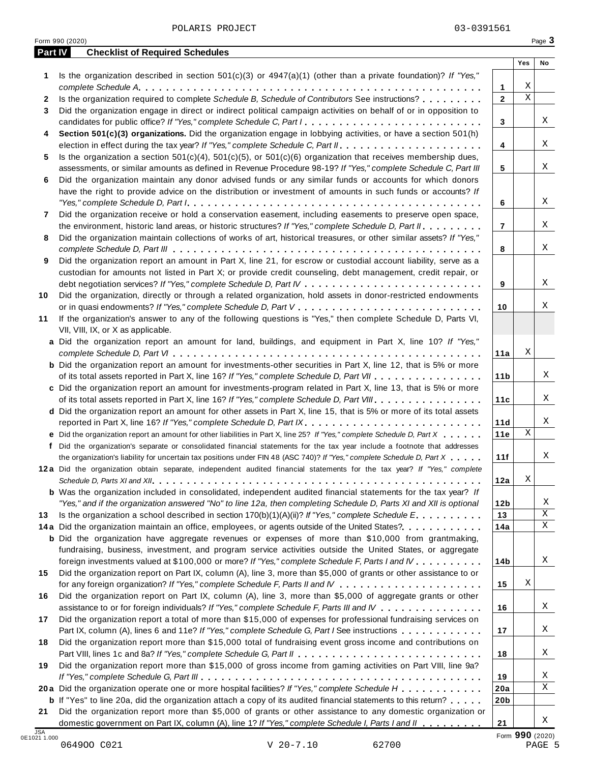POLARIS PROJECT 03-0391561

Form 990 (2020) Page 3

**Part IV Checklist of Required Schedules**

| | | | Yes | No |
|---|---|---|---|---|
| **1** | Is the organization described in section 501(c)(3) or 4947(a)(1) (other than a private foundation)? *If "Yes," complete Schedule A* | 1 | X | |
| **2** | Is the organization required to complete *Schedule B, Schedule of Contributors* See instructions? | 2 | X | |
| **3** | Did the organization engage in direct or indirect political campaign activities on behalf of or in opposition to candidates for public office? *If "Yes," complete Schedule C, Part I* | 3 | | X |
| **4** | **Section 501(c)(3) organizations.** Did the organization engage in lobbying activities, or have a section 501(h) election in effect during the tax year? *If "Yes," complete Schedule C, Part II* | 4 | | X |
| **5** | Is the organization a section 501(c)(4), 501(c)(5), or 501(c)(6) organization that receives membership dues, assessments, or similar amounts as defined in Revenue Procedure 98-19? *If "Yes," complete Schedule C, Part III* | 5 | | X |
| **6** | Did the organization maintain any donor advised funds or any similar funds or accounts for which donors have the right to provide advice on the distribution or investment of amounts in such funds or accounts? *If "Yes," complete Schedule D, Part I* | 6 | | X |
| **7** | Did the organization receive or hold a conservation easement, including easements to preserve open space, the environment, historic land areas, or historic structures? *If "Yes," complete Schedule D, Part II* | 7 | | X |
| **8** | Did the organization maintain collections of works of art, historical treasures, or other similar assets? *If "Yes," complete Schedule D, Part III* | 8 | | X |
| **9** | Did the organization report an amount in Part X, line 21, for escrow or custodial account liability, serve as a custodian for amounts not listed in Part X; or provide credit counseling, debt management, credit repair, or debt negotiation services? *If "Yes," complete Schedule D, Part IV* | 9 | | X |
| **10** | Did the organization, directly or through a related organization, hold assets in donor-restricted endowments or in quasi endowments? *If "Yes," complete Schedule D, Part V* | 10 | | X |
| **11** | If the organization's answer to any of the following questions is "Yes," then complete Schedule D, Parts VI, VII, VIII, IX, or X as applicable. | | | |
| **a** | Did the organization report an amount for land, buildings, and equipment in Part X, line 10? *If "Yes," complete Schedule D, Part VI* | 11a | X | |
| **b** | Did the organization report an amount for investments-other securities in Part X, line 12, that is 5% or more of its total assets reported in Part X, line 16? *If "Yes," complete Schedule D, Part VII* | 11b | | X |
| **c** | Did the organization report an amount for investments-program related in Part X, line 13, that is 5% or more of its total assets reported in Part X, line 16? *If "Yes," complete Schedule D, Part VIII* | 11c | | X |
| **d** | Did the organization report an amount for other assets in Part X, line 15, that is 5% or more of its total assets reported in Part X, line 16? *If "Yes," complete Schedule D, Part IX* | 11d | | X |
| **e** | Did the organization report an amount for other liabilities in Part X, line 25? *If "Yes," complete Schedule D, Part X* | 11e | X | |
| **f** | Did the organization's separate or consolidated financial statements for the tax year include a footnote that addresses the organization's liability for uncertain tax positions under FIN 48 (ASC 740)? *If "Yes," complete Schedule D, Part X* | 11f | | X |
| **12a** | Did the organization obtain separate, independent audited financial statements for the tax year? *If "Yes," complete Schedule D, Parts XI and XII* | 12a | X | |
| **b** | Was the organization included in consolidated, independent audited financial statements for the tax year? *If "Yes," and if the organization answered "No" to line 12a, then completing Schedule D, Parts XI and XII is optional* | 12b | | X |
| **13** | Is the organization a school described in section 170(b)(1)(A)(ii)? *If "Yes," complete Schedule E* | 13 | | X |
| **14a** | Did the organization maintain an office, employees, or agents outside of the United States? | 14a | | X |
| **b** | Did the organization have aggregate revenues or expenses of more than $10,000 from grantmaking, fundraising, business, investment, and program service activities outside the United States, or aggregate foreign investments valued at $100,000 or more? *If "Yes," complete Schedule F, Parts I and IV* | 14b | | X |
| **15** | Did the organization report on Part IX, column (A), line 3, more than $5,000 of grants or other assistance to or for any foreign organization? *If "Yes," complete Schedule F, Parts II and IV* | 15 | X | |
| **16** | Did the organization report on Part IX, column (A), line 3, more than $5,000 of aggregate grants or other assistance to or for foreign individuals? *If "Yes," complete Schedule F, Parts III and IV* | 16 | | X |
| **17** | Did the organization report a total of more than $15,000 of expenses for professional fundraising services on Part IX, column (A), lines 6 and 11e? *If "Yes," complete Schedule G, Part I* See instructions | 17 | | X |
| **18** | Did the organization report more than $15,000 total of fundraising event gross income and contributions on Part VIII, lines 1c and 8a? *If "Yes," complete Schedule G, Part II* | 18 | | X |
| **19** | Did the organization report more than $15,000 of gross income from gaming activities on Part VIII, line 9a? *If "Yes," complete Schedule G, Part III* | 19 | | X |
| **20a** | Did the organization operate one or more hospital facilities? *If "Yes," complete Schedule H* | 20a | | X |
| **b** | If "Yes" to line 20a, did the organization attach a copy of its audited financial statements to this return? | 20b | | |
| **21** | Did the organization report more than $5,000 of grants or other assistance to any domestic organization or domestic government on Part IX, column (A), line 1? *If "Yes," complete Schedule I, Parts I and II* | 21 | | X |

JSA 0E1021 1.000

Form **990** (2020)

06490O C021 V 20-7.10 62700 PAGE 5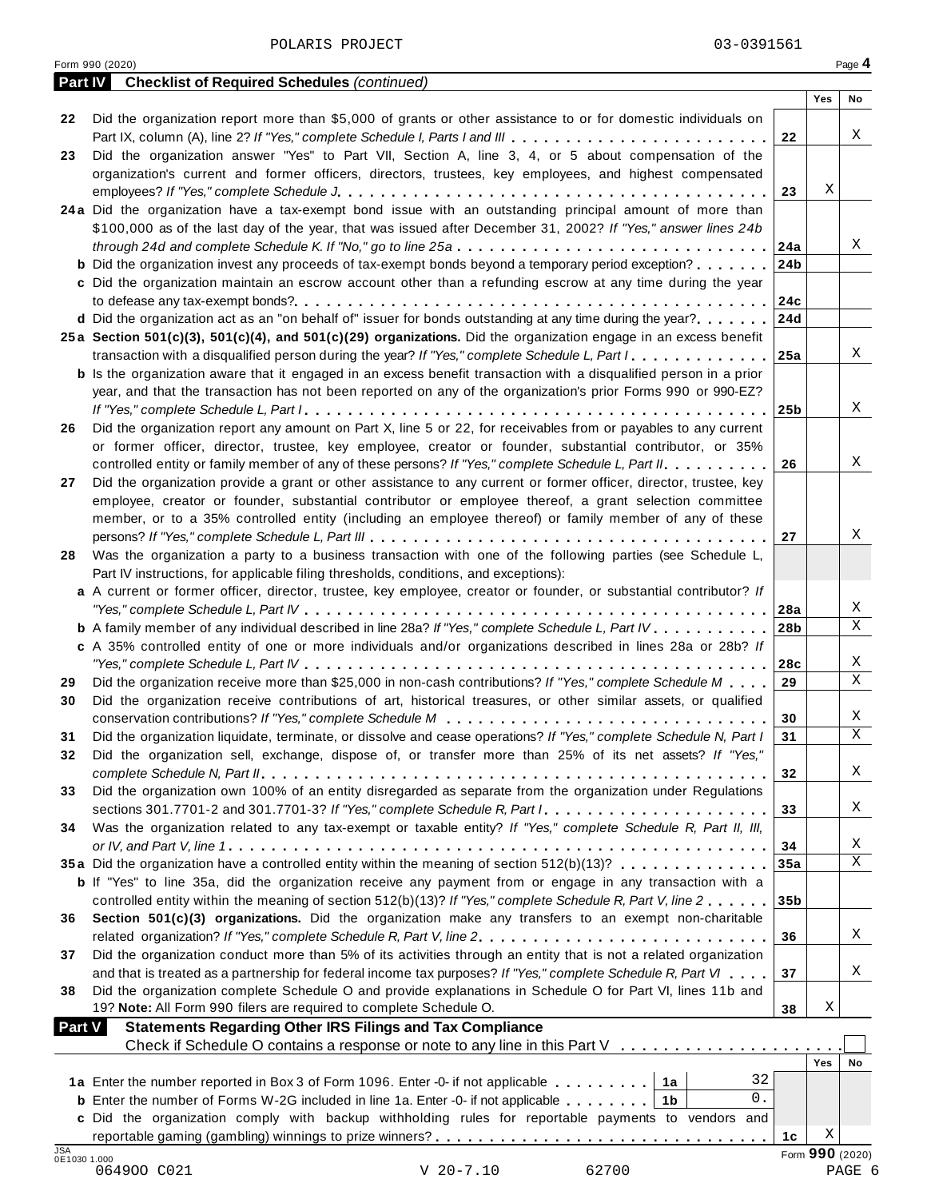POLARIS PROJECT 03-0391561

Form 990 (2020)

## Part IV Checklist of Required Schedules *(continued)*

| | | | Yes | No |
|---|---|---|---|---|
| 22 | Did the organization report more than $5,000 of grants or other assistance to or for domestic individuals on Part IX, column (A), line 2? *If "Yes," complete Schedule I, Parts I and III* | 22 | | X |
| 23 | Did the organization answer "Yes" to Part VII, Section A, line 3, 4, or 5 about compensation of the organization's current and former officers, directors, trustees, key employees, and highest compensated employees? *If "Yes," complete Schedule J* | 23 | X | |
| 24a | Did the organization have a tax-exempt bond issue with an outstanding principal amount of more than $100,000 as of the last day of the year, that was issued after December 31, 2002? *If "Yes," answer lines 24b through 24d and complete Schedule K. If "No," go to line 25a* | 24a | | X |
| b | Did the organization invest any proceeds of tax-exempt bonds beyond a temporary period exception? | 24b | | |
| c | Did the organization maintain an escrow account other than a refunding escrow at any time during the year to defease any tax-exempt bonds? | 24c | | |
| d | Did the organization act as an "on behalf of" issuer for bonds outstanding at any time during the year? | 24d | | |
| 25a | **Section 501(c)(3), 501(c)(4), and 501(c)(29) organizations.** Did the organization engage in an excess benefit transaction with a disqualified person during the year? *If "Yes," complete Schedule L, Part I* | 25a | | X |
| b | Is the organization aware that it engaged in an excess benefit transaction with a disqualified person in a prior year, and that the transaction has not been reported on any of the organization's prior Forms 990 or 990-EZ? *If "Yes," complete Schedule L, Part I* | 25b | | X |
| 26 | Did the organization report any amount on Part X, line 5 or 22, for receivables from or payables to any current or former officer, director, trustee, key employee, creator or founder, substantial contributor, or 35% controlled entity or family member of any of these persons? *If "Yes," complete Schedule L, Part II* | 26 | | X |
| 27 | Did the organization provide a grant or other assistance to any current or former officer, director, trustee, key employee, creator or founder, substantial contributor or employee thereof, a grant selection committee member, or to a 35% controlled entity (including an employee thereof) or family member of any of these persons? *If "Yes," complete Schedule L, Part III* | 27 | | X |
| 28 | Was the organization a party to a business transaction with one of the following parties (see Schedule L, Part IV instructions, for applicable filing thresholds, conditions, and exceptions): | | | |
| a | A current or former officer, director, trustee, key employee, creator or founder, or substantial contributor? *If "Yes," complete Schedule L, Part IV* | 28a | | X |
| b | A family member of any individual described in line 28a? *If "Yes," complete Schedule L, Part IV* | 28b | | X |
| c | A 35% controlled entity of one or more individuals and/or organizations described in lines 28a or 28b? *If "Yes," complete Schedule L, Part IV* | 28c | | X |
| 29 | Did the organization receive more than $25,000 in non-cash contributions? *If "Yes," complete Schedule M* | 29 | | X |
| 30 | Did the organization receive contributions of art, historical treasures, or other similar assets, or qualified conservation contributions? *If "Yes," complete Schedule M* | 30 | | X |
| 31 | Did the organization liquidate, terminate, or dissolve and cease operations? *If "Yes," complete Schedule N, Part I* | 31 | | X |
| 32 | Did the organization sell, exchange, dispose of, or transfer more than 25% of its net assets? *If "Yes," complete Schedule N, Part II* | 32 | | X |
| 33 | Did the organization own 100% of an entity disregarded as separate from the organization under Regulations sections 301.7701-2 and 301.7701-3? *If "Yes," complete Schedule R, Part I* | 33 | | X |
| 34 | Was the organization related to any tax-exempt or taxable entity? *If "Yes," complete Schedule R, Part II, III, or IV, and Part V, line 1* | 34 | | X |
| 35a | Did the organization have a controlled entity within the meaning of section 512(b)(13)? | 35a | | X |
| b | If "Yes" to line 35a, did the organization receive any payment from or engage in any transaction with a controlled entity within the meaning of section 512(b)(13)? *If "Yes," complete Schedule R, Part V, line 2* | 35b | | |
| 36 | **Section 501(c)(3) organizations.** Did the organization make any transfers to an exempt non-charitable related organization? *If "Yes," complete Schedule R, Part V, line 2* | 36 | | X |
| 37 | Did the organization conduct more than 5% of its activities through an entity that is not a related organization and that is treated as a partnership for federal income tax purposes? *If "Yes," complete Schedule R, Part VI* | 37 | | X |
| 38 | Did the organization complete Schedule O and provide explanations in Schedule O for Part VI, lines 11b and 19? **Note:** All Form 990 filers are required to complete Schedule O. | 38 | X | |

## Part V Statements Regarding Other IRS Filings and Tax Compliance

Check if Schedule O contains a response or note to any line in this Part V ☐

| | | | | | Yes | No |
|---|---|---|---|---|---|---|
| 1a | Enter the number reported in Box 3 of Form 1096. Enter -0- if not applicable | 1a | 32 | | | |
| b | Enter the number of Forms W-2G included in line 1a. Enter -0- if not applicable | 1b | 0. | | | |
| c | Did the organization comply with backup withholding rules for reportable payments to vendors and reportable gaming (gambling) winnings to prize winners? | | | 1c | X | |

Form **990** (2020)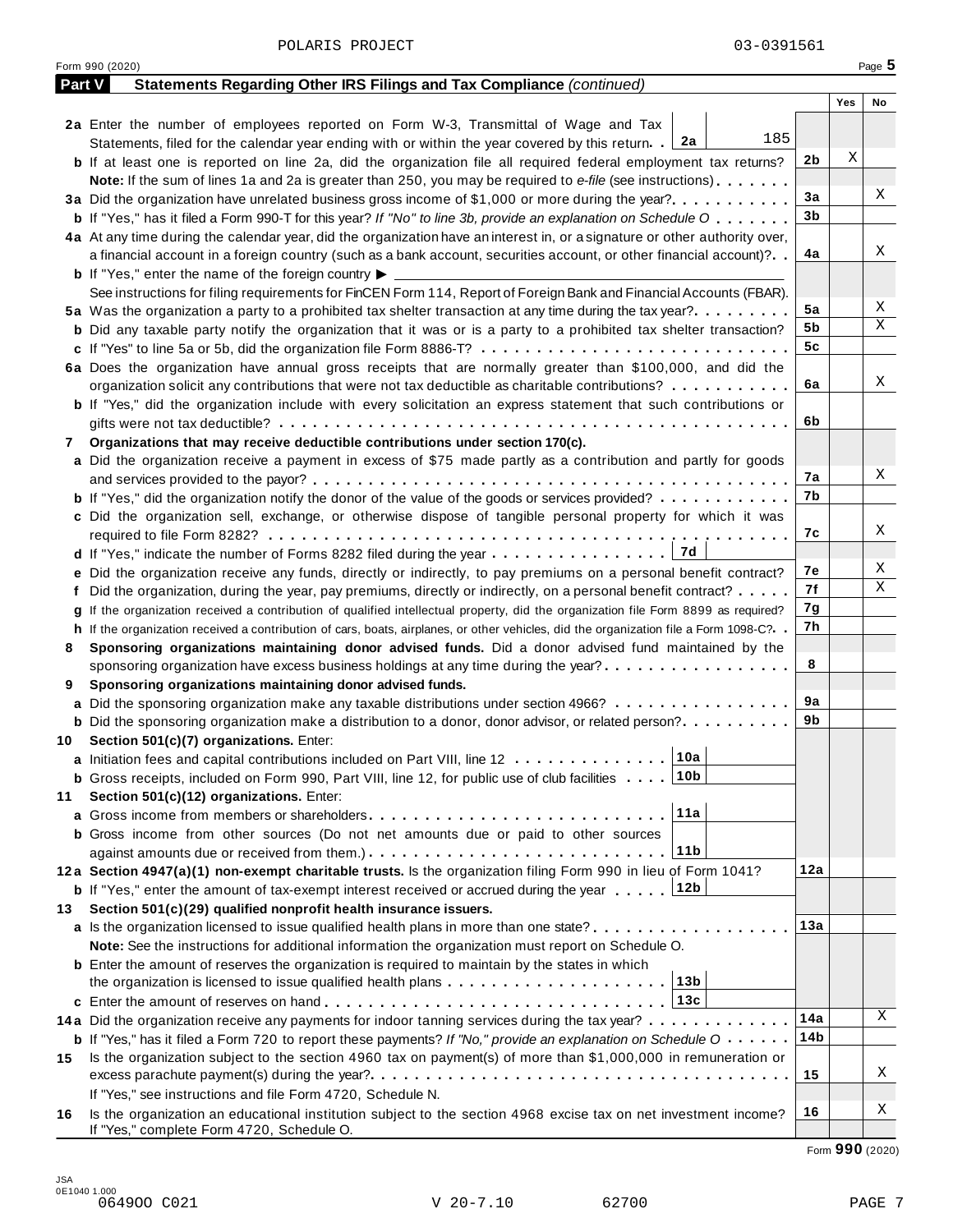POLARIS PROJECT 03-0391561

Form 990 (2020) Page 5

**Part V Statements Regarding Other IRS Filings and Tax Compliance** *(continued)*

| | | | Yes | No |
|---|---|---|---|---|
| **2a** | Enter the number of employees reported on Form W-3, Transmittal of Wage and Tax Statements, filed for the calendar year ending with or within the year covered by this return . . **2a** 185 | | | |
| **b** | If at least one is reported on line 2a, did the organization file all required federal employment tax returns? | 2b | X | |
| | **Note:** If the sum of lines 1a and 2a is greater than 250, you may be required to *e-file* (see instructions) | | | |
| **3a** | Did the organization have unrelated business gross income of $1,000 or more during the year? | 3a | | X |
| **b** | If "Yes," has it filed a Form 990-T for this year? *If "No" to line 3b, provide an explanation on Schedule O* | 3b | | |
| **4a** | At any time during the calendar year, did the organization have an interest in, or a signature or other authority over, a financial account in a foreign country (such as a bank account, securities account, or other financial account)? | 4a | | X |
| **b** | If "Yes," enter the name of the foreign country ▶ | | | |
| | See instructions for filing requirements for FinCEN Form 114, Report of Foreign Bank and Financial Accounts (FBAR). | | | |
| **5a** | Was the organization a party to a prohibited tax shelter transaction at any time during the tax year? | 5a | | X |
| **b** | Did any taxable party notify the organization that it was or is a party to a prohibited tax shelter transaction? | 5b | | X |
| **c** | If "Yes" to line 5a or 5b, did the organization file Form 8886-T? | 5c | | |
| **6a** | Does the organization have annual gross receipts that are normally greater than $100,000, and did the organization solicit any contributions that were not tax deductible as charitable contributions? | 6a | | X |
| **b** | If "Yes," did the organization include with every solicitation an express statement that such contributions or gifts were not tax deductible? | 6b | | |
| **7** | **Organizations that may receive deductible contributions under section 170(c).** | | | |
| **a** | Did the organization receive a payment in excess of $75 made partly as a contribution and partly for goods and services provided to the payor? | 7a | | X |
| **b** | If "Yes," did the organization notify the donor of the value of the goods or services provided? | 7b | | |
| **c** | Did the organization sell, exchange, or otherwise dispose of tangible personal property for which it was required to file Form 8282? | 7c | | X |
| **d** | If "Yes," indicate the number of Forms 8282 filed during the year . . . **7d** | | | |
| **e** | Did the organization receive any funds, directly or indirectly, to pay premiums on a personal benefit contract? | 7e | | X |
| **f** | Did the organization, during the year, pay premiums, directly or indirectly, on a personal benefit contract? | 7f | | X |
| **g** | If the organization received a contribution of qualified intellectual property, did the organization file Form 8899 as required? | 7g | | |
| **h** | If the organization received a contribution of cars, boats, airplanes, or other vehicles, did the organization file a Form 1098-C? | 7h | | |
| **8** | **Sponsoring organizations maintaining donor advised funds.** Did a donor advised fund maintained by the sponsoring organization have excess business holdings at any time during the year? | 8 | | |
| **9** | **Sponsoring organizations maintaining donor advised funds.** | | | |
| **a** | Did the sponsoring organization make any taxable distributions under section 4966? | 9a | | |
| **b** | Did the sponsoring organization make a distribution to a donor, donor advisor, or related person? | 9b | | |
| **10** | **Section 501(c)(7) organizations.** Enter: | | | |
| **a** | Initiation fees and capital contributions included on Part VIII, line 12 . . . **10a** | | | |
| **b** | Gross receipts, included on Form 990, Part VIII, line 12, for public use of club facilities . . . **10b** | | | |
| **11** | **Section 501(c)(12) organizations.** Enter: | | | |
| **a** | Gross income from members or shareholders . . . **11a** | | | |
| **b** | Gross income from other sources (Do not net amounts due or paid to other sources against amounts due or received from them.) . . . **11b** | | | |
| **12a** | **Section 4947(a)(1) non-exempt charitable trusts.** Is the organization filing Form 990 in lieu of Form 1041? | 12a | | |
| **b** | If "Yes," enter the amount of tax-exempt interest received or accrued during the year . . . **12b** | | | |
| **13** | **Section 501(c)(29) qualified nonprofit health insurance issuers.** | | | |
| **a** | Is the organization licensed to issue qualified health plans in more than one state? | 13a | | |
| | **Note:** See the instructions for additional information the organization must report on Schedule O. | | | |
| **b** | Enter the amount of reserves the organization is required to maintain by the states in which the organization is licensed to issue qualified health plans . . . **13b** | | | |
| **c** | Enter the amount of reserves on hand . . . **13c** | | | |
| **14a** | Did the organization receive any payments for indoor tanning services during the tax year? | 14a | | X |
| **b** | If "Yes," has it filed a Form 720 to report these payments? *If "No," provide an explanation on Schedule O* | 14b | | |
| **15** | Is the organization subject to the section 4960 tax on payment(s) of more than $1,000,000 in remuneration or excess parachute payment(s) during the year? | 15 | | X |
| | If "Yes," see instructions and file Form 4720, Schedule N. | | | |
| **16** | Is the organization an educational institution subject to the section 4968 excise tax on net investment income? If "Yes," complete Form 4720, Schedule O. | 16 | | X |

Form **990** (2020)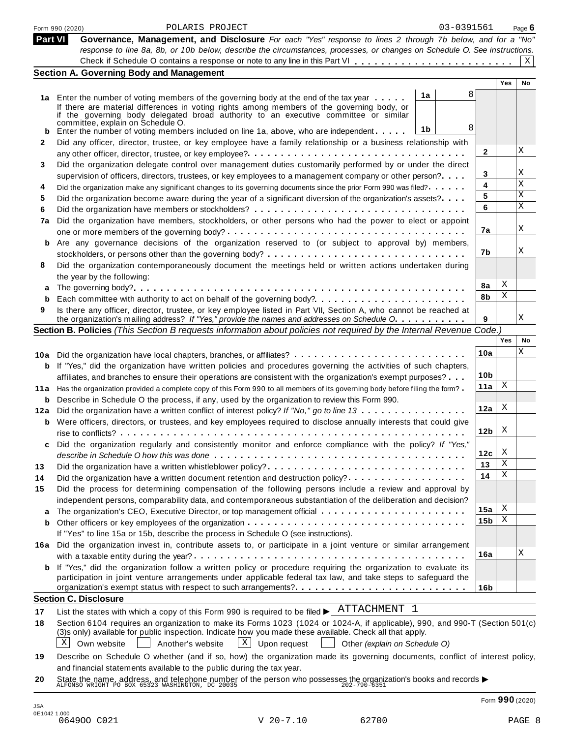Form 990 (2020) POLARIS PROJECT 03-0391561

## Part VI Governance, Management, and Disclosure

*For each "Yes" response to lines 2 through 7b below, and for a "No" response to line 8a, 8b, or 10b below, describe the circumstances, processes, or changes on Schedule O. See instructions.*

Check if Schedule O contains a response or note to any line in this Part VI . . . . . . . . . . . . . . . . . . . . . . . X

### Section A. Governing Body and Management

| | | | | Yes | No |
|---|---|---|---|---|---|
| **1a** | Enter the number of voting members of the governing body at the end of the tax year . . . . . **1a** 8<br>If there are material differences in voting rights among members of the governing body, or if the governing body delegated broad authority to an executive committee or similar committee, explain on Schedule O. | | | | |
| **b** | Enter the number of voting members included on line 1a, above, who are independent . . . . . **1b** 8 | | | | |
| **2** | Did any officer, director, trustee, or key employee have a family relationship or a business relationship with any other officer, director, trustee, or key employee? | | **2** | | X |
| **3** | Did the organization delegate control over management duties customarily performed by or under the direct supervision of officers, directors, trustees, or key employees to a management company or other person? | | **3** | | X |
| **4** | Did the organization make any significant changes to its governing documents since the prior Form 990 was filed? | | **4** | | X |
| **5** | Did the organization become aware during the year of a significant diversion of the organization's assets? | | **5** | | X |
| **6** | Did the organization have members or stockholders? | | **6** | | X |
| **7a** | Did the organization have members, stockholders, or other persons who had the power to elect or appoint one or more members of the governing body? | | **7a** | | X |
| **b** | Are any governance decisions of the organization reserved to (or subject to approval by) members, stockholders, or persons other than the governing body? | | **7b** | | X |
| **8** | Did the organization contemporaneously document the meetings held or written actions undertaken during the year by the following: | | | | |
| **a** | The governing body? | | **8a** | X | |
| **b** | Each committee with authority to act on behalf of the governing body? | | **8b** | X | |
| **9** | Is there any officer, director, trustee, or key employee listed in Part VII, Section A, who cannot be reached at the organization's mailing address? *If "Yes," provide the names and addresses on Schedule O* | | **9** | | X |

### Section B. Policies *(This Section B requests information about policies not required by the Internal Revenue Code.)*

| | | | Yes | No |
|---|---|---|---|---|
| **10a** | Did the organization have local chapters, branches, or affiliates? | **10a** | | X |
| **b** | If "Yes," did the organization have written policies and procedures governing the activities of such chapters, affiliates, and branches to ensure their operations are consistent with the organization's exempt purposes? | **10b** | | |
| **11a** | Has the organization provided a complete copy of this Form 990 to all members of its governing body before filing the form? | **11a** | X | |
| **b** | Describe in Schedule O the process, if any, used by the organization to review this Form 990. | | | |
| **12a** | Did the organization have a written conflict of interest policy? *If "No," go to line 13* | **12a** | X | |
| **b** | Were officers, directors, or trustees, and key employees required to disclose annually interests that could give rise to conflicts? | **12b** | X | |
| **c** | Did the organization regularly and consistently monitor and enforce compliance with the policy? *If "Yes," describe in Schedule O how this was done* | **12c** | X | |
| **13** | Did the organization have a written whistleblower policy? | **13** | X | |
| **14** | Did the organization have a written document retention and destruction policy? | **14** | X | |
| **15** | Did the process for determining compensation of the following persons include a review and approval by independent persons, comparability data, and contemporaneous substantiation of the deliberation and decision? | | | |
| **a** | The organization's CEO, Executive Director, or top management official | **15a** | X | |
| **b** | Other officers or key employees of the organization<br>If "Yes" to line 15a or 15b, describe the process in Schedule O (see instructions). | **15b** | X | |
| **16a** | Did the organization invest in, contribute assets to, or participate in a joint venture or similar arrangement with a taxable entity during the year? | **16a** | | X |
| **b** | If "Yes," did the organization follow a written policy or procedure requiring the organization to evaluate its participation in joint venture arrangements under applicable federal tax law, and take steps to safeguard the organization's exempt status with respect to such arrangements? | **16b** | | |

### Section C. Disclosure

**17** List the states with which a copy of this Form 990 is required to be filed ▶ ATTACHMENT 1

**18** Section 6104 requires an organization to make its Forms 1023 (1024 or 1024-A, if applicable), 990, and 990-T (Section 501(c)(3)s only) available for public inspection. Indicate how you made these available. Check all that apply.

[X] Own website [ ] Another's website [X] Upon request [ ] Other *(explain on Schedule O)*

**19** Describe on Schedule O whether (and if so, how) the organization made its governing documents, conflict of interest policy, and financial statements available to the public during the tax year.

**20** State the name, address, and telephone number of the person who possesses the organization's books and records ▶
ALFONSO WRIGHT PO BOX 65323 WASHINGTON, DC 20035 202-790-6351

Form **990** (2020)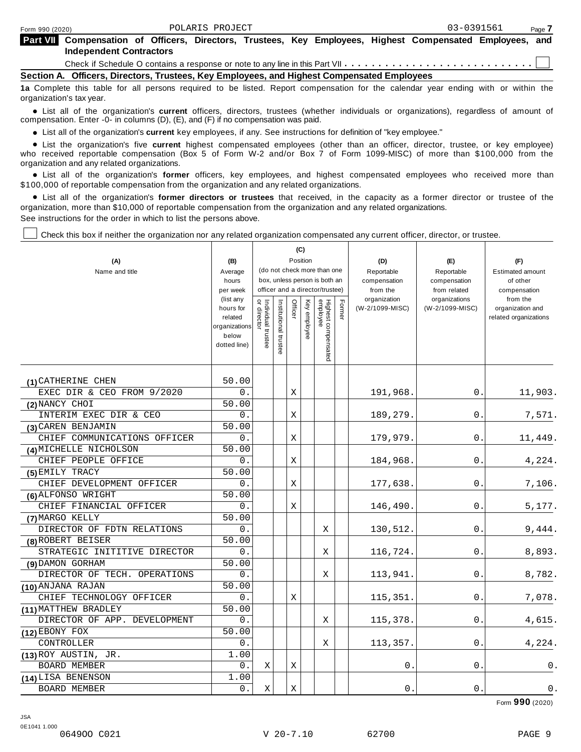Form 990 (2020) POLARIS PROJECT 03-0391561

**Part VII Compensation of Officers, Directors, Trustees, Key Employees, Highest Compensated Employees, and Independent Contractors**

Check if Schedule O contains a response or note to any line in this Part VII . . . . . . . . . . . . . . . . . . . . . . . . . . . ☐

**Section A. Officers, Directors, Trustees, Key Employees, and Highest Compensated Employees**

**1a** Complete this table for all persons required to be listed. Report compensation for the calendar year ending with or within the organization's tax year.

- List all of the organization's **current** officers, directors, trustees (whether individuals or organizations), regardless of amount of compensation. Enter -0- in columns (D), (E), and (F) if no compensation was paid.
- List all of the organization's **current** key employees, if any. See instructions for definition of "key employee."
- List the organization's five **current** highest compensated employees (other than an officer, director, trustee, or key employee) who received reportable compensation (Box 5 of Form W-2 and/or Box 7 of Form 1099-MISC) of more than $100,000 from the organization and any related organizations.
- List all of the organization's **former** officers, key employees, and highest compensated employees who received more than $100,000 of reportable compensation from the organization and any related organizations.
- List all of the organization's **former directors or trustees** that received, in the capacity as a former director or trustee of the organization, more than $10,000 of reportable compensation from the organization and any related organizations.

See instructions for the order in which to list the persons above.

☐ Check this box if neither the organization nor any related organization compensated any current officer, director, or trustee.

| (A) Name and title | (B) Average hours per week (list any hours for related organizations below dotted line) | (C) Position: Individual trustee or director | Institutional trustee | Officer | Key employee | Highest compensated employee | Former | (D) Reportable compensation from the organization (W-2/1099-MISC) | (E) Reportable compensation from related organizations (W-2/1099-MISC) | (F) Estimated amount of other compensation from the organization and related organizations |
|---|---|---|---|---|---|---|---|---|---|---|
| (1) CATHERINE CHEN<br>EXEC DIR & CEO FROM 9/2020 | 50.00<br>0. | | | X | | | | 191,968. | 0. | 11,903. |
| (2) NANCY CHOI<br>INTERIM EXEC DIR & CEO | 50.00<br>0. | | | X | | | | 189,279. | 0. | 7,571. |
| (3) CAREN BENJAMIN<br>CHIEF COMMUNICATIONS OFFICER | 50.00<br>0. | | | X | | | | 179,979. | 0. | 11,449. |
| (4) MICHELLE NICHOLSON<br>CHIEF PEOPLE OFFICE | 50.00<br>0. | | | X | | | | 184,968. | 0. | 4,224. |
| (5) EMILY TRACY<br>CHIEF DEVELOPMENT OFFICER | 50.00<br>0. | | | X | | | | 177,638. | 0. | 7,106. |
| (6) ALFONSO WRIGHT<br>CHIEF FINANCIAL OFFICER | 50.00<br>0. | | | X | | | | 146,490. | 0. | 5,177. |
| (7) MARGO KELLY<br>DIRECTOR OF FDTN RELATIONS | 50.00<br>0. | | | | | X | | 130,512. | 0. | 9,444. |
| (8) ROBERT BEISER<br>STRATEGIC INITITIVE DIRECTOR | 50.00<br>0. | | | | | X | | 116,724. | 0. | 8,893. |
| (9) DAMON GORHAM<br>DIRECTOR OF TECH. OPERATIONS | 50.00<br>0. | | | | | X | | 113,941. | 0. | 8,782. |
| (10) ANJANA RAJAN<br>CHIEF TECHNOLOGY OFFICER | 50.00<br>0. | | | X | | | | 115,351. | 0. | 7,078. |
| (11) MATTHEW BRADLEY<br>DIRECTOR OF APP. DEVELOPMENT | 50.00<br>0. | | | | | X | | 115,378. | 0. | 4,615. |
| (12) EBONY FOX<br>CONTROLLER | 50.00<br>0. | | | | | X | | 113,357. | 0. | 4,224. |
| (13) ROY AUSTIN, JR.<br>BOARD MEMBER | 1.00<br>0. | X | | X | | | | 0. | 0. | 0. |
| (14) LISA BENENSON<br>BOARD MEMBER | 1.00<br>0. | X | | X | | | | 0. | 0. | 0. |

Form **990** (2020)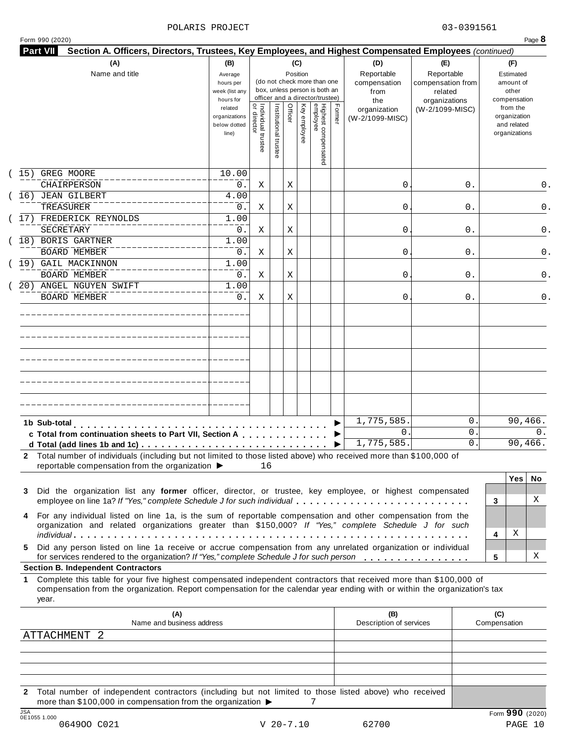POLARIS PROJECT 03-0391561

Form 990 (2020) Page **8**

**Part VII Section A. Officers, Directors, Trustees, Key Employees, and Highest Compensated Employees** *(continued)*

| (A) Name and title | (B) Average hours per week (list any hours for related organizations below dotted line) | (C) Position: Individual trustee or director | Institutional trustee | Officer | Key employee | Highest compensated employee | Former | (D) Reportable compensation from the organization (W-2/1099-MISC) | (E) Reportable compensation from related organizations (W-2/1099-MISC) | (F) Estimated amount of other compensation from the organization and related organizations |
|---|---|---|---|---|---|---|---|---|---|---|
| (15) GREG MOORE<br>CHAIRPERSON | 10.00<br>0. | X | | X | | | | 0. | 0. | 0. |
| (16) JEAN GILBERT<br>TREASURER | 4.00<br>0. | X | | X | | | | 0. | 0. | 0. |
| (17) FREDERICK REYNOLDS<br>SECRETARY | 1.00<br>0. | X | | X | | | | 0. | 0. | 0. |
| (18) BORIS GARTNER<br>BOARD MEMBER | 1.00<br>0. | X | | X | | | | 0. | 0. | 0. |
| (19) GAIL MACKINNON<br>BOARD MEMBER | 1.00<br>0. | X | | X | | | | 0. | 0. | 0. |
| (20) ANGEL NGUYEN SWIFT<br>BOARD MEMBER | 1.00<br>0. | X | | X | | | | 0. | 0. | 0. |

| | (D) | (E) | (F) |
|---|---|---|---|
| **1b Sub-total** | 1,775,585. | 0. | 90,466. |
| **c Total from continuation sheets to Part VII, Section A** | 0. | 0. | 0. |
| **d Total (add lines 1b and 1c)** | 1,775,585. | 0. | 90,466. |

**2** Total number of individuals (including but not limited to those listed above) who received more than $100,000 of reportable compensation from the organization ▶ 16

| | | Yes | No |
|---|---|---|---|
| **3** Did the organization list any **former** officer, director, or trustee, key employee, or highest compensated employee on line 1a? *If "Yes," complete Schedule J for such individual* | 3 | | X |
| **4** For any individual listed on line 1a, is the sum of reportable compensation and other compensation from the organization and related organizations greater than $150,000? *If "Yes," complete Schedule J for such individual* | 4 | X | |
| **5** Did any person listed on line 1a receive or accrue compensation from any unrelated organization or individual for services rendered to the organization? *If "Yes," complete Schedule J for such person* | 5 | | X |

**Section B. Independent Contractors**

**1** Complete this table for your five highest compensated independent contractors that received more than $100,000 of compensation from the organization. Report compensation for the calendar year ending with or within the organization's tax year.

| (A) Name and business address | (B) Description of services | (C) Compensation |
|---|---|---|
| ATTACHMENT 2 | | |

**2** Total number of independent contractors (including but not limited to those listed above) who received more than $100,000 in compensation from the organization ▶ 7

Form **990** (2020)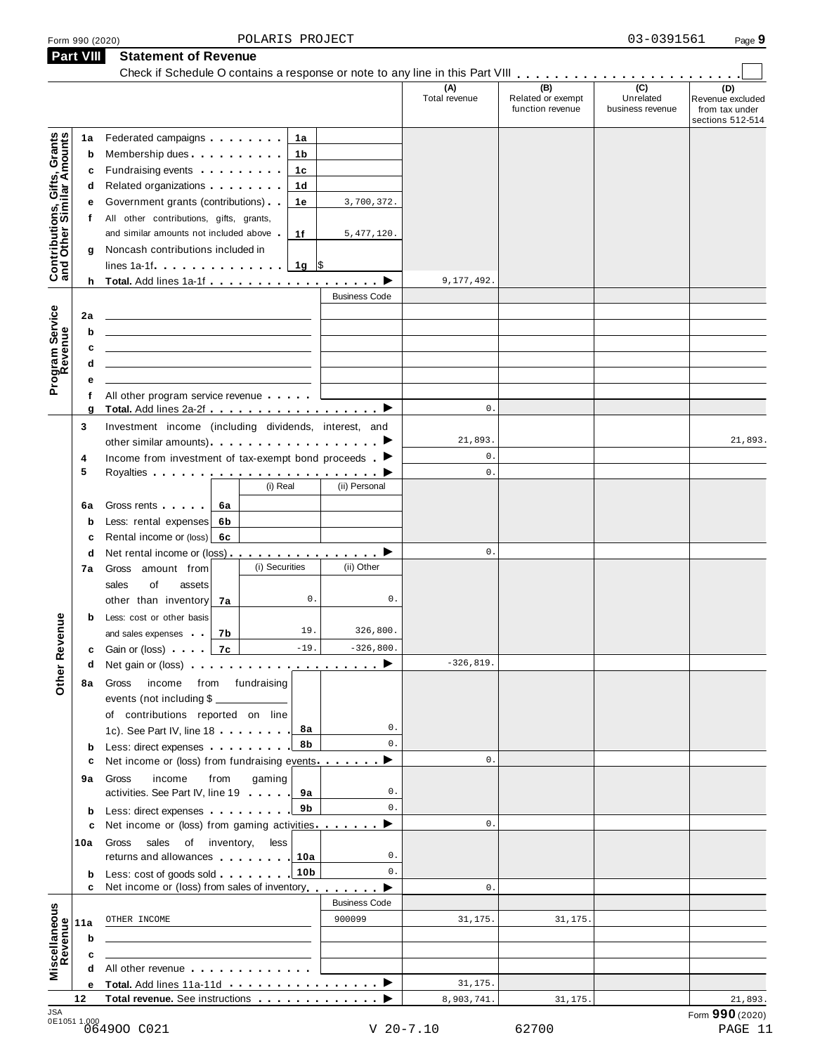Form 990 (2020) POLARIS PROJECT 03-0391561

## Part VIII Statement of Revenue

Check if Schedule O contains a response or note to any line in this Part VIII . . . . . . . . . . . . . . . . . . . . . . . ☐

| | | | (A) Total revenue | (B) Related or exempt function revenue | (C) Unrelated business revenue | (D) Revenue excluded from tax under sections 512-514 |
|---|---|---|---|---|---|---|
| **Contributions, Gifts, Grants and Other Similar Amounts** | | | | | | |
| 1a | Federated campaigns . . . 1a | | | | | |
| b | Membership dues . . . 1b | | | | | |
| c | Fundraising events . . . 1c | | | | | |
| d | Related organizations . . . 1d | | | | | |
| e | Government grants (contributions) . . 1e | 3,700,372. | | | | |
| f | All other contributions, gifts, grants, and similar amounts not included above . 1f | 5,477,120. | | | | |
| g | Noncash contributions included in lines 1a-1f . . . 1g | $ | | | | |
| h | **Total.** Add lines 1a-1f . . . ▶ | | 9,177,492. | | | |
| **Program Service Revenue** | | Business Code | | | | |
| 2a | | | | | | |
| b | | | | | | |
| c | | | | | | |
| d | | | | | | |
| e | | | | | | |
| f | All other program service revenue . . . | | | | | |
| g | **Total.** Add lines 2a-2f . . . ▶ | | 0. | | | |
| **Other Revenue** | | | | | | |
| 3 | Investment income (including dividends, interest, and other similar amounts) . . . ▶ | | 21,893. | | | 21,893. |
| 4 | Income from investment of tax-exempt bond proceeds . ▶ | | 0. | | | |
| 5 | Royalties . . . ▶ | | 0. | | | |
| | | (i) Real / (ii) Personal | | | | |
| 6a | Gross rents . . . 6a | | | | | |
| b | Less: rental expenses 6b | | | | | |
| c | Rental income or (loss) 6c | | | | | |
| d | Net rental income or (loss) . . . ▶ | | 0. | | | |
| | | (i) Securities / (ii) Other | | | | |
| 7a | Gross amount from sales of assets other than inventory 7a | 0. / 0. | | | | |
| b | Less: cost or other basis and sales expenses . . 7b | 19. / 326,800. | | | | |
| c | Gain or (loss) . . . 7c | -19. / -326,800. | | | | |
| d | Net gain or (loss) . . . ▶ | | -326,819. | | | |
| 8a | Gross income from fundraising events (not including $ of contributions reported on line 1c). See Part IV, line 18 . . . 8a | 0. | | | | |
| b | Less: direct expenses . . . 8b | 0. | | | | |
| c | Net income or (loss) from fundraising events . . . ▶ | | 0. | | | |
| 9a | Gross income from gaming activities. See Part IV, line 19 . . . 9a | 0. | | | | |
| b | Less: direct expenses . . . 9b | 0. | | | | |
| c | Net income or (loss) from gaming activities . . . ▶ | | 0. | | | |
| 10a | Gross sales of inventory, less returns and allowances . . . 10a | 0. | | | | |
| b | Less: cost of goods sold . . . 10b | 0. | | | | |
| c | Net income or (loss) from sales of inventory . . . ▶ | | 0. | | | |
| **Miscellaneous Revenue** | | Business Code | | | | |
| 11a | OTHER INCOME | 900099 | 31,175. | 31,175. | | |
| b | | | | | | |
| c | | | | | | |
| d | All other revenue . . . | | | | | |
| e | **Total.** Add lines 11a-11d . . . ▶ | | 31,175. | | | |
| 12 | **Total revenue.** See instructions . . . ▶ | | 8,903,741. | 31,175. | | 21,893. |

Form **990** (2020)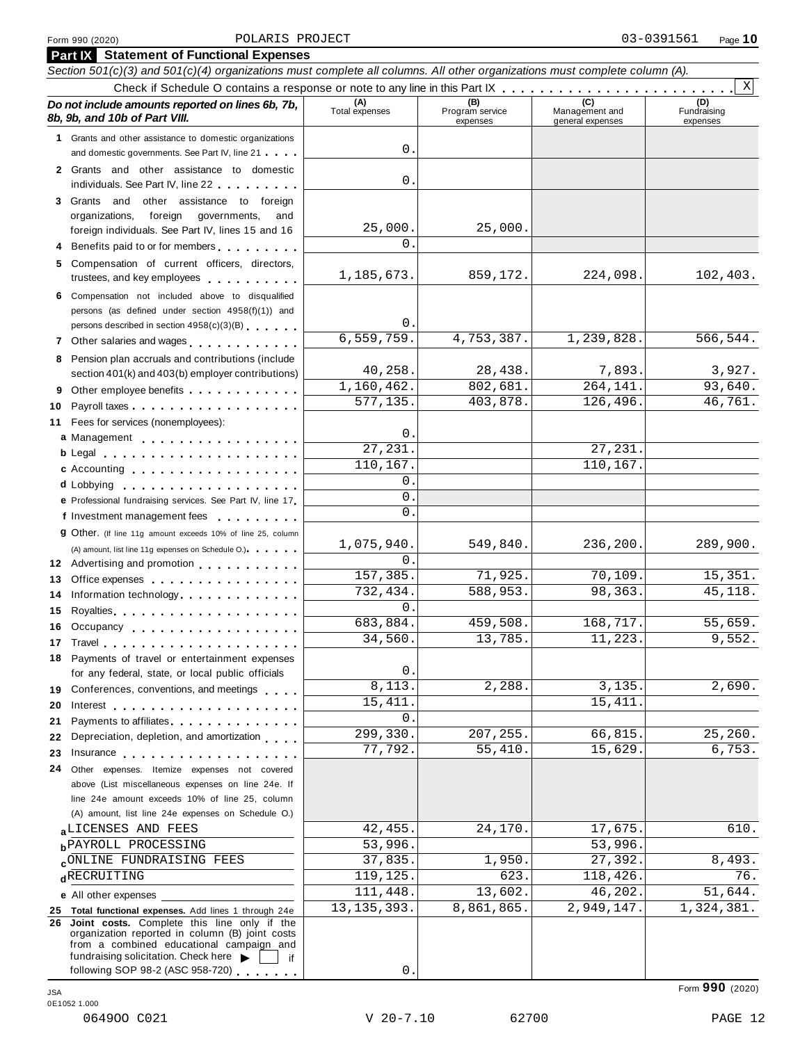Form 990 (2020) POLARIS PROJECT 03-0391561 Page **10**

## Part IX Statement of Functional Expenses

*Section 501(c)(3) and 501(c)(4) organizations must complete all columns. All other organizations must complete column (A).*

Check if Schedule O contains a response or note to any line in this Part IX . . . . . . . . . . . . . . . . . . . . . . . . X

| *Do not include amounts reported on lines 6b, 7b, 8b, 9b, and 10b of Part VIII.* | (A) Total expenses | (B) Program service expenses | (C) Management and general expenses | (D) Fundraising expenses |
|---|---|---|---|---|
| 1 Grants and other assistance to domestic organizations and domestic governments. See Part IV, line 21 | 0. | | | |
| 2 Grants and other assistance to domestic individuals. See Part IV, line 22 | 0. | | | |
| 3 Grants and other assistance to foreign organizations, foreign governments, and foreign individuals. See Part IV, lines 15 and 16 | 25,000. | 25,000. | | |
| 4 Benefits paid to or for members | 0. | | | |
| 5 Compensation of current officers, directors, trustees, and key employees | 1,185,673. | 859,172. | 224,098. | 102,403. |
| 6 Compensation not included above to disqualified persons (as defined under section 4958(f)(1)) and persons described in section 4958(c)(3)(B) | 0. | | | |
| 7 Other salaries and wages | 6,559,759. | 4,753,387. | 1,239,828. | 566,544. |
| 8 Pension plan accruals and contributions (include section 401(k) and 403(b) employer contributions) | 40,258. | 28,438. | 7,893. | 3,927. |
| 9 Other employee benefits | 1,160,462. | 802,681. | 264,141. | 93,640. |
| 10 Payroll taxes | 577,135. | 403,878. | 126,496. | 46,761. |
| 11 Fees for services (nonemployees): | | | | |
| a Management | 0. | | | |
| b Legal | 27,231. | | 27,231. | |
| c Accounting | 110,167. | | 110,167. | |
| d Lobbying | 0. | | | |
| e Professional fundraising services. See Part IV, line 17 | 0. | | | |
| f Investment management fees | 0. | | | |
| g Other. (If line 11g amount exceeds 10% of line 25, column (A) amount, list line 11g expenses on Schedule O.) | 1,075,940. | 549,840. | 236,200. | 289,900. |
| 12 Advertising and promotion | 0. | | | |
| 13 Office expenses | 157,385. | 71,925. | 70,109. | 15,351. |
| 14 Information technology | 732,434. | 588,953. | 98,363. | 45,118. |
| 15 Royalties | 0. | | | |
| 16 Occupancy | 683,884. | 459,508. | 168,717. | 55,659. |
| 17 Travel | 34,560. | 13,785. | 11,223. | 9,552. |
| 18 Payments of travel or entertainment expenses for any federal, state, or local public officials | 0. | | | |
| 19 Conferences, conventions, and meetings | 8,113. | 2,288. | 3,135. | 2,690. |
| 20 Interest | 15,411. | | 15,411. | |
| 21 Payments to affiliates | 0. | | | |
| 22 Depreciation, depletion, and amortization | 299,330. | 207,255. | 66,815. | 25,260. |
| 23 Insurance | 77,792. | 55,410. | 15,629. | 6,753. |
| 24 Other expenses. Itemize expenses not covered above (List miscellaneous expenses on line 24e. If line 24e amount exceeds 10% of line 25, column (A) amount, list line 24e expenses on Schedule O.) | | | | |
| a LICENSES AND FEES | 42,455. | 24,170. | 17,675. | 610. |
| b PAYROLL PROCESSING | 53,996. | | 53,996. | |
| c ONLINE FUNDRAISING FEES | 37,835. | 1,950. | 27,392. | 8,493. |
| d RECRUITING | 119,125. | 623. | 118,426. | 76. |
| e All other expenses | 111,448. | 13,602. | 46,202. | 51,644. |
| 25 **Total functional expenses.** Add lines 1 through 24e | 13,135,393. | 8,861,865. | 2,949,147. | 1,324,381. |
| 26 **Joint costs.** Complete this line only if the organization reported in column (B) joint costs from a combined educational campaign and fundraising solicitation. Check here ▶ ☐ if following SOP 98-2 (ASC 958-720) | 0. | | | |

Form **990** (2020)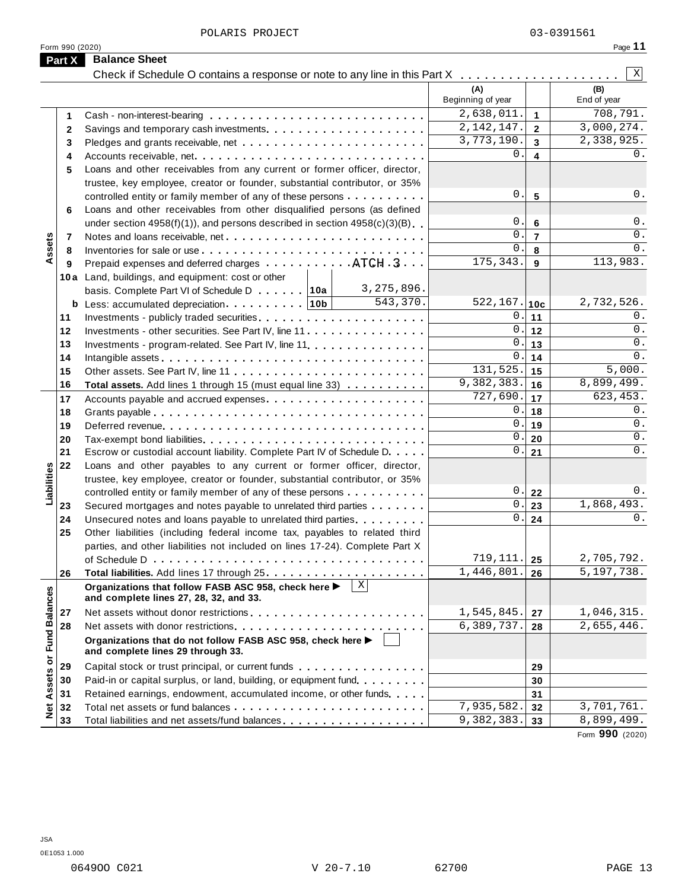POLARIS PROJECT 03-0391561

Form 990 (2020) Page **11**

## Part X Balance Sheet

Check if Schedule O contains a response or note to any line in this Part X . . . . . . . . . . . . . . . . . . . . [X]

| Section | Line | Description | | (A) Beginning of year | | (B) End of year |
|---|---|---|---|---|---|---|
| Assets | 1 | Cash - non-interest-bearing | | 2,638,011. | 1 | 708,791. |
| | 2 | Savings and temporary cash investments | | 2,142,147. | 2 | 3,000,274. |
| | 3 | Pledges and grants receivable, net | | 3,773,190. | 3 | 2,338,925. |
| | 4 | Accounts receivable, net | | 0. | 4 | 0. |
| | 5 | Loans and other receivables from any current or former officer, director, trustee, key employee, creator or founder, substantial contributor, or 35% controlled entity or family member of any of these persons | | 0. | 5 | 0. |
| | 6 | Loans and other receivables from other disqualified persons (as defined under section 4958(f)(1)), and persons described in section 4958(c)(3)(B) | | 0. | 6 | 0. |
| | 7 | Notes and loans receivable, net | | 0. | 7 | 0. |
| | 8 | Inventories for sale or use | | 0. | 8 | 0. |
| | 9 | Prepaid expenses and deferred charges ATCH 3 | | 175,343. | 9 | 113,983. |
| | 10a | Land, buildings, and equipment: cost or other basis. Complete Part VI of Schedule D 10a | 3,275,896. | | | |
| | b | Less: accumulated depreciation 10b | 543,370. | 522,167. | 10c | 2,732,526. |
| | 11 | Investments - publicly traded securities | | 0. | 11 | 0. |
| | 12 | Investments - other securities. See Part IV, line 11 | | 0. | 12 | 0. |
| | 13 | Investments - program-related. See Part IV, line 11 | | 0. | 13 | 0. |
| | 14 | Intangible assets | | 0. | 14 | 0. |
| | 15 | Other assets. See Part IV, line 11 | | 131,525. | 15 | 5,000. |
| | 16 | **Total assets.** Add lines 1 through 15 (must equal line 33) | | 9,382,383. | 16 | 8,899,499. |
| Liabilities | 17 | Accounts payable and accrued expenses | | 727,690. | 17 | 623,453. |
| | 18 | Grants payable | | 0. | 18 | 0. |
| | 19 | Deferred revenue | | 0. | 19 | 0. |
| | 20 | Tax-exempt bond liabilities | | 0. | 20 | 0. |
| | 21 | Escrow or custodial account liability. Complete Part IV of Schedule D | | 0. | 21 | 0. |
| | 22 | Loans and other payables to any current or former officer, director, trustee, key employee, creator or founder, substantial contributor, or 35% controlled entity or family member of any of these persons | | 0. | 22 | 0. |
| | 23 | Secured mortgages and notes payable to unrelated third parties | | 0. | 23 | 1,868,493. |
| | 24 | Unsecured notes and loans payable to unrelated third parties | | 0. | 24 | 0. |
| | 25 | Other liabilities (including federal income tax, payables to related third parties, and other liabilities not included on lines 17-24). Complete Part X of Schedule D | | 719,111. | 25 | 2,705,792. |
| | 26 | **Total liabilities.** Add lines 17 through 25 | | 1,446,801. | 26 | 5,197,738. |
| Net Assets or Fund Balances | | **Organizations that follow FASB ASC 958, check here ▶ [X] and complete lines 27, 28, 32, and 33.** | | | | |
| | 27 | Net assets without donor restrictions | | 1,545,845. | 27 | 1,046,315. |
| | 28 | Net assets with donor restrictions | | 6,389,737. | 28 | 2,655,446. |
| | | **Organizations that do not follow FASB ASC 958, check here ▶ [ ] and complete lines 29 through 33.** | | | | |
| | 29 | Capital stock or trust principal, or current funds | | | 29 | |
| | 30 | Paid-in or capital surplus, or land, building, or equipment fund | | | 30 | |
| | 31 | Retained earnings, endowment, accumulated income, or other funds | | | 31 | |
| | 32 | Total net assets or fund balances | | 7,935,582. | 32 | 3,701,761. |
| | 33 | Total liabilities and net assets/fund balances | | 9,382,383. | 33 | 8,899,499. |

Form **990** (2020)

JSA
0E1053 1.000

06490O C021 V 20-7.10 62700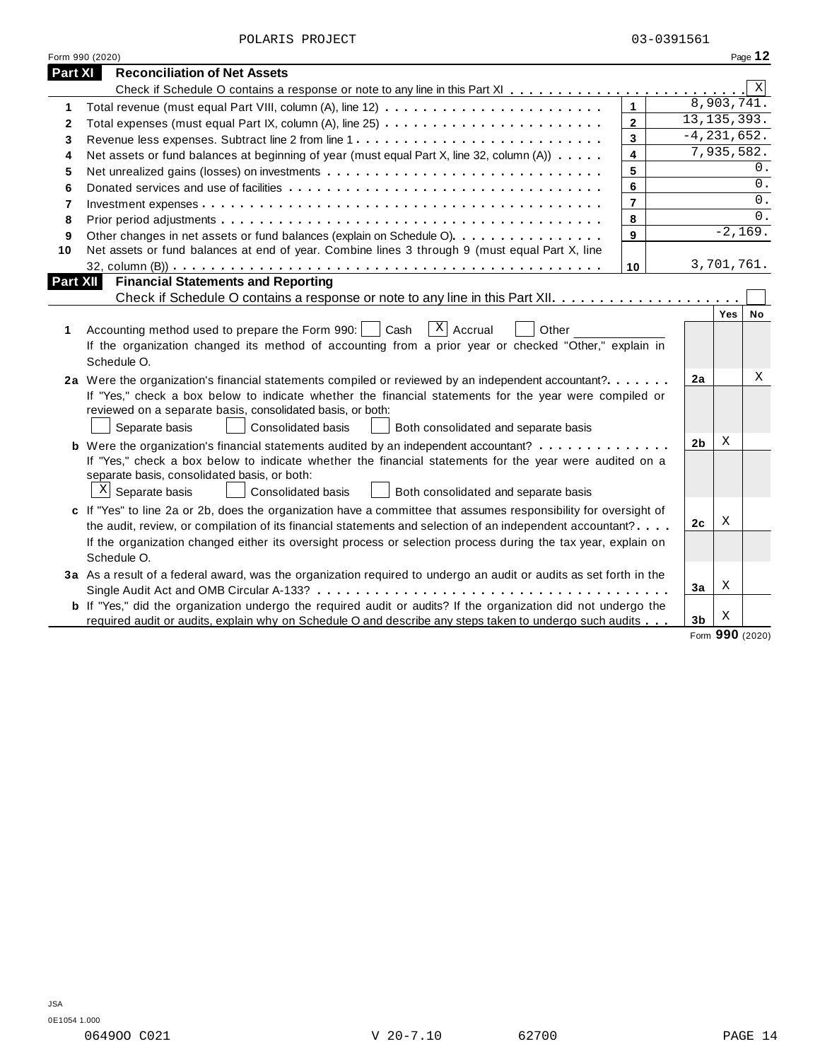POLARIS PROJECT 03-0391561

Form 990 (2020)

## Part XI Reconciliation of Net Assets

Check if Schedule O contains a response or note to any line in this Part XI . . . . . . . . . . . . . . . . . . . . . . . . [X]

| | | | |
|---|---|---|---|
| 1 | Total revenue (must equal Part VIII, column (A), line 12) | 1 | 8,903,741. |
| 2 | Total expenses (must equal Part IX, column (A), line 25) | 2 | 13,135,393. |
| 3 | Revenue less expenses. Subtract line 2 from line 1 | 3 | -4,231,652. |
| 4 | Net assets or fund balances at beginning of year (must equal Part X, line 32, column (A)) | 4 | 7,935,582. |
| 5 | Net unrealized gains (losses) on investments | 5 | 0. |
| 6 | Donated services and use of facilities | 6 | 0. |
| 7 | Investment expenses | 7 | 0. |
| 8 | Prior period adjustments | 8 | 0. |
| 9 | Other changes in net assets or fund balances (explain on Schedule O) | 9 | -2,169. |
| 10 | Net assets or fund balances at end of year. Combine lines 3 through 9 (must equal Part X, line 32, column (B)) | 10 | 3,701,761. |

## Part XII Financial Statements and Reporting

Check if Schedule O contains a response or note to any line in this Part XII . . . . . . . . . . . . . . . . . . . . [ ]

| | | | Yes | No |
|---|---|---|---|---|
| 1 | Accounting method used to prepare the Form 990: [ ] Cash [X] Accrual [ ] Other ________<br>If the organization changed its method of accounting from a prior year or checked "Other," explain in Schedule O. | | | |
| 2a | Were the organization's financial statements compiled or reviewed by an independent accountant?<br>If "Yes," check a box below to indicate whether the financial statements for the year were compiled or reviewed on a separate basis, consolidated basis, or both:<br>[ ] Separate basis [ ] Consolidated basis [ ] Both consolidated and separate basis | 2a | | X |
| b | Were the organization's financial statements audited by an independent accountant?<br>If "Yes," check a box below to indicate whether the financial statements for the year were audited on a separate basis, consolidated basis, or both:<br>[X] Separate basis [ ] Consolidated basis [ ] Both consolidated and separate basis | 2b | X | |
| c | If "Yes" to line 2a or 2b, does the organization have a committee that assumes responsibility for oversight of the audit, review, or compilation of its financial statements and selection of an independent accountant?<br>If the organization changed either its oversight process or selection process during the tax year, explain on Schedule O. | 2c | X | |
| 3a | As a result of a federal award, was the organization required to undergo an audit or audits as set forth in the Single Audit Act and OMB Circular A-133? | 3a | X | |
| b | If "Yes," did the organization undergo the required audit or audits? If the organization did not undergo the required audit or audits, explain why on Schedule O and describe any steps taken to undergo such audits | 3b | X | |

Form **990** (2020)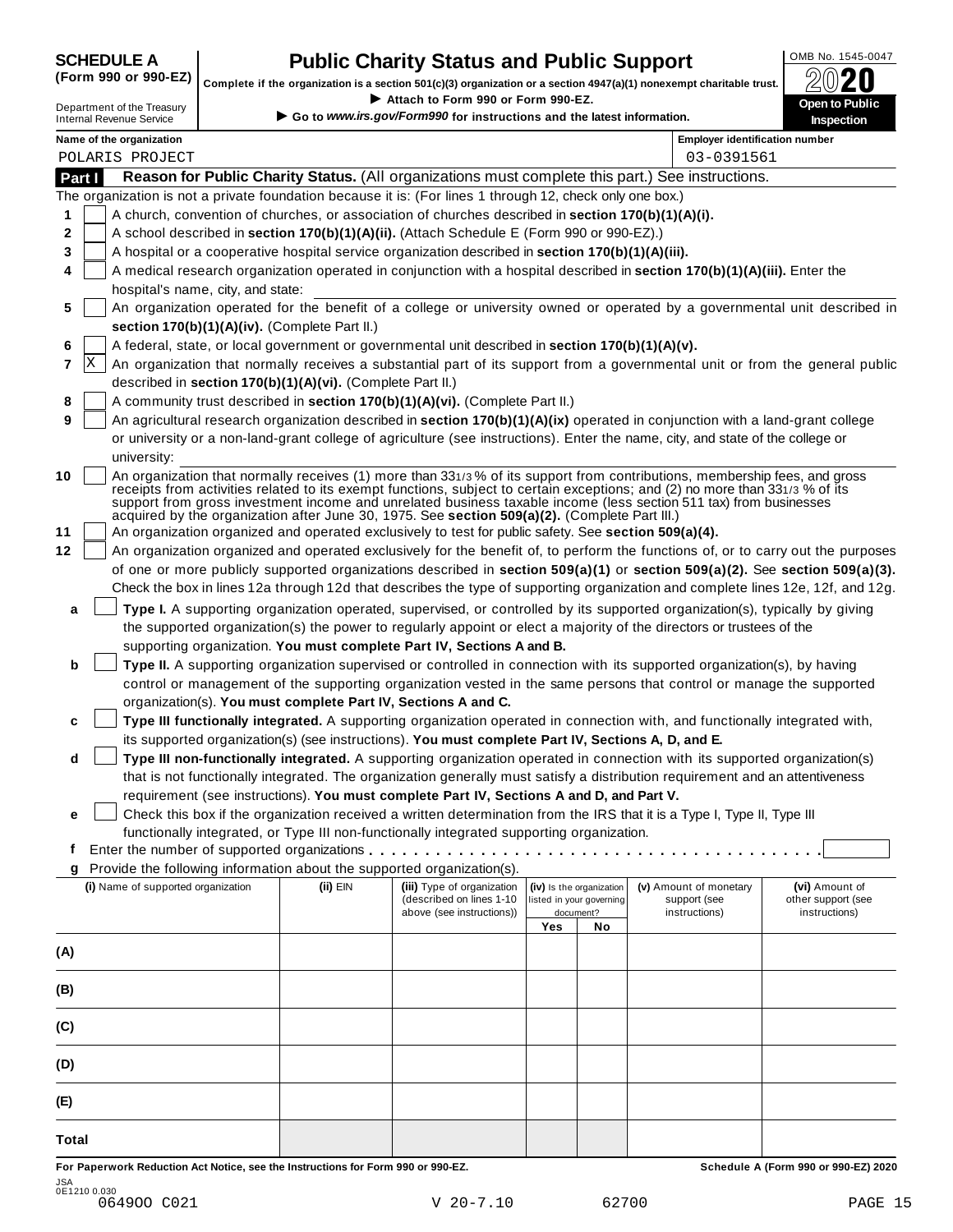**SCHEDULE A**
**(Form 990 or 990-EZ)**

Department of the Treasury
Internal Revenue Service

# Public Charity Status and Public Support

**Complete if the organization is a section 501(c)(3) organization or a section 4947(a)(1) nonexempt charitable trust.**
► **Attach to Form 990 or Form 990-EZ.**
► **Go to *www.irs.gov/Form990* for instructions and the latest information.**

OMB No. 1545-0047
**2020**
**Open to Public Inspection**

**Name of the organization**
POLARIS PROJECT

**Employer identification number**
03-0391561

**Part I** **Reason for Public Charity Status.** (All organizations must complete this part.) See instructions.

The organization is not a private foundation because it is: (For lines 1 through 12, check only one box.)

1 [ ] A church, convention of churches, or association of churches described in **section 170(b)(1)(A)(i).**

2 [ ] A school described in **section 170(b)(1)(A)(ii).** (Attach Schedule E (Form 990 or 990-EZ).)

3 [ ] A hospital or a cooperative hospital service organization described in **section 170(b)(1)(A)(iii).**

4 [ ] A medical research organization operated in conjunction with a hospital described in **section 170(b)(1)(A)(iii).** Enter the hospital's name, city, and state:

5 [ ] An organization operated for the benefit of a college or university owned or operated by a governmental unit described in **section 170(b)(1)(A)(iv).** (Complete Part II.)

6 [ ] A federal, state, or local government or governmental unit described in **section 170(b)(1)(A)(v).**

7 [X] An organization that normally receives a substantial part of its support from a governmental unit or from the general public described in **section 170(b)(1)(A)(vi).** (Complete Part II.)

8 [ ] A community trust described in **section 170(b)(1)(A)(vi).** (Complete Part II.)

9 [ ] An agricultural research organization described in **section 170(b)(1)(A)(ix)** operated in conjunction with a land-grant college or university or a non-land-grant college of agriculture (see instructions). Enter the name, city, and state of the college or university:

10 [ ] An organization that normally receives (1) more than 33 1/3 % of its support from contributions, membership fees, and gross receipts from activities related to its exempt functions, subject to certain exceptions; and (2) no more than 33 1/3 % of its support from gross investment income and unrelated business taxable income (less section 511 tax) from businesses acquired by the organization after June 30, 1975. See **section 509(a)(2).** (Complete Part III.)

11 [ ] An organization organized and operated exclusively to test for public safety. See **section 509(a)(4).**

12 [ ] An organization organized and operated exclusively for the benefit of, to perform the functions of, or to carry out the purposes of one or more publicly supported organizations described in **section 509(a)(1)** or **section 509(a)(2).** See **section 509(a)(3).** Check the box in lines 12a through 12d that describes the type of supporting organization and complete lines 12e, 12f, and 12g.

a [ ] **Type I.** A supporting organization operated, supervised, or controlled by its supported organization(s), typically by giving the supported organization(s) the power to regularly appoint or elect a majority of the directors or trustees of the supporting organization. **You must complete Part IV, Sections A and B.**

b [ ] **Type II.** A supporting organization supervised or controlled in connection with its supported organization(s), by having control or management of the supporting organization vested in the same persons that control or manage the supported organization(s). **You must complete Part IV, Sections A and C.**

c [ ] **Type III functionally integrated.** A supporting organization operated in connection with, and functionally integrated with, its supported organization(s) (see instructions). **You must complete Part IV, Sections A, D, and E.**

d [ ] **Type III non-functionally integrated.** A supporting organization operated in connection with its supported organization(s) that is not functionally integrated. The organization generally must satisfy a distribution requirement and an attentiveness requirement (see instructions). **You must complete Part IV, Sections A and D, and Part V.**

e [ ] Check this box if the organization received a written determination from the IRS that it is a Type I, Type II, Type III functionally integrated, or Type III non-functionally integrated supporting organization.

f Enter the number of supported organizations

g Provide the following information about the supported organization(s).

| (i) Name of supported organization | (ii) EIN | (iii) Type of organization (described on lines 1-10 above (see instructions)) | (iv) Is the organization listed in your governing document? Yes | No | (v) Amount of monetary support (see instructions) | (vi) Amount of other support (see instructions) |
|---|---|---|---|---|---|---|
| (A) | | | | | | |
| (B) | | | | | | |
| (C) | | | | | | |
| (D) | | | | | | |
| (E) | | | | | | |
| **Total** | | | | | | |

**For Paperwork Reduction Act Notice, see the Instructions for Form 990 or 990-EZ.** **Schedule A (Form 990 or 990-EZ) 2020**

JSA
0E1210 0.030
064900 C021 V 20-7.10 62700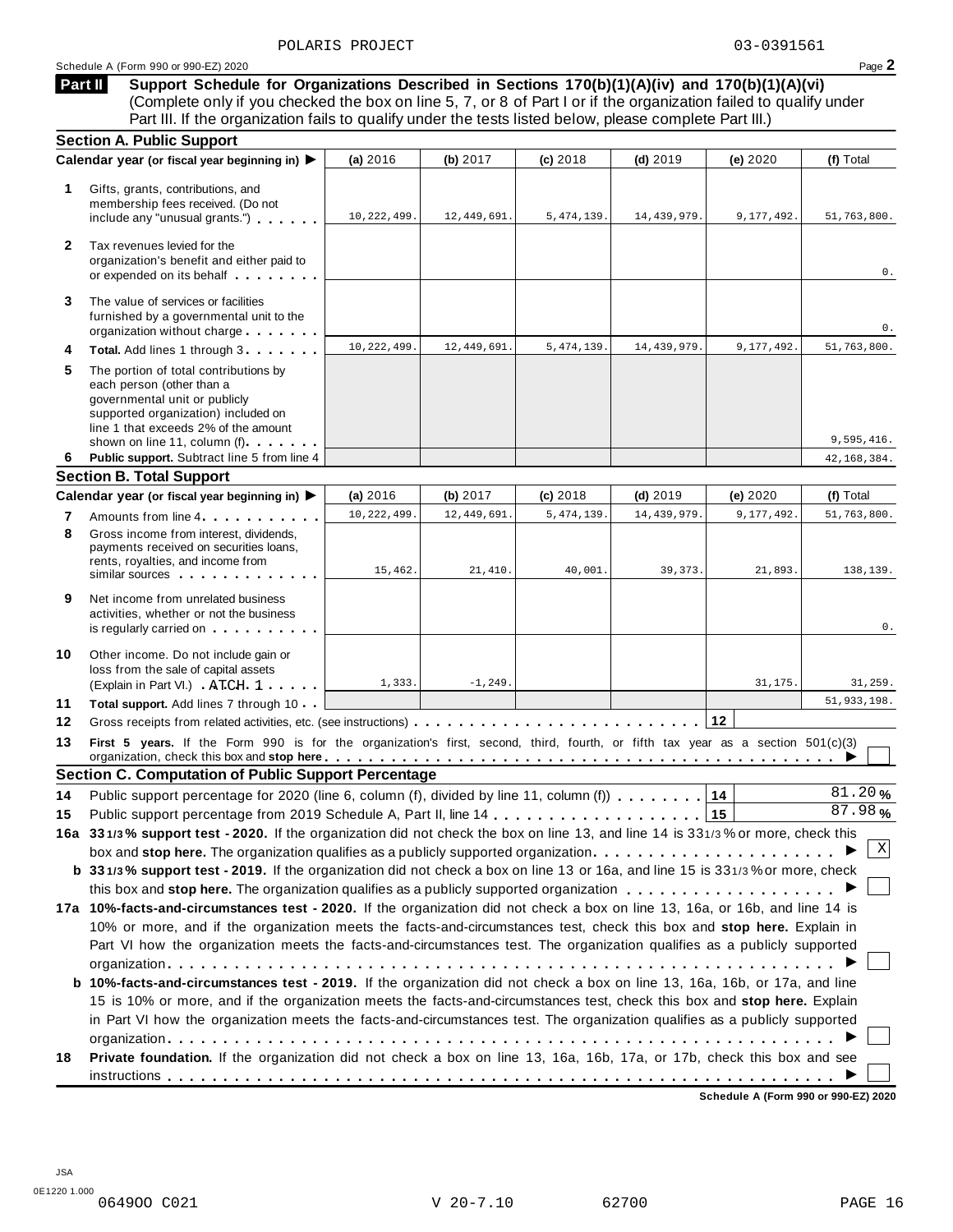POLARIS PROJECT 03-0391561

Schedule A (Form 990 or 990-EZ) 2020

## Part II Support Schedule for Organizations Described in Sections 170(b)(1)(A)(iv) and 170(b)(1)(A)(vi)

(Complete only if you checked the box on line 5, 7, or 8 of Part I or if the organization failed to qualify under Part III. If the organization fails to qualify under the tests listed below, please complete Part III.)

### Section A. Public Support

| Calendar year (or fiscal year beginning in) ▶ | (a) 2016 | (b) 2017 | (c) 2018 | (d) 2019 | (e) 2020 | (f) Total |
|---|---|---|---|---|---|---|
| **1** Gifts, grants, contributions, and membership fees received. (Do not include any "unusual grants.") | 10,222,499. | 12,449,691. | 5,474,139. | 14,439,979. | 9,177,492. | 51,763,800. |
| **2** Tax revenues levied for the organization's benefit and either paid to or expended on its behalf | | | | | | 0. |
| **3** The value of services or facilities furnished by a governmental unit to the organization without charge | | | | | | 0. |
| **4** **Total.** Add lines 1 through 3 | 10,222,499. | 12,449,691. | 5,474,139. | 14,439,979. | 9,177,492. | 51,763,800. |
| **5** The portion of total contributions by each person (other than a governmental unit or publicly supported organization) included on line 1 that exceeds 2% of the amount shown on line 11, column (f) | | | | | | 9,595,416. |
| **6** **Public support.** Subtract line 5 from line 4 | | | | | | 42,168,384. |

### Section B. Total Support

| Calendar year (or fiscal year beginning in) ▶ | (a) 2016 | (b) 2017 | (c) 2018 | (d) 2019 | (e) 2020 | (f) Total |
|---|---|---|---|---|---|---|
| **7** Amounts from line 4 | 10,222,499. | 12,449,691. | 5,474,139. | 14,439,979. | 9,177,492. | 51,763,800. |
| **8** Gross income from interest, dividends, payments received on securities loans, rents, royalties, and income from similar sources | 15,462. | 21,410. | 40,001. | 39,373. | 21,893. | 138,139. |
| **9** Net income from unrelated business activities, whether or not the business is regularly carried on | | | | | | 0. |
| **10** Other income. Do not include gain or loss from the sale of capital assets (Explain in Part VI.) ATCH 1 | 1,333. | -1,249. | | | 31,175. | 31,259. |
| **11** **Total support.** Add lines 7 through 10 | | | | | | 51,933,198. |

**12** Gross receipts from related activities, etc. (see instructions) | 12 |

**13** **First 5 years.** If the Form 990 is for the organization's first, second, third, fourth, or fifth tax year as a section 501(c)(3) organization, check this box and **stop here** ▶ ☐

### Section C. Computation of Public Support Percentage

**14** Public support percentage for 2020 (line 6, column (f), divided by line 11, column (f)) | 14 | 81.20 %

**15** Public support percentage from 2019 Schedule A, Part II, line 14 | 15 | 87.98 %

**16a 33 1/3 % support test - 2020.** If the organization did not check the box on line 13, and line 14 is 33 1/3 % or more, check this box and **stop here.** The organization qualifies as a publicly supported organization ▶ ☒

**b 33 1/3 % support test - 2019.** If the organization did not check a box on line 13 or 16a, and line 15 is 33 1/3 % or more, check this box and **stop here.** The organization qualifies as a publicly supported organization ▶ ☐

**17a 10%-facts-and-circumstances test - 2020.** If the organization did not check a box on line 13, 16a, or 16b, and line 14 is 10% or more, and if the organization meets the facts-and-circumstances test, check this box and **stop here.** Explain in Part VI how the organization meets the facts-and-circumstances test. The organization qualifies as a publicly supported organization ▶ ☐

**b 10%-facts-and-circumstances test - 2019.** If the organization did not check a box on line 13, 16a, 16b, or 17a, and line 15 is 10% or more, and if the organization meets the facts-and-circumstances test, check this box and **stop here.** Explain in Part VI how the organization meets the facts-and-circumstances test. The organization qualifies as a publicly supported organization ▶ ☐

**18** **Private foundation.** If the organization did not check a box on line 13, 16a, 16b, 17a, or 17b, check this box and see instructions ▶ ☐

**Schedule A (Form 990 or 990-EZ) 2020**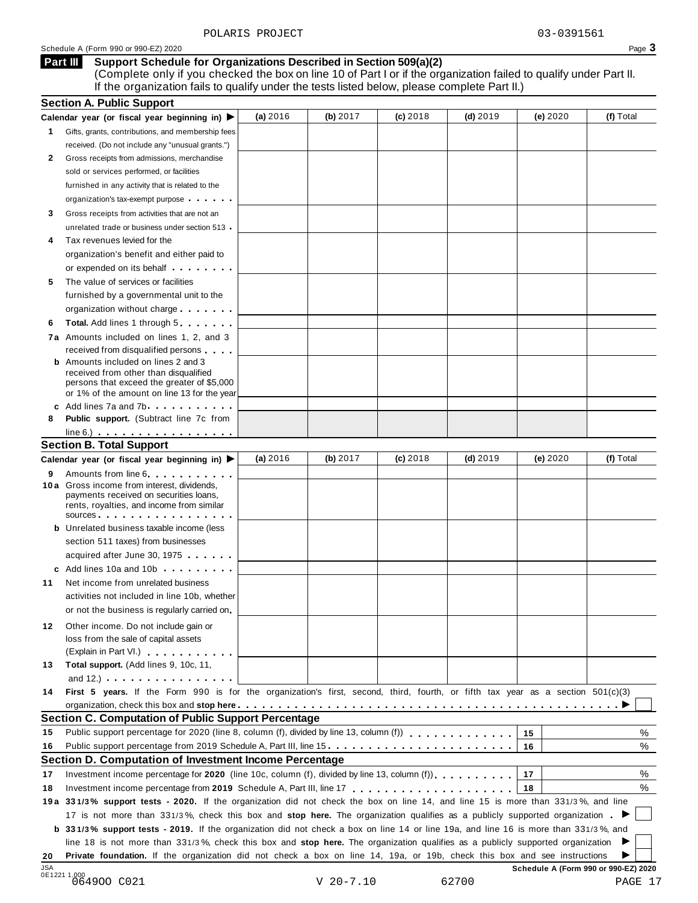POLARIS PROJECT 03-0391561

Schedule A (Form 990 or 990-EZ) 2020

**Part III** **Support Schedule for Organizations Described in Section 509(a)(2)**
(Complete only if you checked the box on line 10 of Part I or if the organization failed to qualify under Part II. If the organization fails to qualify under the tests listed below, please complete Part II.)

## Section A. Public Support

| Calendar year (or fiscal year beginning in) ▶ | (a) 2016 | (b) 2017 | (c) 2018 | (d) 2019 | (e) 2020 | (f) Total |
|---|---|---|---|---|---|---|
| **1** Gifts, grants, contributions, and membership fees received. (Do not include any "unusual grants.") | | | | | | |
| **2** Gross receipts from admissions, merchandise sold or services performed, or facilities furnished in any activity that is related to the organization's tax-exempt purpose | | | | | | |
| **3** Gross receipts from activities that are not an unrelated trade or business under section 513 | | | | | | |
| **4** Tax revenues levied for the organization's benefit and either paid to or expended on its behalf | | | | | | |
| **5** The value of services or facilities furnished by a governmental unit to the organization without charge | | | | | | |
| **6** **Total.** Add lines 1 through 5 | | | | | | |
| **7a** Amounts included on lines 1, 2, and 3 received from disqualified persons | | | | | | |
| **b** Amounts included on lines 2 and 3 received from other than disqualified persons that exceed the greater of \$5,000 or 1% of the amount on line 13 for the year | | | | | | |
| **c** Add lines 7a and 7b | | | | | | |
| **8** **Public support.** (Subtract line 7c from line 6.) | | | | | | |

## Section B. Total Support

| Calendar year (or fiscal year beginning in) ▶ | (a) 2016 | (b) 2017 | (c) 2018 | (d) 2019 | (e) 2020 | (f) Total |
|---|---|---|---|---|---|---|
| **9** Amounts from line 6 | | | | | | |
| **10a** Gross income from interest, dividends, payments received on securities loans, rents, royalties, and income from similar sources | | | | | | |
| **b** Unrelated business taxable income (less section 511 taxes) from businesses acquired after June 30, 1975 | | | | | | |
| **c** Add lines 10a and 10b | | | | | | |
| **11** Net income from unrelated business activities not included in line 10b, whether or not the business is regularly carried on | | | | | | |
| **12** Other income. Do not include gain or loss from the sale of capital assets (Explain in Part VI.) | | | | | | |
| **13** **Total support.** (Add lines 9, 10c, 11, and 12.) | | | | | | |

**14** **First 5 years.** If the Form 990 is for the organization's first, second, third, fourth, or fifth tax year as a section 501(c)(3) organization, check this box and **stop here** ▶ ☐

## Section C. Computation of Public Support Percentage

| | | | |
|---|---|---|---|
| **15** | Public support percentage for 2020 (line 8, column (f), divided by line 13, column (f)) | 15 | % |
| **16** | Public support percentage from 2019 Schedule A, Part III, line 15 | 16 | % |

## Section D. Computation of Investment Income Percentage

| | | | |
|---|---|---|---|
| **17** | Investment income percentage for **2020** (line 10c, column (f), divided by line 13, column (f)) | 17 | % |
| **18** | Investment income percentage from **2019** Schedule A, Part III, line 17 | 18 | % |

**19a** **33 1/3% support tests - 2020.** If the organization did not check the box on line 14, and line 15 is more than 33 1/3%, and line 17 is not more than 33 1/3%, check this box and **stop here.** The organization qualifies as a publicly supported organization ▶ ☐

**b** **33 1/3% support tests - 2019.** If the organization did not check a box on line 14 or line 19a, and line 16 is more than 33 1/3%, and line 18 is not more than 33 1/3%, check this box and **stop here.** The organization qualifies as a publicly supported organization ▶ ☐

**20** **Private foundation.** If the organization did not check a box on line 14, 19a, or 19b, check this box and see instructions ▶ ☐

**Schedule A (Form 990 or 990-EZ) 2020**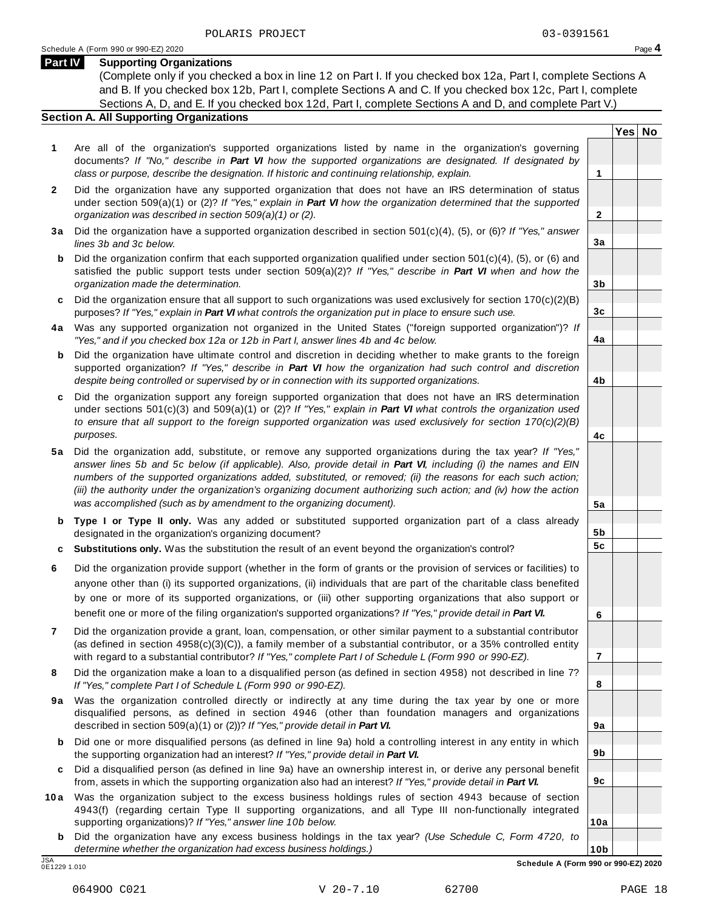POLARIS PROJECT 03-0391561

Schedule A (Form 990 or 990-EZ) 2020

## Part IV Supporting Organizations

(Complete only if you checked a box in line 12 on Part I. If you checked box 12a, Part I, complete Sections A and B. If you checked box 12b, Part I, complete Sections A and C. If you checked box 12c, Part I, complete Sections A, D, and E. If you checked box 12d, Part I, complete Sections A and D, and complete Part V.)

### Section A. All Supporting Organizations

| | | Line | Yes | No |
|---|---|---|---|---|
| **1** | Are all of the organization's supported organizations listed by name in the organization's governing documents? *If "No," describe in **Part VI** how the supported organizations are designated. If designated by class or purpose, describe the designation. If historic and continuing relationship, explain.* | 1 | | |
| **2** | Did the organization have any supported organization that does not have an IRS determination of status under section 509(a)(1) or (2)? *If "Yes," explain in **Part VI** how the organization determined that the supported organization was described in section 509(a)(1) or (2).* | 2 | | |
| **3a** | Did the organization have a supported organization described in section 501(c)(4), (5), or (6)? *If "Yes," answer lines 3b and 3c below.* | 3a | | |
| **b** | Did the organization confirm that each supported organization qualified under section 501(c)(4), (5), or (6) and satisfied the public support tests under section 509(a)(2)? *If "Yes," describe in **Part VI** when and how the organization made the determination.* | 3b | | |
| **c** | Did the organization ensure that all support to such organizations was used exclusively for section 170(c)(2)(B) purposes? *If "Yes," explain in **Part VI** what controls the organization put in place to ensure such use.* | 3c | | |
| **4a** | Was any supported organization not organized in the United States ("foreign supported organization")? *If "Yes," and if you checked box 12a or 12b in Part I, answer lines 4b and 4c below.* | 4a | | |
| **b** | Did the organization have ultimate control and discretion in deciding whether to make grants to the foreign supported organization? *If "Yes," describe in **Part VI** how the organization had such control and discretion despite being controlled or supervised by or in connection with its supported organizations.* | 4b | | |
| **c** | Did the organization support any foreign supported organization that does not have an IRS determination under sections 501(c)(3) and 509(a)(1) or (2)? *If "Yes," explain in **Part VI** what controls the organization used to ensure that all support to the foreign supported organization was used exclusively for section 170(c)(2)(B) purposes.* | 4c | | |
| **5a** | Did the organization add, substitute, or remove any supported organizations during the tax year? *If "Yes," answer lines 5b and 5c below (if applicable). Also, provide detail in **Part VI**, including (i) the names and EIN numbers of the supported organizations added, substituted, or removed; (ii) the reasons for each such action; (iii) the authority under the organization's organizing document authorizing such action; and (iv) how the action was accomplished (such as by amendment to the organizing document).* | 5a | | |
| **b** | **Type I or Type II only.** Was any added or substituted supported organization part of a class already designated in the organization's organizing document? | 5b | | |
| **c** | **Substitutions only.** Was the substitution the result of an event beyond the organization's control? | 5c | | |
| **6** | Did the organization provide support (whether in the form of grants or the provision of services or facilities) to anyone other than (i) its supported organizations, (ii) individuals that are part of the charitable class benefited by one or more of its supported organizations, or (iii) other supporting organizations that also support or benefit one or more of the filing organization's supported organizations? *If "Yes," provide detail in **Part VI.*** | 6 | | |
| **7** | Did the organization provide a grant, loan, compensation, or other similar payment to a substantial contributor (as defined in section 4958(c)(3)(C)), a family member of a substantial contributor, or a 35% controlled entity with regard to a substantial contributor? *If "Yes," complete Part I of Schedule L (Form 990 or 990-EZ).* | 7 | | |
| **8** | Did the organization make a loan to a disqualified person (as defined in section 4958) not described in line 7? *If "Yes," complete Part I of Schedule L (Form 990 or 990-EZ).* | 8 | | |
| **9a** | Was the organization controlled directly or indirectly at any time during the tax year by one or more disqualified persons, as defined in section 4946 (other than foundation managers and organizations described in section 509(a)(1) or (2))? *If "Yes," provide detail in **Part VI.*** | 9a | | |
| **b** | Did one or more disqualified persons (as defined in line 9a) hold a controlling interest in any entity in which the supporting organization had an interest? *If "Yes," provide detail in **Part VI.*** | 9b | | |
| **c** | Did a disqualified person (as defined in line 9a) have an ownership interest in, or derive any personal benefit from, assets in which the supporting organization also had an interest? *If "Yes," provide detail in **Part VI.*** | 9c | | |
| **10a** | Was the organization subject to the excess business holdings rules of section 4943 because of section 4943(f) (regarding certain Type II supporting organizations, and all Type III non-functionally integrated supporting organizations)? *If "Yes," answer line 10b below.* | 10a | | |
| **b** | Did the organization have any excess business holdings in the tax year? *(Use Schedule C, Form 4720, to determine whether the organization had excess business holdings.)* | 10b | | |

JSA 0E1229 1.010

**Schedule A (Form 990 or 990-EZ) 2020**

06490O C021 V 20-7.10 62700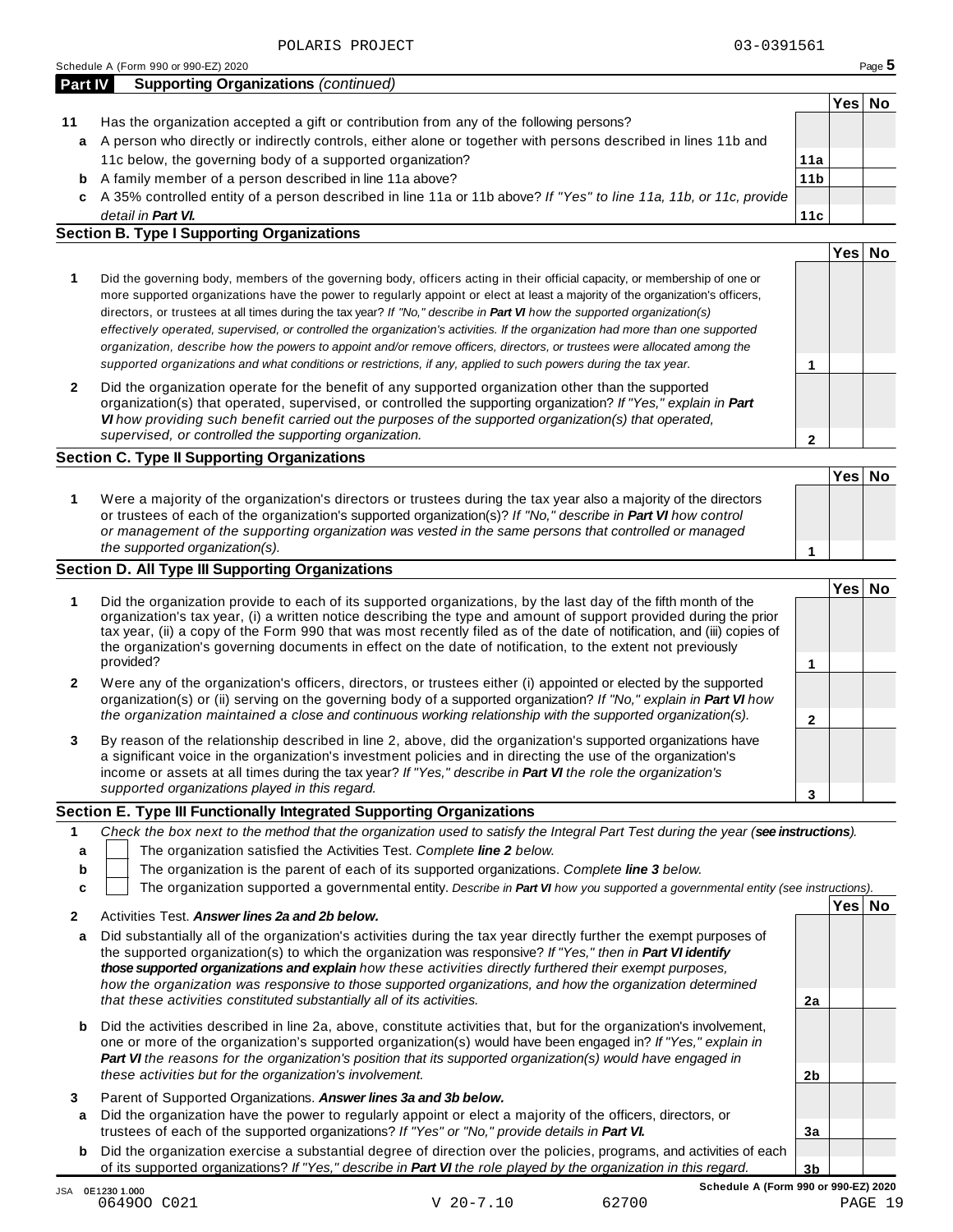POLARIS PROJECT 03-0391561

Schedule A (Form 990 or 990-EZ) 2020 Page **5**

## Part IV Supporting Organizations *(continued)*

| | | | Yes | No |
|---|---|---|---|---|
| **11** | Has the organization accepted a gift or contribution from any of the following persons? | | | |
| **a** | A person who directly or indirectly controls, either alone or together with persons described in lines 11b and 11c below, the governing body of a supported organization? | **11a** | | |
| **b** | A family member of a person described in line 11a above? | **11b** | | |
| **c** | A 35% controlled entity of a person described in line 11a or 11b above? *If "Yes" to line 11a, 11b, or 11c, provide detail in* ***Part VI.*** | **11c** | | |

### Section B. Type I Supporting Organizations

| | | | Yes | No |
|---|---|---|---|---|
| **1** | Did the governing body, members of the governing body, officers acting in their official capacity, or membership of one or more supported organizations have the power to regularly appoint or elect at least a majority of the organization's officers, directors, or trustees at all times during the tax year? *If "No," describe in* ***Part VI*** *how the supported organization(s) effectively operated, supervised, or controlled the organization's activities. If the organization had more than one supported organization, describe how the powers to appoint and/or remove officers, directors, or trustees were allocated among the supported organizations and what conditions or restrictions, if any, applied to such powers during the tax year.* | **1** | | |
| **2** | Did the organization operate for the benefit of any supported organization other than the supported organization(s) that operated, supervised, or controlled the supporting organization? *If "Yes," explain in* ***Part VI*** *how providing such benefit carried out the purposes of the supported organization(s) that operated, supervised, or controlled the supporting organization.* | **2** | | |

### Section C. Type II Supporting Organizations

| | | | Yes | No |
|---|---|---|---|---|
| **1** | Were a majority of the organization's directors or trustees during the tax year also a majority of the directors or trustees of each of the organization's supported organization(s)? *If "No," describe in* ***Part VI*** *how control or management of the supporting organization was vested in the same persons that controlled or managed the supported organization(s).* | **1** | | |

### Section D. All Type III Supporting Organizations

| | | | Yes | No |
|---|---|---|---|---|
| **1** | Did the organization provide to each of its supported organizations, by the last day of the fifth month of the organization's tax year, (i) a written notice describing the type and amount of support provided during the prior tax year, (ii) a copy of the Form 990 that was most recently filed as of the date of notification, and (iii) copies of the organization's governing documents in effect on the date of notification, to the extent not previously provided? | **1** | | |
| **2** | Were any of the organization's officers, directors, or trustees either (i) appointed or elected by the supported organization(s) or (ii) serving on the governing body of a supported organization? *If "No," explain in* ***Part VI*** *how the organization maintained a close and continuous working relationship with the supported organization(s).* | **2** | | |
| **3** | By reason of the relationship described in line 2, above, did the organization's supported organizations have a significant voice in the organization's investment policies and in directing the use of the organization's income or assets at all times during the tax year? *If "Yes," describe in* ***Part VI*** *the role the organization's supported organizations played in this regard.* | **3** | | |

### Section E. Type III Functionally Integrated Supporting Organizations

**1** *Check the box next to the method that the organization used to satisfy the Integral Part Test during the year (**see instructions**).*

- **a** ☐ The organization satisfied the Activities Test. *Complete **line 2** below.*
- **b** ☐ The organization is the parent of each of its supported organizations. *Complete **line 3** below.*
- **c** ☐ The organization supported a governmental entity. *Describe in **Part VI** how you supported a governmental entity (see instructions).*

| | | | Yes | No |
|---|---|---|---|---|
| **2** | Activities Test. ***Answer lines 2a and 2b below.*** | | | |
| **a** | Did substantially all of the organization's activities during the tax year directly further the exempt purposes of the supported organization(s) to which the organization was responsive? *If "Yes," then in* ***Part VI identify those supported organizations and explain*** *how these activities directly furthered their exempt purposes, how the organization was responsive to those supported organizations, and how the organization determined that these activities constituted substantially all of its activities.* | **2a** | | |
| **b** | Did the activities described in line 2a, above, constitute activities that, but for the organization's involvement, one or more of the organization's supported organization(s) would have been engaged in? *If "Yes," explain in* ***Part VI*** *the reasons for the organization's position that its supported organization(s) would have engaged in these activities but for the organization's involvement.* | **2b** | | |
| **3** | Parent of Supported Organizations. ***Answer lines 3a and 3b below.*** | | | |
| **a** | Did the organization have the power to regularly appoint or elect a majority of the officers, directors, or trustees of each of the supported organizations? *If "Yes" or "No," provide details in* ***Part VI.*** | **3a** | | |
| **b** | Did the organization exercise a substantial degree of direction over the policies, programs, and activities of each of its supported organizations? *If "Yes," describe in* ***Part VI*** *the role played by the organization in this regard.* | **3b** | | |

JSA 0E1230 1.000 **Schedule A (Form 990 or 990-EZ) 2020**

064900 C021 V 20-7.10 62700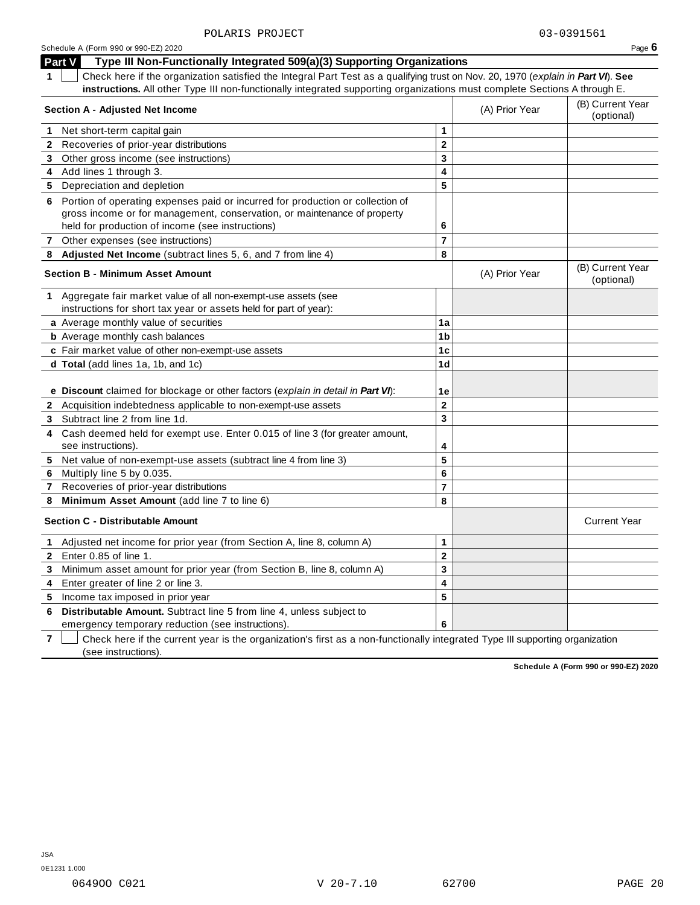POLARIS PROJECT 03-0391561

Schedule A (Form 990 or 990-EZ) 2020

## Part V Type III Non-Functionally Integrated 509(a)(3) Supporting Organizations

**1** ☐ Check here if the organization satisfied the Integral Part Test as a qualifying trust on Nov. 20, 1970 (*explain in **Part VI***). **See instructions.** All other Type III non-functionally integrated supporting organizations must complete Sections A through E.

| Section A - Adjusted Net Income | | (A) Prior Year | (B) Current Year (optional) |
|---|---|---|---|
| **1** Net short-term capital gain | 1 | | |
| **2** Recoveries of prior-year distributions | 2 | | |
| **3** Other gross income (see instructions) | 3 | | |
| **4** Add lines 1 through 3. | 4 | | |
| **5** Depreciation and depletion | 5 | | |
| **6** Portion of operating expenses paid or incurred for production or collection of gross income or for management, conservation, or maintenance of property held for production of income (see instructions) | 6 | | |
| **7** Other expenses (see instructions) | 7 | | |
| **8** **Adjusted Net Income** (subtract lines 5, 6, and 7 from line 4) | 8 | | |

| Section B - Minimum Asset Amount | | (A) Prior Year | (B) Current Year (optional) |
|---|---|---|---|
| **1** Aggregate fair market value of all non-exempt-use assets (see instructions for short tax year or assets held for part of year): | | | |
| **a** Average monthly value of securities | 1a | | |
| **b** Average monthly cash balances | 1b | | |
| **c** Fair market value of other non-exempt-use assets | 1c | | |
| **d** **Total** (add lines 1a, 1b, and 1c) | 1d | | |
| **e** **Discount** claimed for blockage or other factors (*explain in detail in **Part VI***): | 1e | | |
| **2** Acquisition indebtedness applicable to non-exempt-use assets | 2 | | |
| **3** Subtract line 2 from line 1d. | 3 | | |
| **4** Cash deemed held for exempt use. Enter 0.015 of line 3 (for greater amount, see instructions). | 4 | | |
| **5** Net value of non-exempt-use assets (subtract line 4 from line 3) | 5 | | |
| **6** Multiply line 5 by 0.035. | 6 | | |
| **7** Recoveries of prior-year distributions | 7 | | |
| **8** **Minimum Asset Amount** (add line 7 to line 6) | 8 | | |

| Section C - Distributable Amount | | | Current Year |
|---|---|---|---|
| **1** Adjusted net income for prior year (from Section A, line 8, column A) | 1 | | |
| **2** Enter 0.85 of line 1. | 2 | | |
| **3** Minimum asset amount for prior year (from Section B, line 8, column A) | 3 | | |
| **4** Enter greater of line 2 or line 3. | 4 | | |
| **5** Income tax imposed in prior year | 5 | | |
| **6** **Distributable Amount.** Subtract line 5 from line 4, unless subject to emergency temporary reduction (see instructions). | 6 | | |

**7** ☐ Check here if the current year is the organization's first as a non-functionally integrated Type III supporting organization (see instructions).

**Schedule A (Form 990 or 990-EZ) 2020**

JSA
0E1231 1.000
06490O C021 V 20-7.10 62700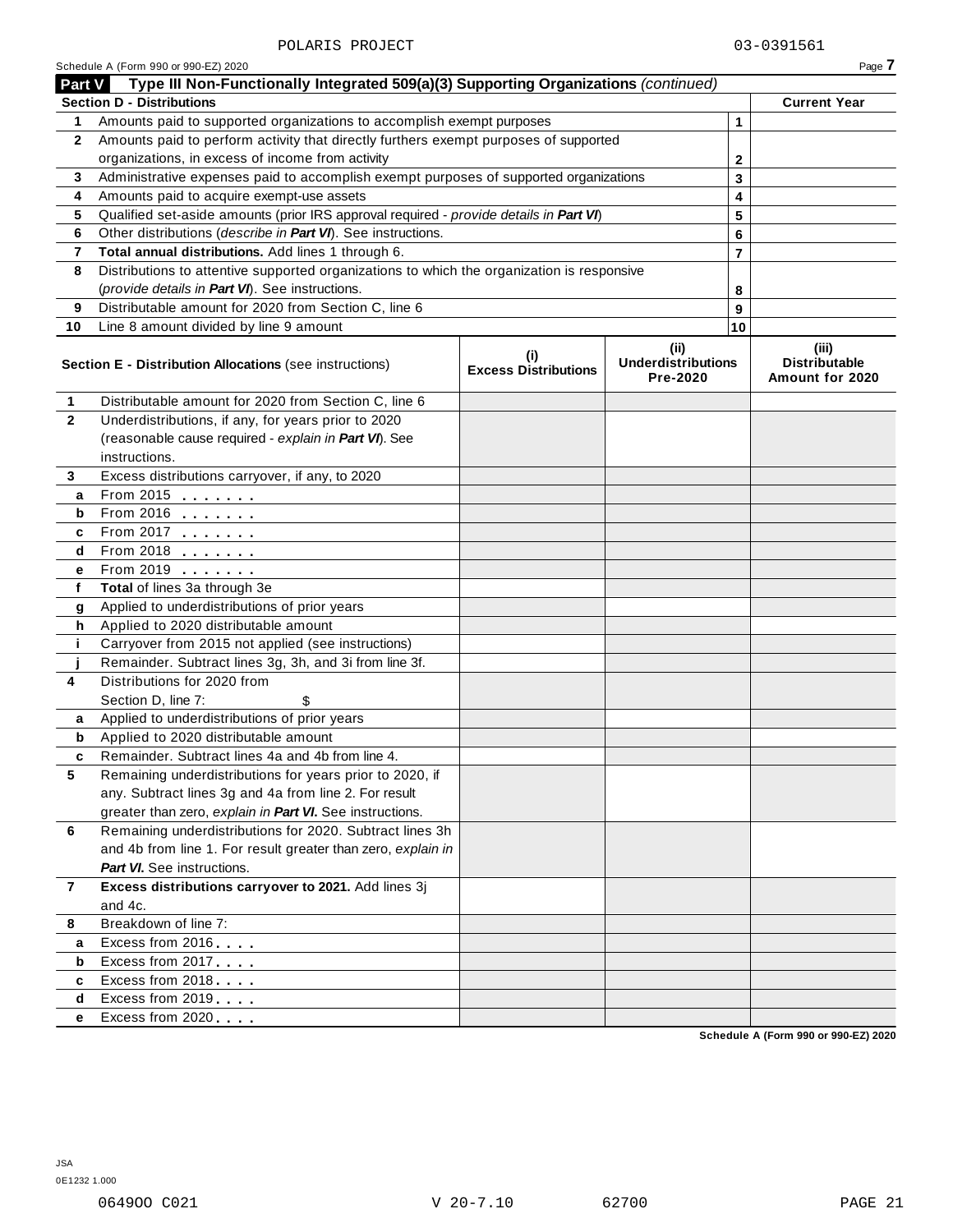POLARIS PROJECT 03-0391561

Schedule A (Form 990 or 990-EZ) 2020 Page **7**

## Part V Type III Non-Functionally Integrated 509(a)(3) Supporting Organizations *(continued)*

| **Section D - Distributions** | | | **Current Year** |
|---|---|---|---|
| **1** | Amounts paid to supported organizations to accomplish exempt purposes | 1 | |
| **2** | Amounts paid to perform activity that directly furthers exempt purposes of supported organizations, in excess of income from activity | 2 | |
| **3** | Administrative expenses paid to accomplish exempt purposes of supported organizations | 3 | |
| **4** | Amounts paid to acquire exempt-use assets | 4 | |
| **5** | Qualified set-aside amounts (prior IRS approval required - *provide details in* ***Part VI***) | 5 | |
| **6** | Other distributions (*describe in* ***Part VI***). See instructions. | 6 | |
| **7** | **Total annual distributions.** Add lines 1 through 6. | 7 | |
| **8** | Distributions to attentive supported organizations to which the organization is responsive (*provide details in* ***Part VI***). See instructions. | 8 | |
| **9** | Distributable amount for 2020 from Section C, line 6 | 9 | |
| **10** | Line 8 amount divided by line 9 amount | 10 | |

| | **Section E - Distribution Allocations** (see instructions) | **(i) Excess Distributions** | **(ii) Underdistributions Pre-2020** | **(iii) Distributable Amount for 2020** |
|---|---|---|---|---|
| **1** | Distributable amount for 2020 from Section C, line 6 | | | |
| **2** | Underdistributions, if any, for years prior to 2020 (reasonable cause required - *explain in* ***Part VI***). See instructions. | | | |
| **3** | Excess distributions carryover, if any, to 2020 | | | |
| **a** | From 2015 | | | |
| **b** | From 2016 | | | |
| **c** | From 2017 | | | |
| **d** | From 2018 | | | |
| **e** | From 2019 | | | |
| **f** | **Total** of lines 3a through 3e | | | |
| **g** | Applied to underdistributions of prior years | | | |
| **h** | Applied to 2020 distributable amount | | | |
| **i** | Carryover from 2015 not applied (see instructions) | | | |
| **j** | Remainder. Subtract lines 3g, 3h, and 3i from line 3f. | | | |
| **4** | Distributions for 2020 from Section D, line 7: $ | | | |
| **a** | Applied to underdistributions of prior years | | | |
| **b** | Applied to 2020 distributable amount | | | |
| **c** | Remainder. Subtract lines 4a and 4b from line 4. | | | |
| **5** | Remaining underdistributions for years prior to 2020, if any. Subtract lines 3g and 4a from line 2. For result greater than zero, *explain in* ***Part VI***. See instructions. | | | |
| **6** | Remaining underdistributions for 2020. Subtract lines 3h and 4b from line 1. For result greater than zero, *explain in* ***Part VI***. See instructions. | | | |
| **7** | **Excess distributions carryover to 2021.** Add lines 3j and 4c. | | | |
| **8** | Breakdown of line 7: | | | |
| **a** | Excess from 2016 | | | |
| **b** | Excess from 2017 | | | |
| **c** | Excess from 2018 | | | |
| **d** | Excess from 2019 | | | |
| **e** | Excess from 2020 | | | |

**Schedule A (Form 990 or 990-EZ) 2020**

JSA
0E1232 1.000

06490O C021 V 20-7.10 62700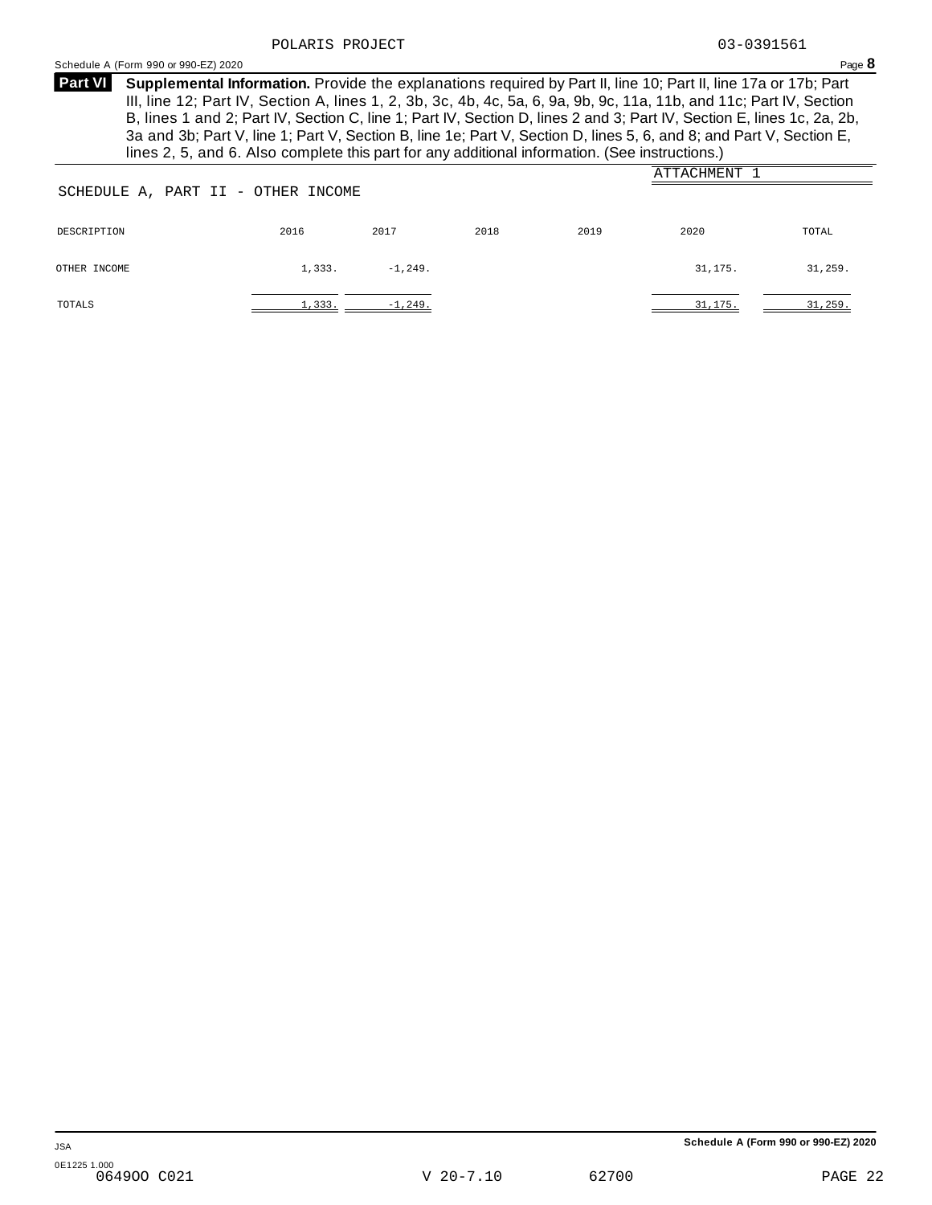POLARIS PROJECT 03-0391561

Schedule A (Form 990 or 990-EZ) 2020

**Part VI** **Supplemental Information.** Provide the explanations required by Part II, line 10; Part II, line 17a or 17b; Part III, line 12; Part IV, Section A, lines 1, 2, 3b, 3c, 4b, 4c, 5a, 6, 9a, 9b, 9c, 11a, 11b, and 11c; Part IV, Section B, lines 1 and 2; Part IV, Section C, line 1; Part IV, Section D, lines 2 and 3; Part IV, Section E, lines 1c, 2a, 2b, 3a and 3b; Part V, line 1; Part V, Section B, line 1e; Part V, Section D, lines 5, 6, and 8; and Part V, Section E, lines 2, 5, and 6. Also complete this part for any additional information. (See instructions.)

ATTACHMENT 1

SCHEDULE A, PART II - OTHER INCOME

| DESCRIPTION | 2016 | 2017 | 2018 | 2019 | 2020 | TOTAL |
|---|---|---|---|---|---|---|
| OTHER INCOME | 1,333. | -1,249. | | | 31,175. | 31,259. |
| TOTALS | 1,333. | -1,249. | | | 31,175. | 31,259. |

JSA

0E1225 1.000

064900 C021 V 20-7.10 62700

Schedule A (Form 990 or 990-EZ) 2020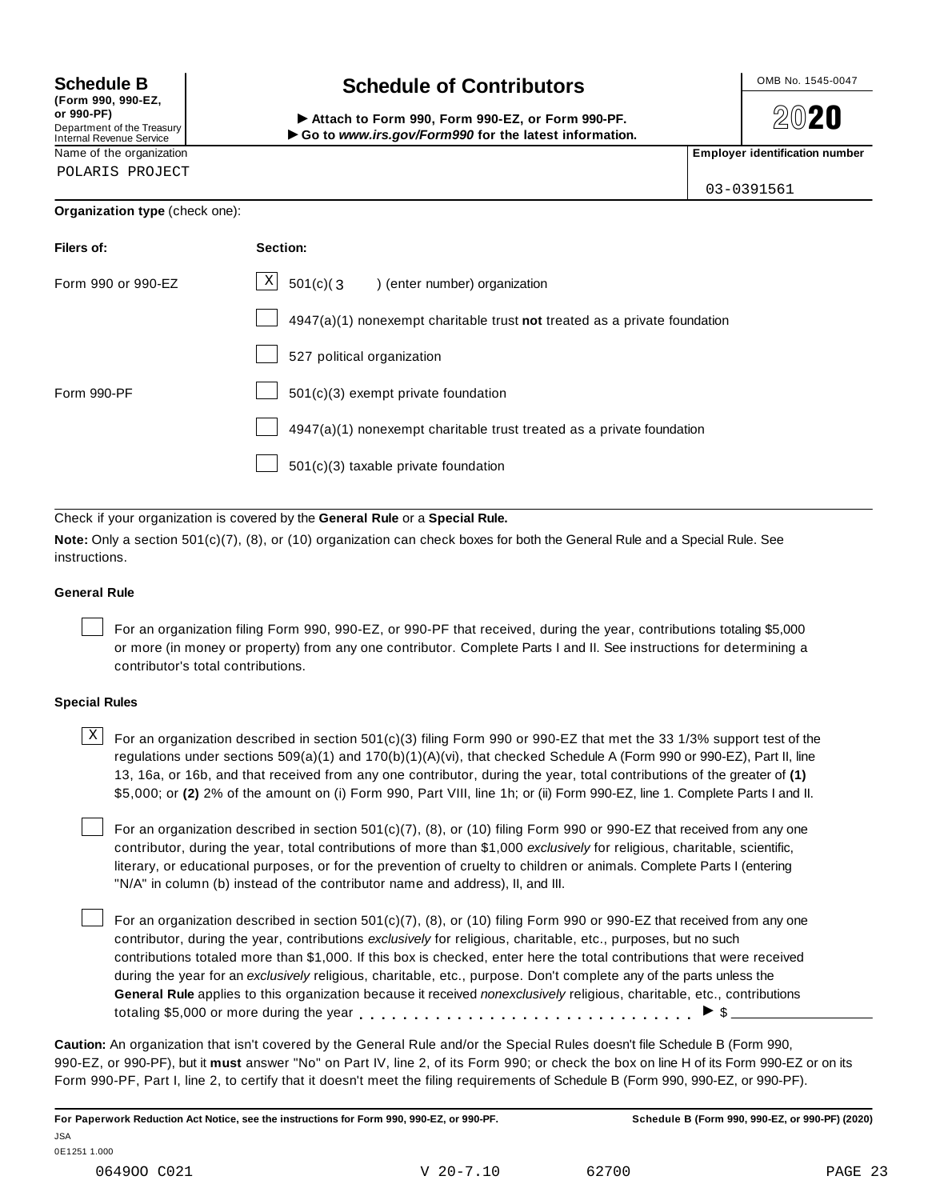**Schedule B**
**(Form 990, 990-EZ, or 990-PF)**
Department of the Treasury
Internal Revenue Service

# Schedule of Contributors

► **Attach to Form 990, Form 990-EZ, or Form 990-PF.**
► **Go to *www.irs.gov/Form990* for the latest information.**

OMB No. 1545-0047

**2020**

| Name of the organization | **Employer identification number** |
|---|---|
| POLARIS PROJECT | 03-0391561 |

**Organization type** (check one):

| **Filers of:** | **Section:** |
|---|---|
| Form 990 or 990-EZ | [X] 501(c)( 3 ) (enter number) organization |
| | [ ] 4947(a)(1) nonexempt charitable trust **not** treated as a private foundation |
| | [ ] 527 political organization |
| Form 990-PF | [ ] 501(c)(3) exempt private foundation |
| | [ ] 4947(a)(1) nonexempt charitable trust treated as a private foundation |
| | [ ] 501(c)(3) taxable private foundation |

Check if your organization is covered by the **General Rule** or a **Special Rule.**

**Note:** Only a section 501(c)(7), (8), or (10) organization can check boxes for both the General Rule and a Special Rule. See instructions.

**General Rule**

[ ] For an organization filing Form 990, 990-EZ, or 990-PF that received, during the year, contributions totaling $5,000 or more (in money or property) from any one contributor. Complete Parts I and II. See instructions for determining a contributor's total contributions.

**Special Rules**

[X] For an organization described in section 501(c)(3) filing Form 990 or 990-EZ that met the 33 1/3% support test of the regulations under sections 509(a)(1) and 170(b)(1)(A)(vi), that checked Schedule A (Form 990 or 990-EZ), Part II, line 13, 16a, or 16b, and that received from any one contributor, during the year, total contributions of the greater of **(1)** $5,000; or **(2)** 2% of the amount on (i) Form 990, Part VIII, line 1h; or (ii) Form 990-EZ, line 1. Complete Parts I and II.

[ ] For an organization described in section 501(c)(7), (8), or (10) filing Form 990 or 990-EZ that received from any one contributor, during the year, total contributions of more than $1,000 *exclusively* for religious, charitable, scientific, literary, or educational purposes, or for the prevention of cruelty to children or animals. Complete Parts I (entering "N/A" in column (b) instead of the contributor name and address), II, and III.

[ ] For an organization described in section 501(c)(7), (8), or (10) filing Form 990 or 990-EZ that received from any one contributor, during the year, contributions *exclusively* for religious, charitable, etc., purposes, but no such contributions totaled more than $1,000. If this box is checked, enter here the total contributions that were received during the year for an *exclusively* religious, charitable, etc., purpose. Don't complete any of the parts unless the **General Rule** applies to this organization because it received *nonexclusively* religious, charitable, etc., contributions totaling $5,000 or more during the year . . . . . . . . . . . . . . . . . . . . . . . . . . . . . ► $ ____________

**Caution:** An organization that isn't covered by the General Rule and/or the Special Rules doesn't file Schedule B (Form 990, 990-EZ, or 990-PF), but it **must** answer "No" on Part IV, line 2, of its Form 990; or check the box on line H of its Form 990-EZ or on its Form 990-PF, Part I, line 2, to certify that it doesn't meet the filing requirements of Schedule B (Form 990, 990-EZ, or 990-PF).

**For Paperwork Reduction Act Notice, see the instructions for Form 990, 990-EZ, or 990-PF.** **Schedule B (Form 990, 990-EZ, or 990-PF) (2020)**

JSA
0E1251 1.000
064900 C021 V 20-7.10 62700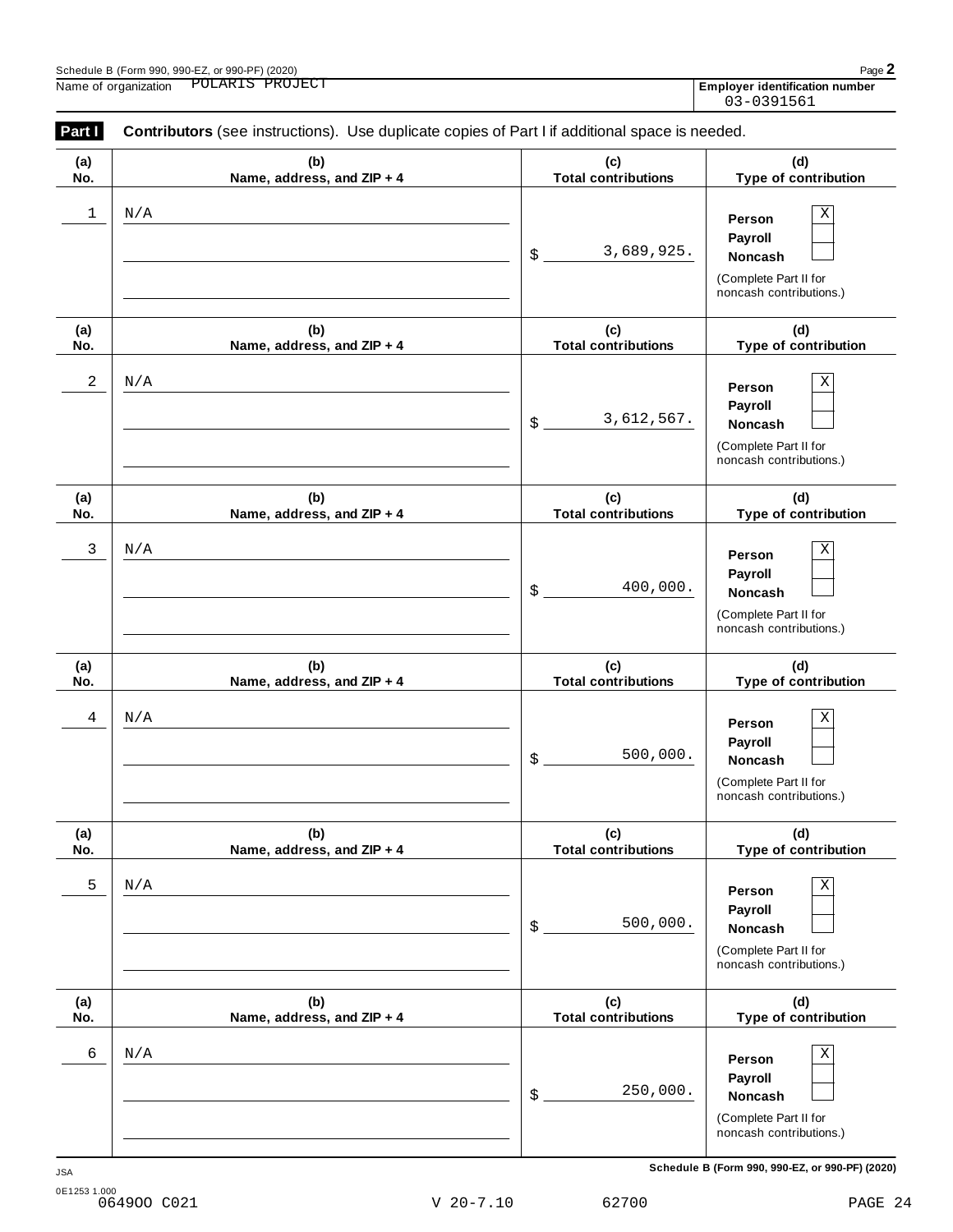Schedule B (Form 990, 990-EZ, or 990-PF) (2020)

Name of organization POLARIS PROJECT

**Employer identification number** 03-0391561

**Part I** **Contributors** (see instructions). Use duplicate copies of Part I if additional space is needed.

| (a) No. | (b) Name, address, and ZIP + 4 | (c) Total contributions | (d) Type of contribution |
|---|---|---|---|
| 1 | N/A | $ 3,689,925. | Person [X] Payroll [ ] Noncash [ ] (Complete Part II for noncash contributions.) |
| 2 | N/A | $ 3,612,567. | Person [X] Payroll [ ] Noncash [ ] (Complete Part II for noncash contributions.) |
| 3 | N/A | $ 400,000. | Person [X] Payroll [ ] Noncash [ ] (Complete Part II for noncash contributions.) |
| 4 | N/A | $ 500,000. | Person [X] Payroll [ ] Noncash [ ] (Complete Part II for noncash contributions.) |
| 5 | N/A | $ 500,000. | Person [X] Payroll [ ] Noncash [ ] (Complete Part II for noncash contributions.) |
| 6 | N/A | $ 250,000. | Person [X] Payroll [ ] Noncash [ ] (Complete Part II for noncash contributions.) |

JSA

0E1253 1.000

06490O C021 V 20-7.10 62700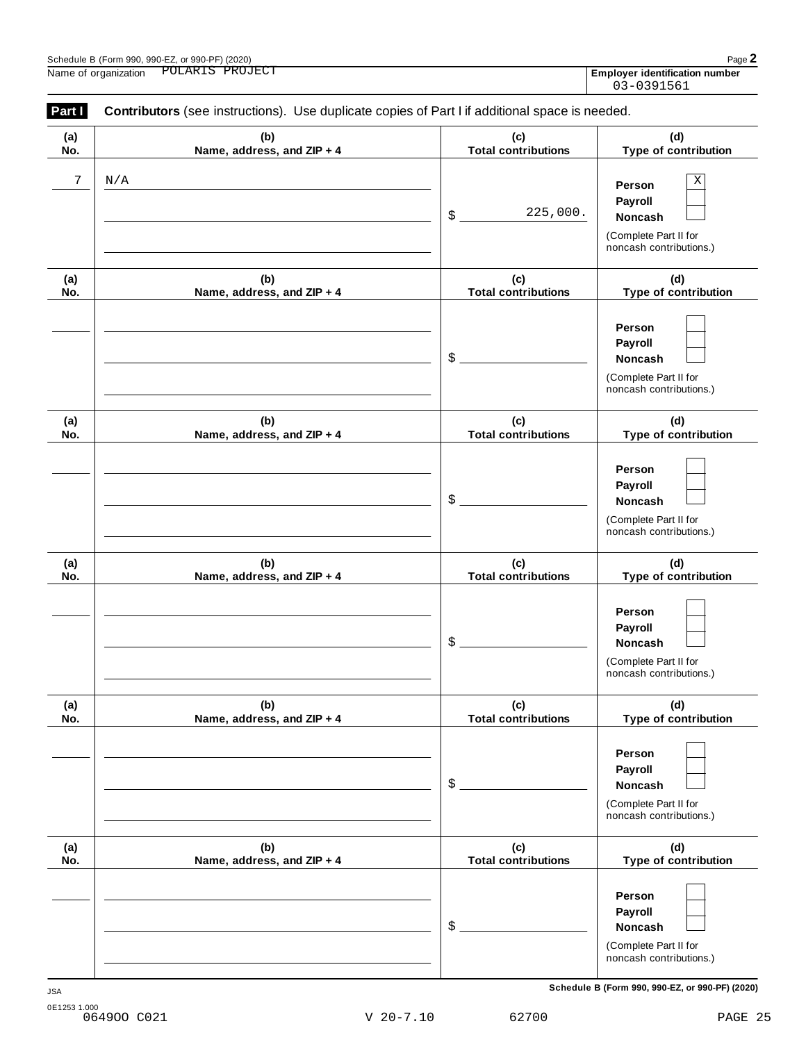Name of organization POLARIS PROJECT

**Employer identification number** 03-0391561

**Part I** **Contributors** (see instructions). Use duplicate copies of Part I if additional space is needed.

| (a) No. | (b) Name, address, and ZIP + 4 | (c) Total contributions | (d) Type of contribution |
|---|---|---|---|
| 7 | N/A | $ 225,000. | Person [X] Payroll [ ] Noncash [ ] (Complete Part II for noncash contributions.) |
| | | $ | Person [ ] Payroll [ ] Noncash [ ] (Complete Part II for noncash contributions.) |
| | | $ | Person [ ] Payroll [ ] Noncash [ ] (Complete Part II for noncash contributions.) |
| | | $ | Person [ ] Payroll [ ] Noncash [ ] (Complete Part II for noncash contributions.) |
| | | $ | Person [ ] Payroll [ ] Noncash [ ] (Complete Part II for noncash contributions.) |
| | | $ | Person [ ] Payroll [ ] Noncash [ ] (Complete Part II for noncash contributions.) |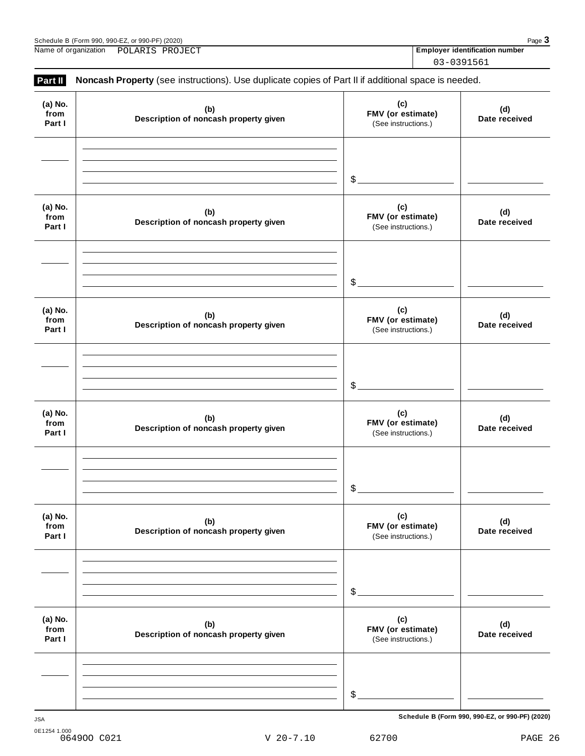Name of organization POLARIS PROJECT

**Employer identification number** 03-0391561

**Part II** **Noncash Property** (see instructions). Use duplicate copies of Part II if additional space is needed.

| (a) No. from Part I | (b) Description of noncash property given | (c) FMV (or estimate) (See instructions.) | (d) Date received |
|---|---|---|---|
| | | $ | |

| (a) No. from Part I | (b) Description of noncash property given | (c) FMV (or estimate) (See instructions.) | (d) Date received |
|---|---|---|---|
| | | $ | |

| (a) No. from Part I | (b) Description of noncash property given | (c) FMV (or estimate) (See instructions.) | (d) Date received |
|---|---|---|---|
| | | $ | |

| (a) No. from Part I | (b) Description of noncash property given | (c) FMV (or estimate) (See instructions.) | (d) Date received |
|---|---|---|---|
| | | $ | |

| (a) No. from Part I | (b) Description of noncash property given | (c) FMV (or estimate) (See instructions.) | (d) Date received |
|---|---|---|---|
| | | $ | |

| (a) No. from Part I | (b) Description of noncash property given | (c) FMV (or estimate) (See instructions.) | (d) Date received |
|---|---|---|---|
| | | $ | |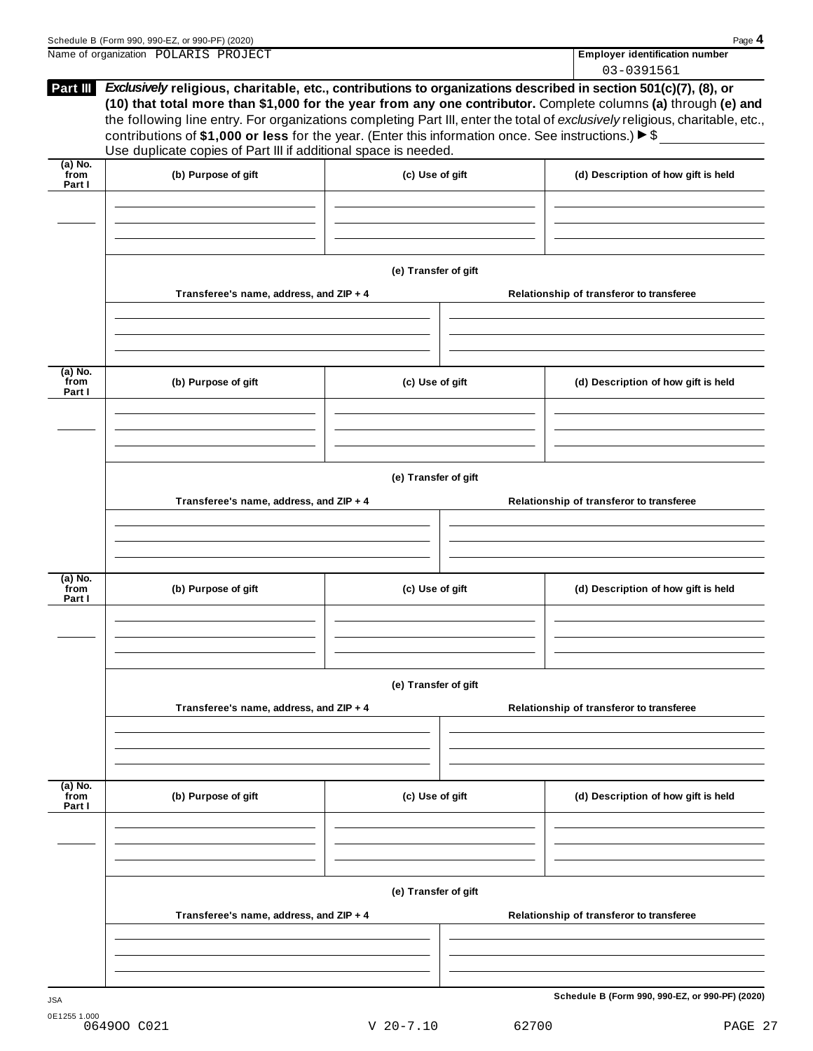Name of organization POLARIS PROJECT

**Employer identification number**

03-0391561

**Part III** ***Exclusively*** **religious, charitable, etc., contributions to organizations described in section 501(c)(7), (8), or (10) that total more than $1,000 for the year from any one contributor.** Complete columns **(a)** through **(e) and** the following line entry. For organizations completing Part III, enter the total of *exclusively* religious, charitable, etc., contributions of **$1,000 or less** for the year. (Enter this information once. See instructions.) ▶ $

Use duplicate copies of Part III if additional space is needed.

| (a) No. from Part I | (b) Purpose of gift | (c) Use of gift | (d) Description of how gift is held |
|---|---|---|---|
| | | | |

**(e) Transfer of gift**

| Transferee's name, address, and ZIP + 4 | Relationship of transferor to transferee |
|---|---|
| | |

| (a) No. from Part I | (b) Purpose of gift | (c) Use of gift | (d) Description of how gift is held |
|---|---|---|---|
| | | | |

**(e) Transfer of gift**

| Transferee's name, address, and ZIP + 4 | Relationship of transferor to transferee |
|---|---|
| | |

| (a) No. from Part I | (b) Purpose of gift | (c) Use of gift | (d) Description of how gift is held |
|---|---|---|---|
| | | | |

**(e) Transfer of gift**

| Transferee's name, address, and ZIP + 4 | Relationship of transferor to transferee |
|---|---|
| | |

| (a) No. from Part I | (b) Purpose of gift | (c) Use of gift | (d) Description of how gift is held |
|---|---|---|---|
| | | | |

**(e) Transfer of gift**

| Transferee's name, address, and ZIP + 4 | Relationship of transferor to transferee |
|---|---|
| | |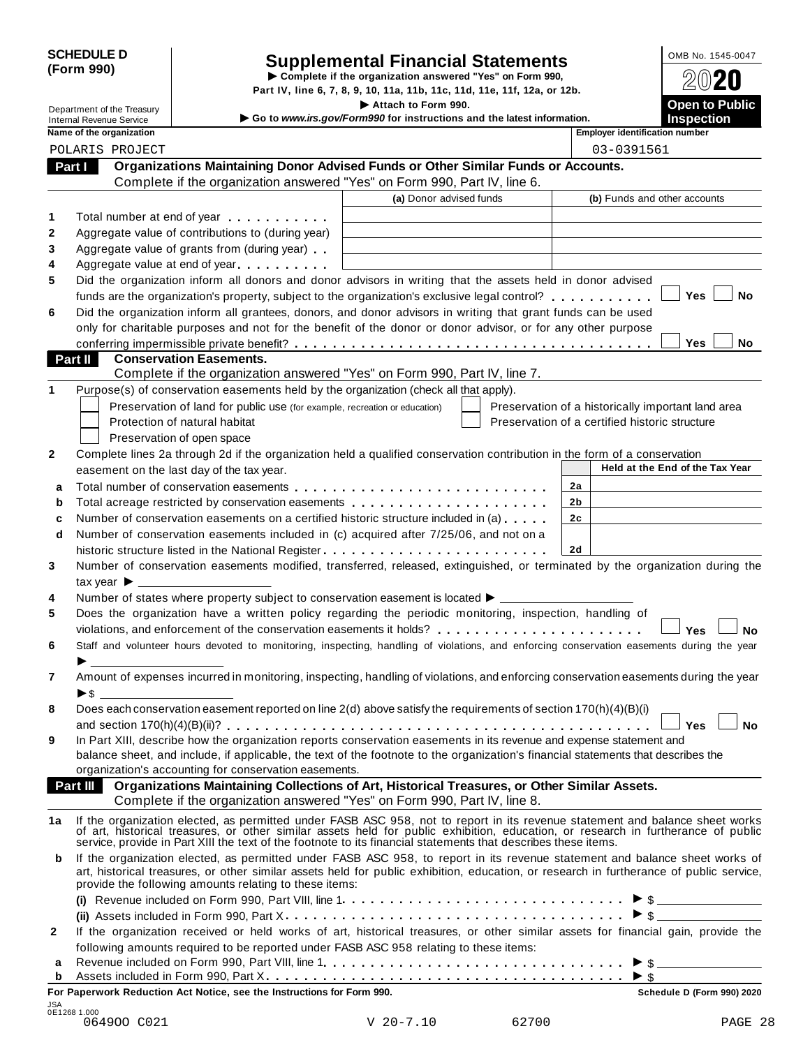**SCHEDULE D (Form 990)**

Department of the Treasury
Internal Revenue Service

# Supplemental Financial Statements

▶ Complete if the organization answered "Yes" on Form 990, Part IV, line 6, 7, 8, 9, 10, 11a, 11b, 11c, 11d, 11e, 11f, 12a, or 12b.

▶ Attach to Form 990.

▶ Go to *www.irs.gov/Form990* for instructions and the latest information.

OMB No. 1545-0047

**2020**

**Open to Public Inspection**

| Name of the organization | Employer identification number |
|---|---|
| POLARIS PROJECT | 03-0391561 |

## Part I Organizations Maintaining Donor Advised Funds or Other Similar Funds or Accounts.

Complete if the organization answered "Yes" on Form 990, Part IV, line 6.

| | | (a) Donor advised funds | (b) Funds and other accounts |
|---|---|---|---|
| 1 | Total number at end of year | | |
| 2 | Aggregate value of contributions to (during year) | | |
| 3 | Aggregate value of grants from (during year) | | |
| 4 | Aggregate value at end of year | | |

5 Did the organization inform all donors and donor advisors in writing that the assets held in donor advised funds are the organization's property, subject to the organization's exclusive legal control? ☐ Yes ☐ No

6 Did the organization inform all grantees, donors, and donor advisors in writing that grant funds can be used only for charitable purposes and not for the benefit of the donor or donor advisor, or for any other purpose conferring impermissible private benefit? ☐ Yes ☐ No

## Part II Conservation Easements.

Complete if the organization answered "Yes" on Form 990, Part IV, line 7.

1 Purpose(s) of conservation easements held by the organization (check all that apply).

- ☐ Preservation of land for public use (for example, recreation or education)
- ☐ Protection of natural habitat
- ☐ Preservation of open space
- ☐ Preservation of a historically important land area
- ☐ Preservation of a certified historic structure

2 Complete lines 2a through 2d if the organization held a qualified conservation contribution in the form of a conservation easement on the last day of the tax year.

| | | | Held at the End of the Tax Year |
|---|---|---|---|
| a | Total number of conservation easements | 2a | |
| b | Total acreage restricted by conservation easements | 2b | |
| c | Number of conservation easements on a certified historic structure included in (a) | 2c | |
| d | Number of conservation easements included in (c) acquired after 7/25/06, and not on a historic structure listed in the National Register | 2d | |

3 Number of conservation easements modified, transferred, released, extinguished, or terminated by the organization during the tax year ▶ ____________

4 Number of states where property subject to conservation easement is located ▶ ____________

5 Does the organization have a written policy regarding the periodic monitoring, inspection, handling of violations, and enforcement of the conservation easements it holds? ☐ Yes ☐ No

6 Staff and volunteer hours devoted to monitoring, inspecting, handling of violations, and enforcing conservation easements during the year ▶ ____________

7 Amount of expenses incurred in monitoring, inspecting, handling of violations, and enforcing conservation easements during the year ▶ $ ____________

8 Does each conservation easement reported on line 2(d) above satisfy the requirements of section 170(h)(4)(B)(i) and section 170(h)(4)(B)(ii)? ☐ Yes ☐ No

9 In Part XIII, describe how the organization reports conservation easements in its revenue and expense statement and balance sheet, and include, if applicable, the text of the footnote to the organization's financial statements that describes the organization's accounting for conservation easements.

## Part III Organizations Maintaining Collections of Art, Historical Treasures, or Other Similar Assets.

Complete if the organization answered "Yes" on Form 990, Part IV, line 8.

1a If the organization elected, as permitted under FASB ASC 958, not to report in its revenue statement and balance sheet works of art, historical treasures, or other similar assets held for public exhibition, education, or research in furtherance of public service, provide in Part XIII the text of the footnote to its financial statements that describes these items.

b If the organization elected, as permitted under FASB ASC 958, to report in its revenue statement and balance sheet works of art, historical treasures, or other similar assets held for public exhibition, education, or research in furtherance of public service, provide the following amounts relating to these items:

(i) Revenue included on Form 990, Part VIII, line 1 ▶ $ ____________

(ii) Assets included in Form 990, Part X ▶ $ ____________

2 If the organization received or held works of art, historical treasures, or other similar assets for financial gain, provide the following amounts required to be reported under FASB ASC 958 relating to these items:

a Revenue included on Form 990, Part VIII, line 1 ▶ $ ____________

b Assets included in Form 990, Part X ▶ $ ____________

**For Paperwork Reduction Act Notice, see the Instructions for Form 990.** **Schedule D (Form 990) 2020**

JSA 0E1268 1.000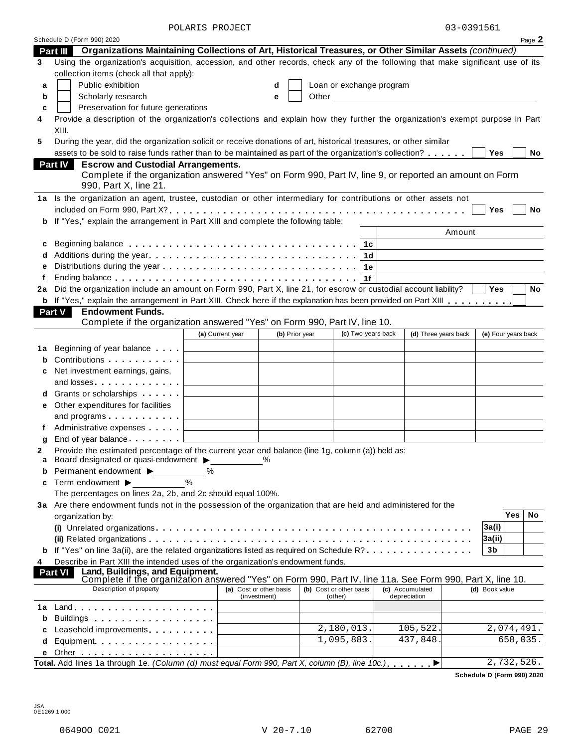POLARIS PROJECT 03-0391561

Schedule D (Form 990) 2020 Page **2**

**Part III** **Organizations Maintaining Collections of Art, Historical Treasures, or Other Similar Assets** *(continued)*

**3** Using the organization's acquisition, accession, and other records, check any of the following that make significant use of its collection items (check all that apply):

**a** ☐ Public exhibition
**b** ☐ Scholarly research
**c** ☐ Preservation for future generations
**d** ☐ Loan or exchange program
**e** ☐ Other

**4** Provide a description of the organization's collections and explain how they further the organization's exempt purpose in Part XIII.

**5** During the year, did the organization solicit or receive donations of art, historical treasures, or other similar assets to be sold to raise funds rather than to be maintained as part of the organization's collection? ☐ Yes ☐ No

**Part IV** **Escrow and Custodial Arrangements.**
Complete if the organization answered "Yes" on Form 990, Part IV, line 9, or reported an amount on Form 990, Part X, line 21.

**1a** Is the organization an agent, trustee, custodian or other intermediary for contributions or other assets not included on Form 990, Part X? ☐ Yes ☐ No

**b** If "Yes," explain the arrangement in Part XIII and complete the following table:

| | | | Amount |
|---|---|---|---|
| **c** | Beginning balance | 1c | |
| **d** | Additions during the year | 1d | |
| **e** | Distributions during the year | 1e | |
| **f** | Ending balance | 1f | |

**2a** Did the organization include an amount on Form 990, Part X, line 21, for escrow or custodial account liability? ☐ Yes ☐ No

**b** If "Yes," explain the arrangement in Part XIII. Check here if the explanation has been provided on Part XIII ☐

**Part V** **Endowment Funds.**
Complete if the organization answered "Yes" on Form 990, Part IV, line 10.

| | | (a) Current year | (b) Prior year | (c) Two years back | (d) Three years back | (e) Four years back |
|---|---|---|---|---|---|---|
| **1a** | Beginning of year balance | | | | | |
| **b** | Contributions | | | | | |
| **c** | Net investment earnings, gains, and losses | | | | | |
| **d** | Grants or scholarships | | | | | |
| **e** | Other expenditures for facilities and programs | | | | | |
| **f** | Administrative expenses | | | | | |
| **g** | End of year balance | | | | | |

**2** Provide the estimated percentage of the current year end balance (line 1g, column (a)) held as:

**a** Board designated or quasi-endowment ▶ ______ %
**b** Permanent endowment ▶ ______ %
**c** Term endowment ▶ ______ %

The percentages on lines 2a, 2b, and 2c should equal 100%.

**3a** Are there endowment funds not in the possession of the organization that are held and administered for the organization by:

| | | | Yes | No |
|---|---|---|---|---|
| | **(i)** Unrelated organizations | 3a(i) | | |
| | **(ii)** Related organizations | 3a(ii) | | |
| **b** | If "Yes" on line 3a(ii), are the related organizations listed as required on Schedule R? | 3b | | |

**4** Describe in Part XIII the intended uses of the organization's endowment funds.

**Part VI** **Land, Buildings, and Equipment.**
Complete if the organization answered "Yes" on Form 990, Part IV, line 11a. See Form 990, Part X, line 10.

| | Description of property | (a) Cost or other basis (investment) | (b) Cost or other basis (other) | (c) Accumulated depreciation | (d) Book value |
|---|---|---|---|---|---|
| **1a** | Land | | | | |
| **b** | Buildings | | | | |
| **c** | Leasehold improvements | | 2,180,013. | 105,522. | 2,074,491. |
| **d** | Equipment | | 1,095,883. | 437,848. | 658,035. |
| **e** | Other | | | | |
| **Total.** Add lines 1a through 1e. *(Column (d) must equal Form 990, Part X, column (B), line 10c.)* ▶ | | | | | 2,732,526. |

**Schedule D (Form 990) 2020**

JSA
0E1269 1.000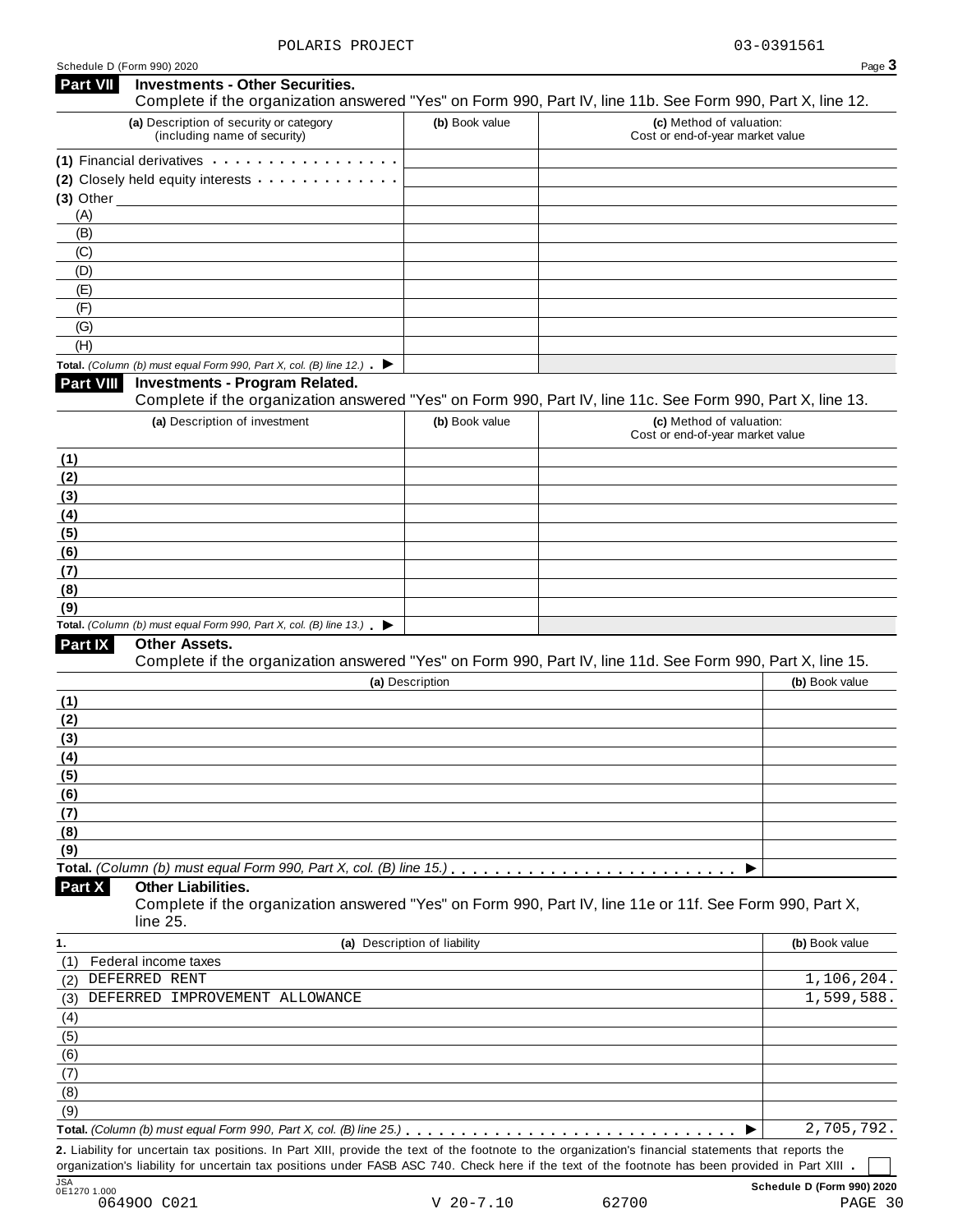POLARIS PROJECT 03-0391561

Schedule D (Form 990) 2020

## Part VII Investments - Other Securities.

Complete if the organization answered "Yes" on Form 990, Part IV, line 11b. See Form 990, Part X, line 12.

| (a) Description of security or category (including name of security) | (b) Book value | (c) Method of valuation: Cost or end-of-year market value |
|---|---|---|
| (1) Financial derivatives | | |
| (2) Closely held equity interests | | |
| (3) Other | | |
| (A) | | |
| (B) | | |
| (C) | | |
| (D) | | |
| (E) | | |
| (F) | | |
| (G) | | |
| (H) | | |
| **Total.** *(Column (b) must equal Form 990, Part X, col. (B) line 12.)* ▶ | | |

## Part VIII Investments - Program Related.

Complete if the organization answered "Yes" on Form 990, Part IV, line 11c. See Form 990, Part X, line 13.

| (a) Description of investment | (b) Book value | (c) Method of valuation: Cost or end-of-year market value |
|---|---|---|
| (1) | | |
| (2) | | |
| (3) | | |
| (4) | | |
| (5) | | |
| (6) | | |
| (7) | | |
| (8) | | |
| (9) | | |
| **Total.** *(Column (b) must equal Form 990, Part X, col. (B) line 13.)* ▶ | | |

## Part IX Other Assets.

Complete if the organization answered "Yes" on Form 990, Part IV, line 11d. See Form 990, Part X, line 15.

| (a) Description | (b) Book value |
|---|---|
| (1) | |
| (2) | |
| (3) | |
| (4) | |
| (5) | |
| (6) | |
| (7) | |
| (8) | |
| (9) | |
| **Total.** *(Column (b) must equal Form 990, Part X, col. (B) line 15.)* ▶ | |

## Part X Other Liabilities.

Complete if the organization answered "Yes" on Form 990, Part IV, line 11e or 11f. See Form 990, Part X, line 25.

| 1. (a) Description of liability | (b) Book value |
|---|---|
| (1) Federal income taxes | |
| (2) DEFERRED RENT | 1,106,204. |
| (3) DEFERRED IMPROVEMENT ALLOWANCE | 1,599,588. |
| (4) | |
| (5) | |
| (6) | |
| (7) | |
| (8) | |
| (9) | |
| **Total.** *(Column (b) must equal Form 990, Part X, col. (B) line 25.)* ▶ | 2,705,792. |

**2.** Liability for uncertain tax positions. In Part XIII, provide the text of the footnote to the organization's financial statements that reports the organization's liability for uncertain tax positions under FASB ASC 740. Check here if the text of the footnote has been provided in Part XIII . ☐

JSA 0E1270 1.000 Schedule D (Form 990) 2020

064900 C021 V 20-7.10 62700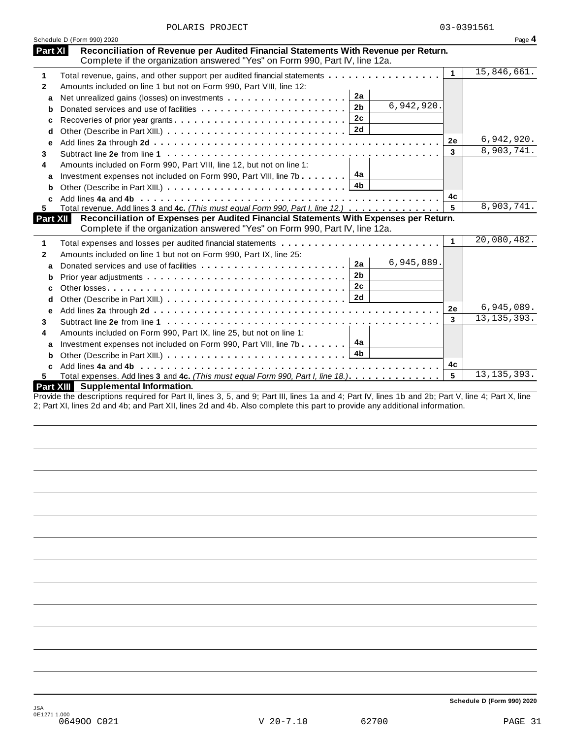POLARIS PROJECT 03-0391561

Schedule D (Form 990) 2020

## Part XI Reconciliation of Revenue per Audited Financial Statements With Revenue per Return.

Complete if the organization answered "Yes" on Form 990, Part IV, line 12a.

| | | | | | |
|---|---|---|---|---|---|
| 1 | Total revenue, gains, and other support per audited financial statements | | | 1 | 15,846,661. |
| 2 | Amounts included on line 1 but not on Form 990, Part VIII, line 12: | | | | |
| a | Net unrealized gains (losses) on investments | 2a | | | |
| b | Donated services and use of facilities | 2b | 6,942,920. | | |
| c | Recoveries of prior year grants | 2c | | | |
| d | Other (Describe in Part XIII.) | 2d | | | |
| e | Add lines **2a** through **2d** | | | 2e | 6,942,920. |
| 3 | Subtract line **2e** from line **1** | | | 3 | 8,903,741. |
| 4 | Amounts included on Form 990, Part VIII, line 12, but not on line 1: | | | | |
| a | Investment expenses not included on Form 990, Part VIII, line 7b | 4a | | | |
| b | Other (Describe in Part XIII.) | 4b | | | |
| c | Add lines **4a** and **4b** | | | 4c | |
| 5 | Total revenue. Add lines **3** and **4c.** *(This must equal Form 990, Part I, line 12.)* | | | 5 | 8,903,741. |

## Part XII Reconciliation of Expenses per Audited Financial Statements With Expenses per Return.

Complete if the organization answered "Yes" on Form 990, Part IV, line 12a.

| | | | | | |
|---|---|---|---|---|---|
| 1 | Total expenses and losses per audited financial statements | | | 1 | 20,080,482. |
| 2 | Amounts included on line 1 but not on Form 990, Part IX, line 25: | | | | |
| a | Donated services and use of facilities | 2a | 6,945,089. | | |
| b | Prior year adjustments | 2b | | | |
| c | Other losses | 2c | | | |
| d | Other (Describe in Part XIII.) | 2d | | | |
| e | Add lines **2a** through **2d** | | | 2e | 6,945,089. |
| 3 | Subtract line **2e** from line **1** | | | 3 | 13,135,393. |
| 4 | Amounts included on Form 990, Part IX, line 25, but not on line 1: | | | | |
| a | Investment expenses not included on Form 990, Part VIII, line 7b | 4a | | | |
| b | Other (Describe in Part XIII.) | 4b | | | |
| c | Add lines **4a** and **4b** | | | 4c | |
| 5 | Total expenses. Add lines **3** and **4c.** *(This must equal Form 990, Part I, line 18.)* | | | 5 | 13,135,393. |

## Part XIII Supplemental Information.

Provide the descriptions required for Part II, lines 3, 5, and 9; Part III, lines 1a and 4; Part IV, lines 1b and 2b; Part V, line 4; Part X, line 2; Part XI, lines 2d and 4b; and Part XII, lines 2d and 4b. Also complete this part to provide any additional information.

Schedule D (Form 990) 2020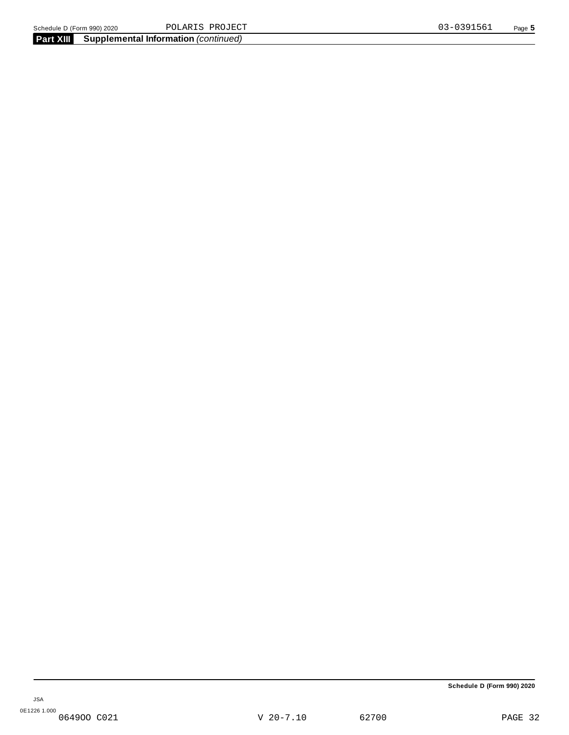## Part XIII Supplemental Information *(continued)*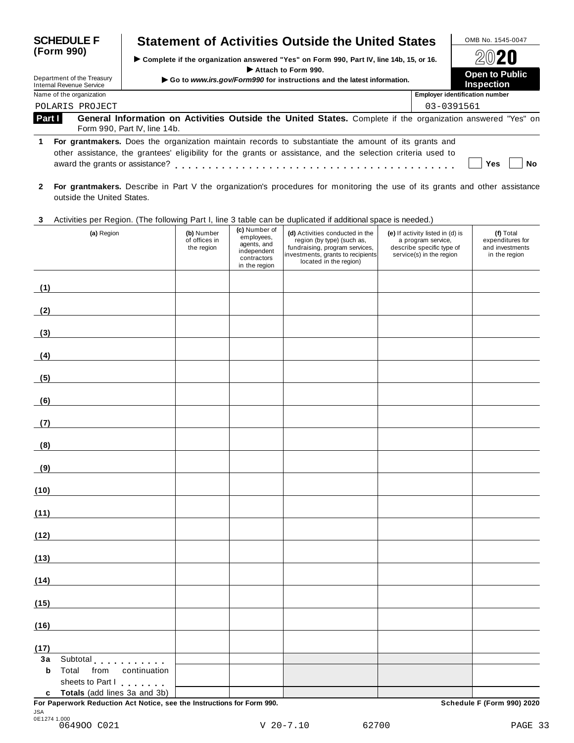**SCHEDULE F (Form 990)**

Department of the Treasury
Internal Revenue Service

# Statement of Activities Outside the United States

▶ Complete if the organization answered "Yes" on Form 990, Part IV, line 14b, 15, or 16.
▶ Attach to Form 990.
▶ Go to *www.irs.gov/Form990* for instructions and the latest information.

OMB No. 1545-0047

2020

**Open to Public Inspection**

| Name of the organization | Employer identification number |
|---|---|
| POLARIS PROJECT | 03-0391561 |

**Part I General Information on Activities Outside the United States.** Complete if the organization answered "Yes" on Form 990, Part IV, line 14b.

**1** **For grantmakers.** Does the organization maintain records to substantiate the amount of its grants and other assistance, the grantees' eligibility for the grants or assistance, and the selection criteria used to award the grants or assistance? . . . . . . . . . . . . . . . . . . . . . . . . . . . . . . . . . . . . . . . ☐ Yes ☐ No

**2** **For grantmakers.** Describe in Part V the organization's procedures for monitoring the use of its grants and other assistance outside the United States.

**3** Activities per Region. (The following Part I, line 3 table can be duplicated if additional space is needed.)

| (a) Region | (b) Number of offices in the region | (c) Number of employees, agents, and independent contractors in the region | (d) Activities conducted in the region (by type) (such as, fundraising, program services, investments, grants to recipients located in the region) | (e) If activity listed in (d) is a program service, describe specific type of service(s) in the region | (f) Total expenditures for and investments in the region |
|---|---|---|---|---|---|
| (1) | | | | | |
| (2) | | | | | |
| (3) | | | | | |
| (4) | | | | | |
| (5) | | | | | |
| (6) | | | | | |
| (7) | | | | | |
| (8) | | | | | |
| (9) | | | | | |
| (10) | | | | | |
| (11) | | | | | |
| (12) | | | | | |
| (13) | | | | | |
| (14) | | | | | |
| (15) | | | | | |
| (16) | | | | | |
| (17) | | | | | |
| **3a** Subtotal . . . . . . . . . . | | | | | |
| **b** Total from continuation sheets to Part I . . . . . . . | | | | | |
| **c** **Totals** (add lines 3a and 3b) | | | | | |

**For Paperwork Reduction Act Notice, see the Instructions for Form 990.** **Schedule F (Form 990) 2020**

JSA
0E1274 1.000
064900 C021 V 20-7.10 62700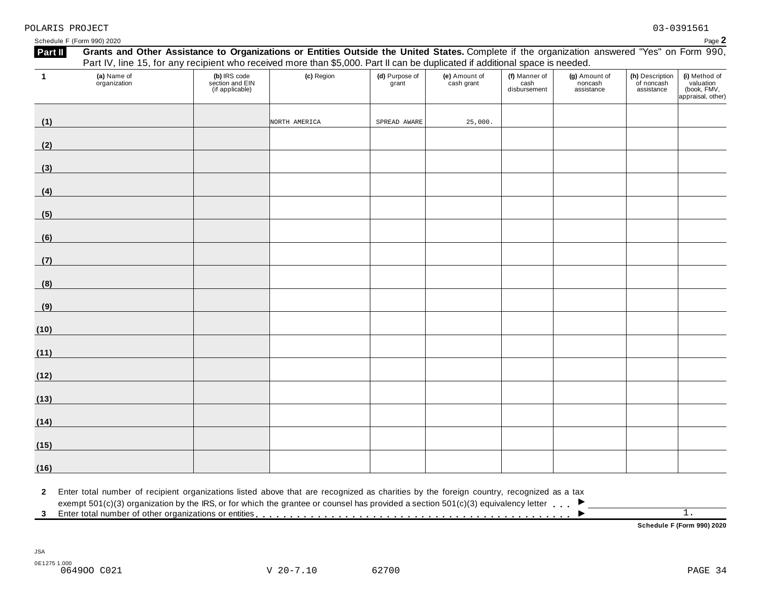POLARIS PROJECT 03-0391561

Schedule F (Form 990) 2020 Page **2**

**Part II** **Grants and Other Assistance to Organizations or Entities Outside the United States.** Complete if the organization answered "Yes" on Form 990, Part IV, line 15, for any recipient who received more than $5,000. Part II can be duplicated if additional space is needed.

| 1 | (a) Name of organization | (b) IRS code section and EIN (if applicable) | (c) Region | (d) Purpose of grant | (e) Amount of cash grant | (f) Manner of cash disbursement | (g) Amount of noncash assistance | (h) Description of noncash assistance | (i) Method of valuation (book, FMV, appraisal, other) |
|---|---|---|---|---|---|---|---|---|---|
| (1) | | | NORTH AMERICA | SPREAD AWARE | 25,000. | | | | |
| (2) | | | | | | | | | |
| (3) | | | | | | | | | |
| (4) | | | | | | | | | |
| (5) | | | | | | | | | |
| (6) | | | | | | | | | |
| (7) | | | | | | | | | |
| (8) | | | | | | | | | |
| (9) | | | | | | | | | |
| (10) | | | | | | | | | |
| (11) | | | | | | | | | |
| (12) | | | | | | | | | |
| (13) | | | | | | | | | |
| (14) | | | | | | | | | |
| (15) | | | | | | | | | |
| (16) | | | | | | | | | |

**2** Enter total number of recipient organizations listed above that are recognized as charities by the foreign country, recognized as a tax exempt 501(c)(3) organization by the IRS, or for which the grantee or counsel has provided a section 501(c)(3) equivalency letter . . . ▶

**3** Enter total number of other organizations or entities . . . ▶ 1.

**Schedule F (Form 990) 2020**

JSA
0E1275 1.000
064900 C021 V 20-7.10 62700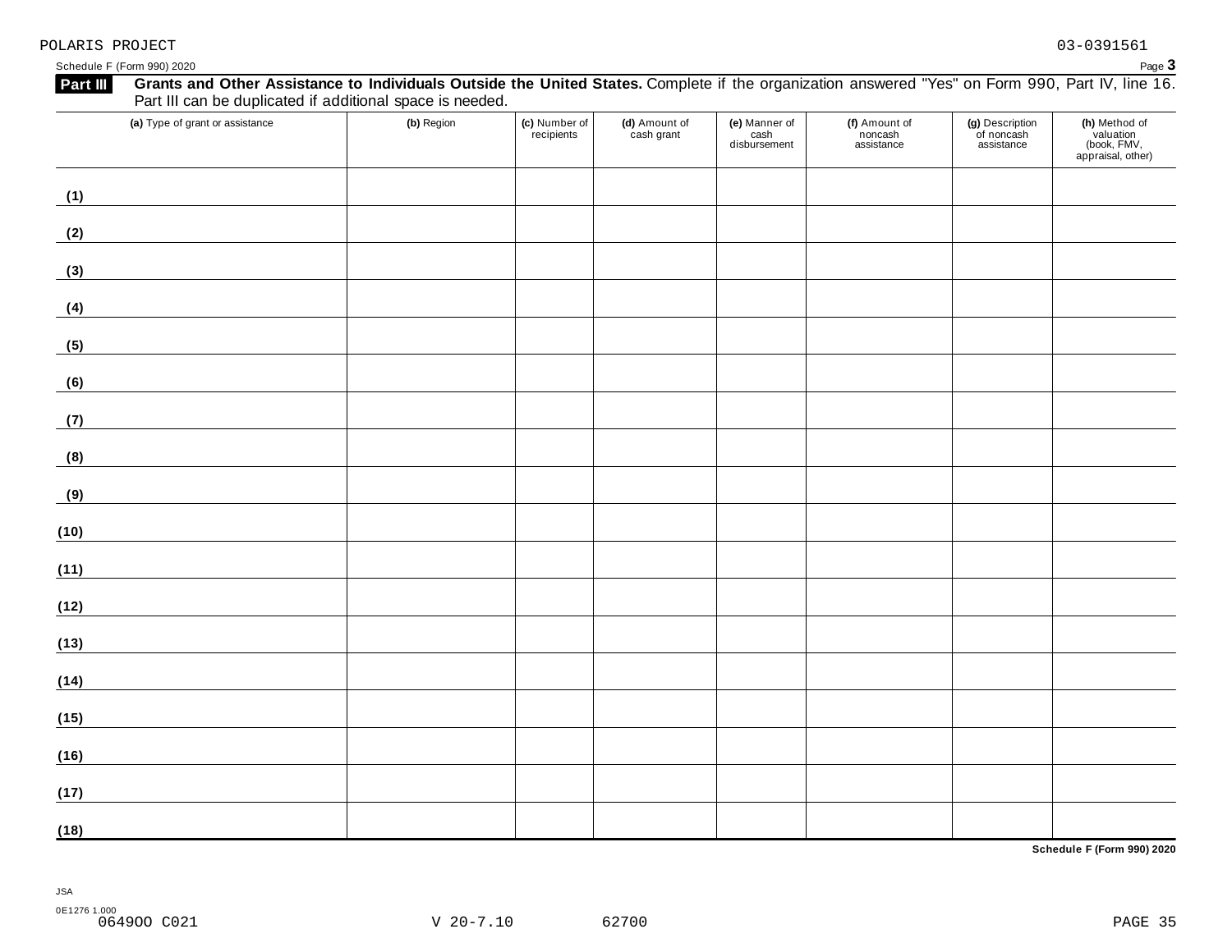POLARIS PROJECT 03-0391561

Schedule F (Form 990) 2020 Page **3**

**Part III** **Grants and Other Assistance to Individuals Outside the United States.** Complete if the organization answered "Yes" on Form 990, Part IV, line 16. Part III can be duplicated if additional space is needed.

| (a) Type of grant or assistance | (b) Region | (c) Number of recipients | (d) Amount of cash grant | (e) Manner of cash disbursement | (f) Amount of noncash assistance | (g) Description of noncash assistance | (h) Method of valuation (book, FMV, appraisal, other) |
|---|---|---|---|---|---|---|---|
| (1) | | | | | | | |
| (2) | | | | | | | |
| (3) | | | | | | | |
| (4) | | | | | | | |
| (5) | | | | | | | |
| (6) | | | | | | | |
| (7) | | | | | | | |
| (8) | | | | | | | |
| (9) | | | | | | | |
| (10) | | | | | | | |
| (11) | | | | | | | |
| (12) | | | | | | | |
| (13) | | | | | | | |
| (14) | | | | | | | |
| (15) | | | | | | | |
| (16) | | | | | | | |
| (17) | | | | | | | |
| (18) | | | | | | | |

**Schedule F (Form 990) 2020**

JSA
0E1276 1.000
064900 C021 V 20-7.10 62700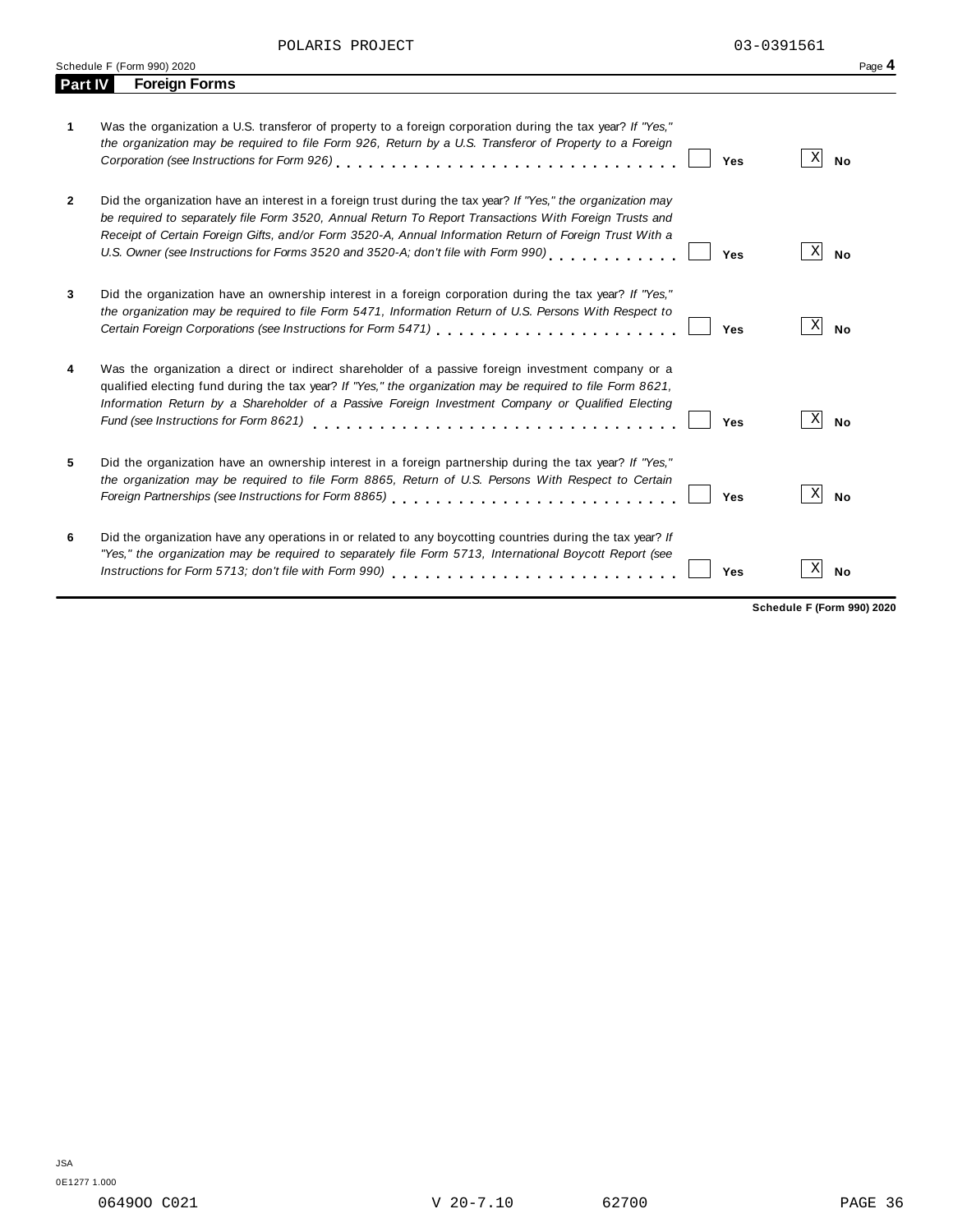POLARIS PROJECT 03-0391561

Schedule F (Form 990) 2020

## Part IV Foreign Forms

| | | Yes | No |
|---|---|---|---|
| **1** | Was the organization a U.S. transferor of property to a foreign corporation during the tax year? *If "Yes," the organization may be required to file Form 926, Return by a U.S. Transferor of Property to a Foreign Corporation (see Instructions for Form 926)* | | X |
| **2** | Did the organization have an interest in a foreign trust during the tax year? *If "Yes," the organization may be required to separately file Form 3520, Annual Return To Report Transactions With Foreign Trusts and Receipt of Certain Foreign Gifts, and/or Form 3520-A, Annual Information Return of Foreign Trust With a U.S. Owner (see Instructions for Forms 3520 and 3520-A; don't file with Form 990)* | | X |
| **3** | Did the organization have an ownership interest in a foreign corporation during the tax year? *If "Yes," the organization may be required to file Form 5471, Information Return of U.S. Persons With Respect to Certain Foreign Corporations (see Instructions for Form 5471)* | | X |
| **4** | Was the organization a direct or indirect shareholder of a passive foreign investment company or a qualified electing fund during the tax year? *If "Yes," the organization may be required to file Form 8621, Information Return by a Shareholder of a Passive Foreign Investment Company or Qualified Electing Fund (see Instructions for Form 8621)* | | X |
| **5** | Did the organization have an ownership interest in a foreign partnership during the tax year? *If "Yes," the organization may be required to file Form 8865, Return of U.S. Persons With Respect to Certain Foreign Partnerships (see Instructions for Form 8865)* | | X |
| **6** | Did the organization have any operations in or related to any boycotting countries during the tax year? *If "Yes," the organization may be required to separately file Form 5713, International Boycott Report (see Instructions for Form 5713; don't file with Form 990)* | | X |

**Schedule F (Form 990) 2020**

JSA
0E1277 1.000
064900 C021 V 20-7.10 62700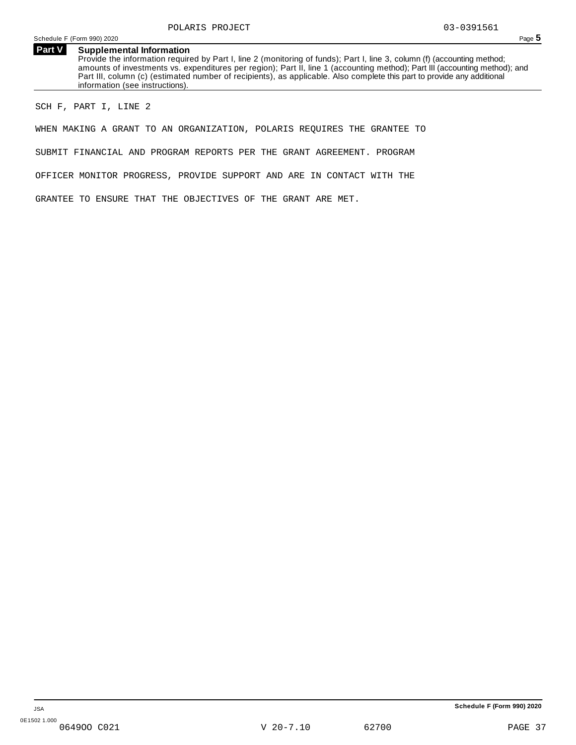## Part V Supplemental Information

Provide the information required by Part I, line 2 (monitoring of funds); Part I, line 3, column (f) (accounting method; amounts of investments vs. expenditures per region); Part II, line 1 (accounting method); Part III (accounting method); and Part III, column (c) (estimated number of recipients), as applicable. Also complete this part to provide any additional information (see instructions).

SCH F, PART I, LINE 2

WHEN MAKING A GRANT TO AN ORGANIZATION, POLARIS REQUIRES THE GRANTEE TO SUBMIT FINANCIAL AND PROGRAM REPORTS PER THE GRANT AGREEMENT. PROGRAM OFFICER MONITOR PROGRESS, PROVIDE SUPPORT AND ARE IN CONTACT WITH THE GRANTEE TO ENSURE THAT THE OBJECTIVES OF THE GRANT ARE MET.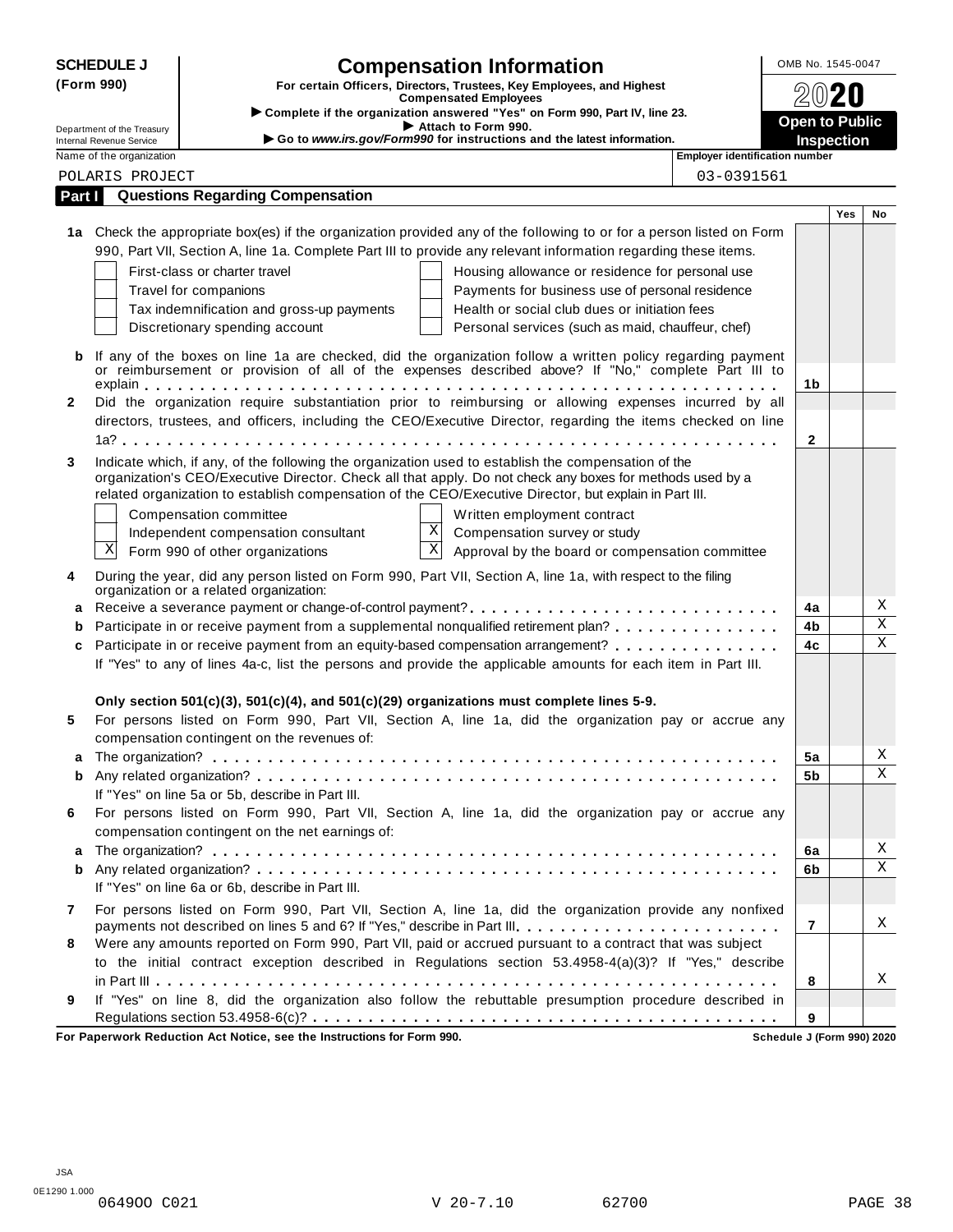**SCHEDULE J (Form 990)**

Department of the Treasury
Internal Revenue Service

# Compensation Information

**For certain Officers, Directors, Trustees, Key Employees, and Highest Compensated Employees**

▶ **Complete if the organization answered "Yes" on Form 990, Part IV, line 23.**
▶ **Attach to Form 990.**
▶ **Go to *www.irs.gov/Form990* for instructions and the latest information.**

OMB No. 1545-0047

**2020**

**Open to Public Inspection**

| Name of the organization | Employer identification number |
|---|---|
| POLARIS PROJECT | 03-0391561 |

## Part I Questions Regarding Compensation

| | | | Yes | No |
|---|---|---|---|---|
| **1a** | Check the appropriate box(es) if the organization provided any of the following to or for a person listed on Form 990, Part VII, Section A, line 1a. Complete Part III to provide any relevant information regarding these items.<br>☐ First-class or charter travel ☐ Housing allowance or residence for personal use<br>☐ Travel for companions ☐ Payments for business use of personal residence<br>☐ Tax indemnification and gross-up payments ☐ Health or social club dues or initiation fees<br>☐ Discretionary spending account ☐ Personal services (such as maid, chauffeur, chef) | | | |
| **b** | If any of the boxes on line 1a are checked, did the organization follow a written policy regarding payment or reimbursement or provision of all of the expenses described above? If "No," complete Part III to explain | 1b | | |
| **2** | Did the organization require substantiation prior to reimbursing or allowing expenses incurred by all directors, trustees, and officers, including the CEO/Executive Director, regarding the items checked on line 1a? | 2 | | |
| **3** | Indicate which, if any, of the following the organization used to establish the compensation of the organization's CEO/Executive Director. Check all that apply. Do not check any boxes for methods used by a related organization to establish compensation of the CEO/Executive Director, but explain in Part III.<br>☐ Compensation committee ☐ Written employment contract<br>☐ Independent compensation consultant ☒ Compensation survey or study<br>☒ Form 990 of other organizations ☒ Approval by the board or compensation committee | | | |
| **4** | During the year, did any person listed on Form 990, Part VII, Section A, line 1a, with respect to the filing organization or a related organization: | | | |
| **a** | Receive a severance payment or change-of-control payment? | 4a | | X |
| **b** | Participate in or receive payment from a supplemental nonqualified retirement plan? | 4b | | X |
| **c** | Participate in or receive payment from an equity-based compensation arrangement? | 4c | | X |
| | If "Yes" to any of lines 4a-c, list the persons and provide the applicable amounts for each item in Part III. | | | |
| | **Only section 501(c)(3), 501(c)(4), and 501(c)(29) organizations must complete lines 5-9.** | | | |
| **5** | For persons listed on Form 990, Part VII, Section A, line 1a, did the organization pay or accrue any compensation contingent on the revenues of: | | | |
| **a** | The organization? | 5a | | X |
| **b** | Any related organization? | 5b | | X |
| | If "Yes" on line 5a or 5b, describe in Part III. | | | |
| **6** | For persons listed on Form 990, Part VII, Section A, line 1a, did the organization pay or accrue any compensation contingent on the net earnings of: | | | |
| **a** | The organization? | 6a | | X |
| **b** | Any related organization? | 6b | | X |
| | If "Yes" on line 6a or 6b, describe in Part III. | | | |
| **7** | For persons listed on Form 990, Part VII, Section A, line 1a, did the organization provide any nonfixed payments not described on lines 5 and 6? If "Yes," describe in Part III. | 7 | | X |
| **8** | Were any amounts reported on Form 990, Part VII, paid or accrued pursuant to a contract that was subject to the initial contract exception described in Regulations section 53.4958-4(a)(3)? If "Yes," describe in Part III | 8 | | X |
| **9** | If "Yes" on line 8, did the organization also follow the rebuttable presumption procedure described in Regulations section 53.4958-6(c)? | 9 | | |

**For Paperwork Reduction Act Notice, see the Instructions for Form 990.** **Schedule J (Form 990) 2020**

JSA
0E1290 1.000
06490O C021 V 20-7.10 62700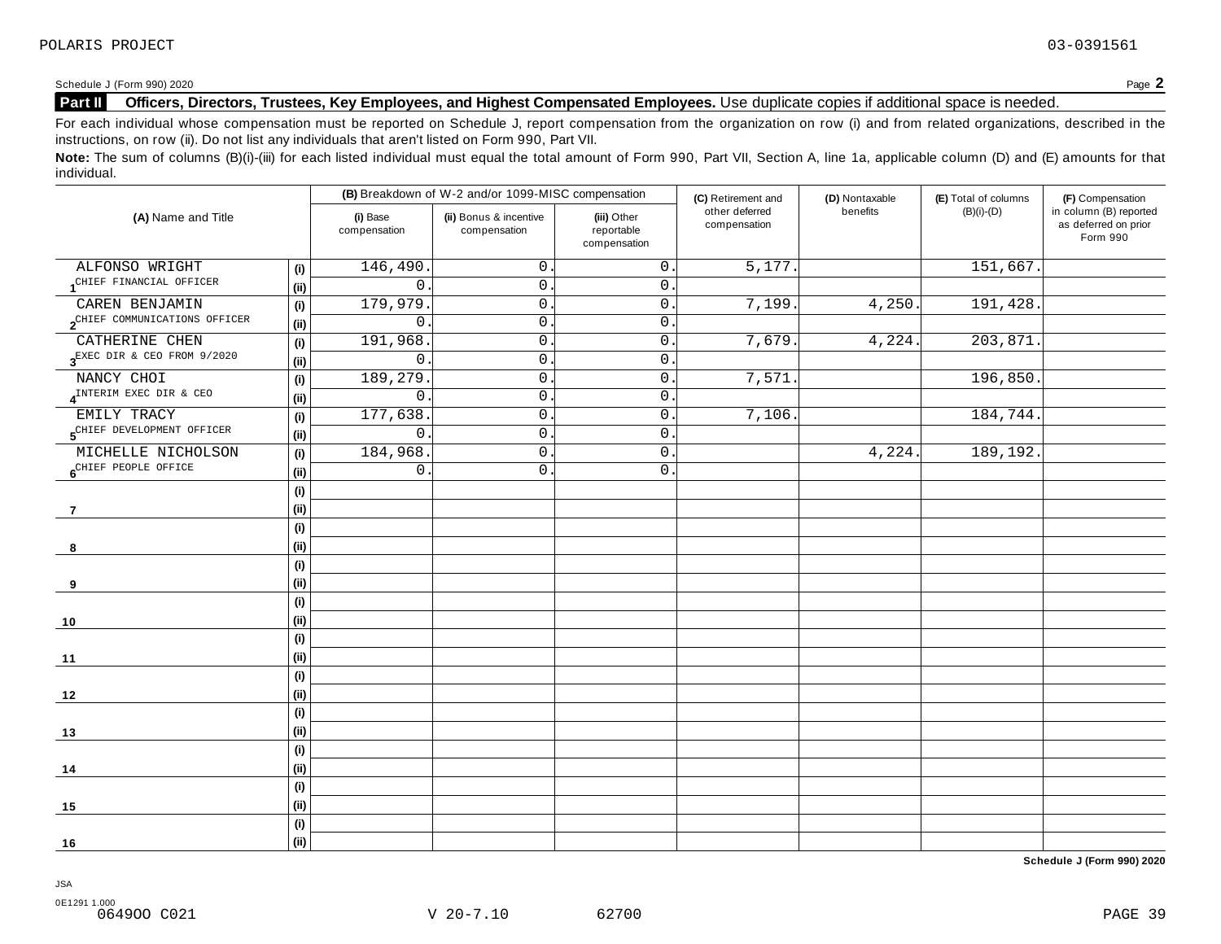POLARIS PROJECT 03-0391561

Schedule J (Form 990) 2020 Page **2**

**Part II Officers, Directors, Trustees, Key Employees, and Highest Compensated Employees.** Use duplicate copies if additional space is needed.

For each individual whose compensation must be reported on Schedule J, report compensation from the organization on row (i) and from related organizations, described in the instructions, on row (ii). Do not list any individuals that aren't listed on Form 990, Part VII.

**Note:** The sum of columns (B)(i)-(iii) for each listed individual must equal the total amount of Form 990, Part VII, Section A, line 1a, applicable column (D) and (E) amounts for that individual.

| (A) Name and Title | | (B) Breakdown of W-2 and/or 1099-MISC compensation | | | (C) Retirement and other deferred compensation | (D) Nontaxable benefits | (E) Total of columns (B)(i)-(D) | (F) Compensation in column (B) reported as deferred on prior Form 990 |
|---|---|---|---|---|---|---|---|---|
| | | (i) Base compensation | (ii) Bonus & incentive compensation | (iii) Other reportable compensation | | | | |
| 1 ALFONSO WRIGHT | (i) | 146,490. | 0. | 0. | 5,177. | | 151,667. | |
| CHIEF FINANCIAL OFFICER | (ii) | 0. | 0. | 0. | | | | |
| 2 CAREN BENJAMIN | (i) | 179,979. | 0. | 0. | 7,199. | 4,250. | 191,428. | |
| CHIEF COMMUNICATIONS OFFICER | (ii) | 0. | 0. | 0. | | | | |
| 3 CATHERINE CHEN | (i) | 191,968. | 0. | 0. | 7,679. | 4,224. | 203,871. | |
| EXEC DIR & CEO FROM 9/2020 | (ii) | 0. | 0. | 0. | | | | |
| 4 NANCY CHOI | (i) | 189,279. | 0. | 0. | 7,571. | | 196,850. | |
| INTERIM EXEC DIR & CEO | (ii) | 0. | 0. | 0. | | | | |
| 5 EMILY TRACY | (i) | 177,638. | 0. | 0. | 7,106. | | 184,744. | |
| CHIEF DEVELOPMENT OFFICER | (ii) | 0. | 0. | 0. | | | | |
| 6 MICHELLE NICHOLSON | (i) | 184,968. | 0. | 0. | | 4,224. | 189,192. | |
| CHIEF PEOPLE OFFICE | (ii) | 0. | 0. | 0. | | | | |
| 7 | (i) | | | | | | | |
| | (ii) | | | | | | | |
| 8 | (i) | | | | | | | |
| | (ii) | | | | | | | |
| 9 | (i) | | | | | | | |
| | (ii) | | | | | | | |
| 10 | (i) | | | | | | | |
| | (ii) | | | | | | | |
| 11 | (i) | | | | | | | |
| | (ii) | | | | | | | |
| 12 | (i) | | | | | | | |
| | (ii) | | | | | | | |
| 13 | (i) | | | | | | | |
| | (ii) | | | | | | | |
| 14 | (i) | | | | | | | |
| | (ii) | | | | | | | |
| 15 | (i) | | | | | | | |
| | (ii) | | | | | | | |
| 16 | (i) | | | | | | | |
| | (ii) | | | | | | | |

**Schedule J (Form 990) 2020**

JSA
0E1291 1.000
06490O C021 V 20-7.10 62700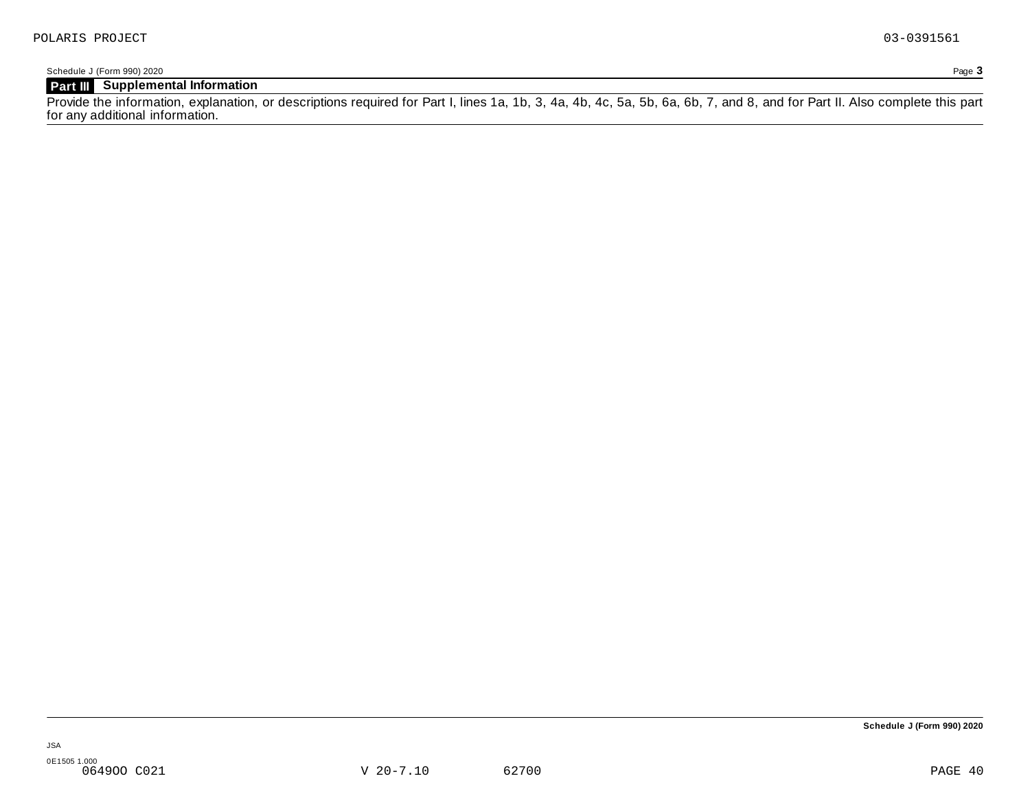POLARIS PROJECT 03-0391561

Schedule J (Form 990) 2020

## Part III Supplemental Information

Provide the information, explanation, or descriptions required for Part I, lines 1a, 1b, 3, 4a, 4b, 4c, 5a, 5b, 6a, 6b, 7, and 8, and for Part II. Also complete this part for any additional information.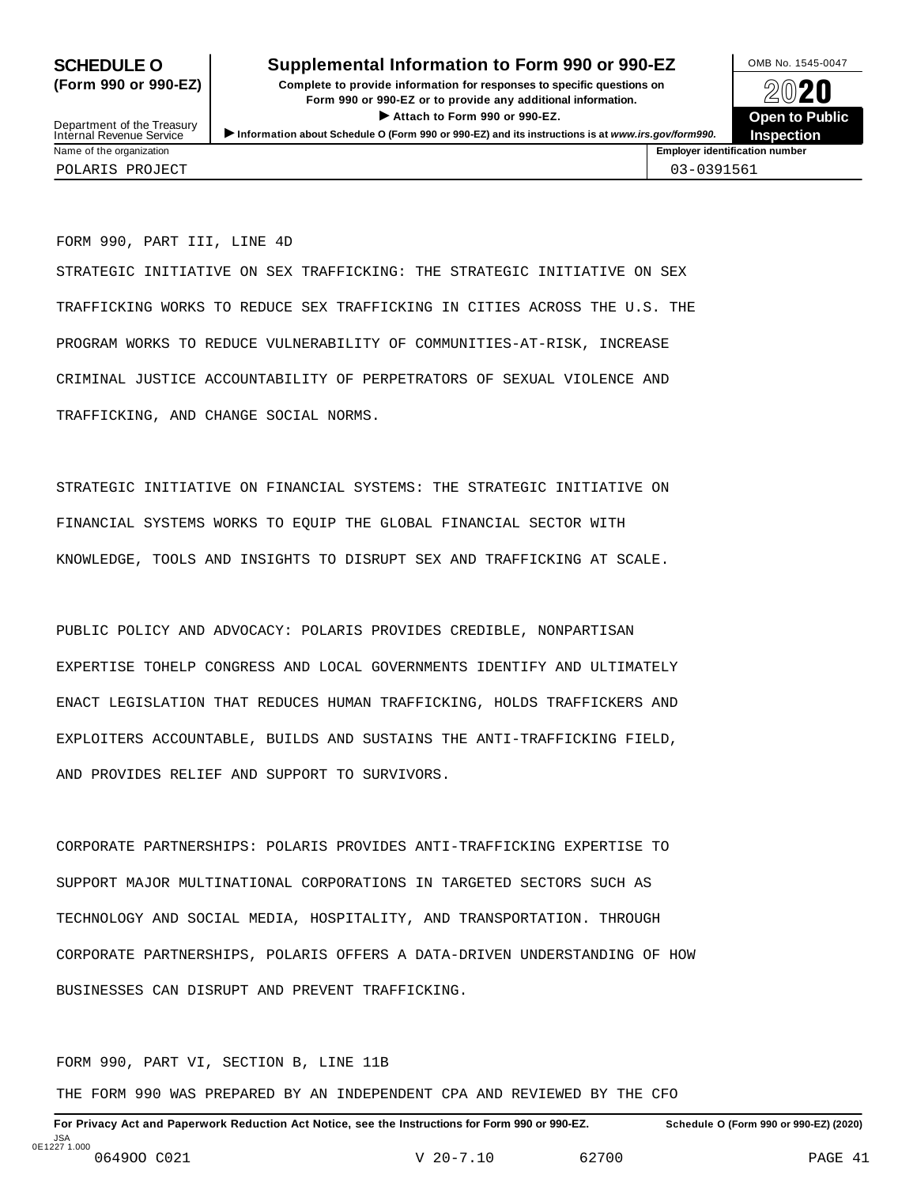# SCHEDULE O (Form 990 or 990-EZ)

## Supplemental Information to Form 990 or 990-EZ

**Complete to provide information for responses to specific questions on Form 990 or 990-EZ or to provide any additional information.**

**▶ Attach to Form 990 or 990-EZ.**

**▶ Information about Schedule O (Form 990 or 990-EZ) and its instructions is at *www.irs.gov/form990*.**

Department of the Treasury
Internal Revenue Service

OMB No. 1545-0047

**2020**

**Open to Public Inspection**

| Name of the organization | Employer identification number |
|---|---|
| POLARIS PROJECT | 03-0391561 |

FORM 990, PART III, LINE 4D

STRATEGIC INITIATIVE ON SEX TRAFFICKING: THE STRATEGIC INITIATIVE ON SEX TRAFFICKING WORKS TO REDUCE SEX TRAFFICKING IN CITIES ACROSS THE U.S. THE PROGRAM WORKS TO REDUCE VULNERABILITY OF COMMUNITIES-AT-RISK, INCREASE CRIMINAL JUSTICE ACCOUNTABILITY OF PERPETRATORS OF SEXUAL VIOLENCE AND TRAFFICKING, AND CHANGE SOCIAL NORMS.

STRATEGIC INITIATIVE ON FINANCIAL SYSTEMS: THE STRATEGIC INITIATIVE ON FINANCIAL SYSTEMS WORKS TO EQUIP THE GLOBAL FINANCIAL SECTOR WITH KNOWLEDGE, TOOLS AND INSIGHTS TO DISRUPT SEX AND TRAFFICKING AT SCALE.

PUBLIC POLICY AND ADVOCACY: POLARIS PROVIDES CREDIBLE, NONPARTISAN EXPERTISE TOHELP CONGRESS AND LOCAL GOVERNMENTS IDENTIFY AND ULTIMATELY ENACT LEGISLATION THAT REDUCES HUMAN TRAFFICKING, HOLDS TRAFFICKERS AND EXPLOITERS ACCOUNTABLE, BUILDS AND SUSTAINS THE ANTI-TRAFFICKING FIELD, AND PROVIDES RELIEF AND SUPPORT TO SURVIVORS.

CORPORATE PARTNERSHIPS: POLARIS PROVIDES ANTI-TRAFFICKING EXPERTISE TO SUPPORT MAJOR MULTINATIONAL CORPORATIONS IN TARGETED SECTORS SUCH AS TECHNOLOGY AND SOCIAL MEDIA, HOSPITALITY, AND TRANSPORTATION. THROUGH CORPORATE PARTNERSHIPS, POLARIS OFFERS A DATA-DRIVEN UNDERSTANDING OF HOW BUSINESSES CAN DISRUPT AND PREVENT TRAFFICKING.

FORM 990, PART VI, SECTION B, LINE 11B

THE FORM 990 WAS PREPARED BY AN INDEPENDENT CPA AND REVIEWED BY THE CFO

**For Privacy Act and Paperwork Reduction Act Notice, see the Instructions for Form 990 or 990-EZ.** **Schedule O (Form 990 or 990-EZ) (2020)**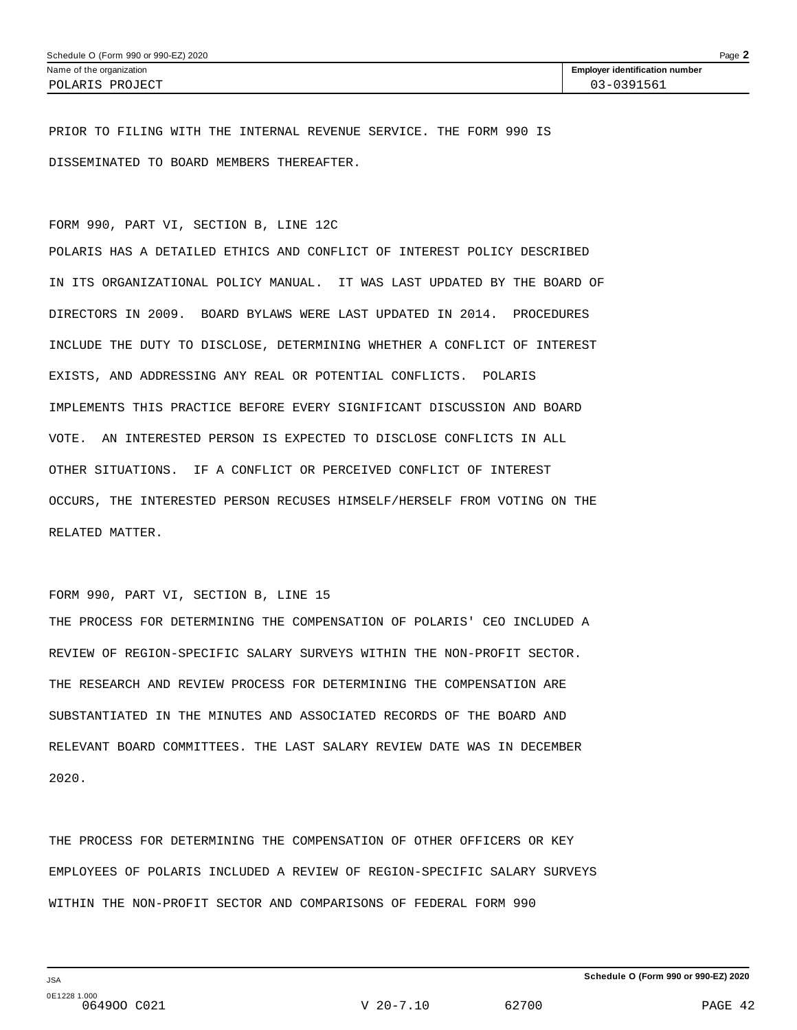Name of the organization: POLARIS PROJECT

Employer identification number: 03-0391561

PRIOR TO FILING WITH THE INTERNAL REVENUE SERVICE. THE FORM 990 IS DISSEMINATED TO BOARD MEMBERS THEREAFTER.

FORM 990, PART VI, SECTION B, LINE 12C

POLARIS HAS A DETAILED ETHICS AND CONFLICT OF INTEREST POLICY DESCRIBED IN ITS ORGANIZATIONAL POLICY MANUAL. IT WAS LAST UPDATED BY THE BOARD OF DIRECTORS IN 2009. BOARD BYLAWS WERE LAST UPDATED IN 2014. PROCEDURES INCLUDE THE DUTY TO DISCLOSE, DETERMINING WHETHER A CONFLICT OF INTEREST EXISTS, AND ADDRESSING ANY REAL OR POTENTIAL CONFLICTS. POLARIS IMPLEMENTS THIS PRACTICE BEFORE EVERY SIGNIFICANT DISCUSSION AND BOARD VOTE. AN INTERESTED PERSON IS EXPECTED TO DISCLOSE CONFLICTS IN ALL OTHER SITUATIONS. IF A CONFLICT OR PERCEIVED CONFLICT OF INTEREST OCCURS, THE INTERESTED PERSON RECUSES HIMSELF/HERSELF FROM VOTING ON THE RELATED MATTER.

FORM 990, PART VI, SECTION B, LINE 15

THE PROCESS FOR DETERMINING THE COMPENSATION OF POLARIS' CEO INCLUDED A REVIEW OF REGION-SPECIFIC SALARY SURVEYS WITHIN THE NON-PROFIT SECTOR. THE RESEARCH AND REVIEW PROCESS FOR DETERMINING THE COMPENSATION ARE SUBSTANTIATED IN THE MINUTES AND ASSOCIATED RECORDS OF THE BOARD AND RELEVANT BOARD COMMITTEES. THE LAST SALARY REVIEW DATE WAS IN DECEMBER 2020.

THE PROCESS FOR DETERMINING THE COMPENSATION OF OTHER OFFICERS OR KEY EMPLOYEES OF POLARIS INCLUDED A REVIEW OF REGION-SPECIFIC SALARY SURVEYS WITHIN THE NON-PROFIT SECTOR AND COMPARISONS OF FEDERAL FORM 990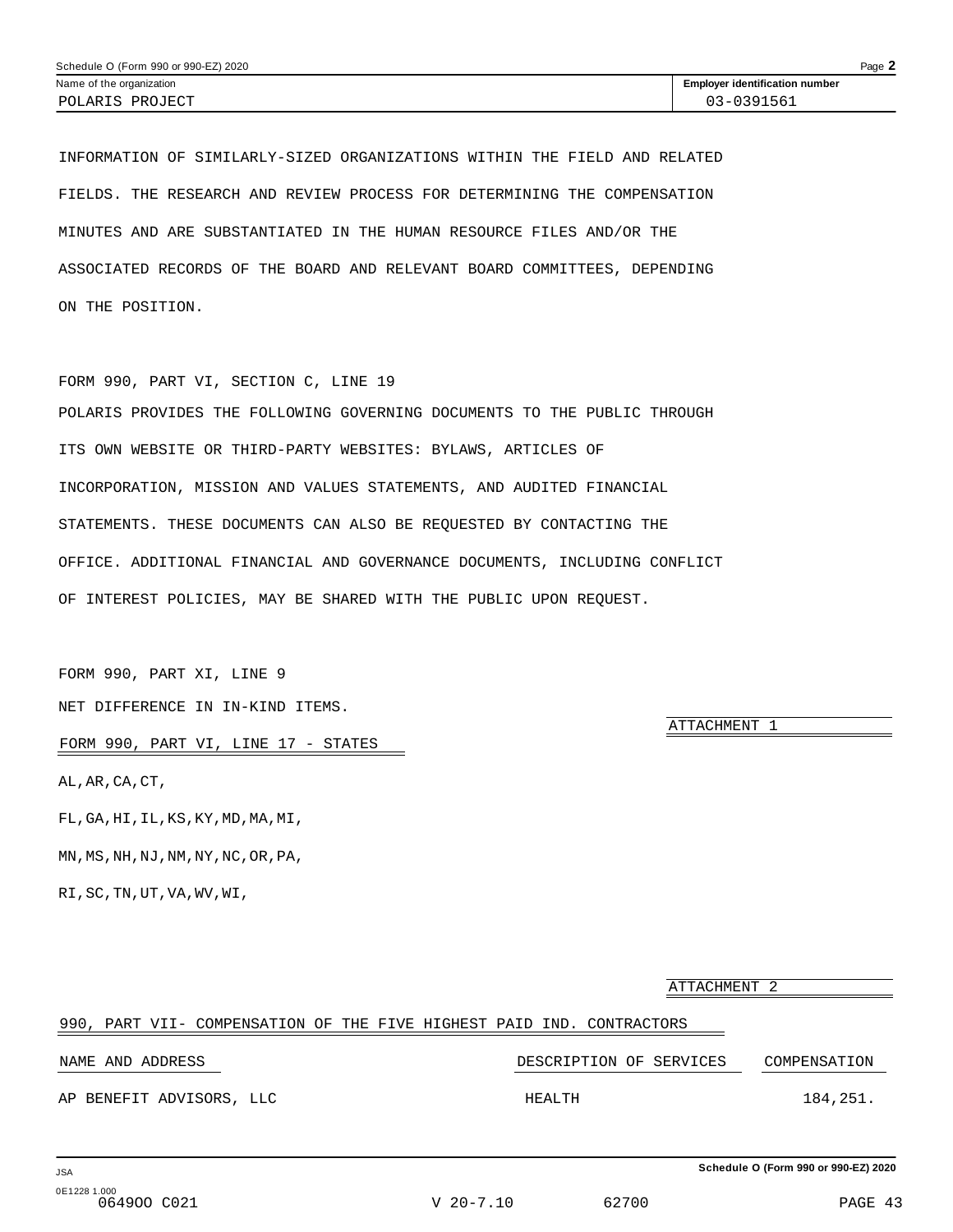Schedule O (Form 990 or 990-EZ) 2020

| Name of the organization | Employer identification number |
|---|---|
| POLARIS PROJECT | 03-0391561 |

INFORMATION OF SIMILARLY-SIZED ORGANIZATIONS WITHIN THE FIELD AND RELATED FIELDS. THE RESEARCH AND REVIEW PROCESS FOR DETERMINING THE COMPENSATION MINUTES AND ARE SUBSTANTIATED IN THE HUMAN RESOURCE FILES AND/OR THE ASSOCIATED RECORDS OF THE BOARD AND RELEVANT BOARD COMMITTEES, DEPENDING ON THE POSITION.

FORM 990, PART VI, SECTION C, LINE 19

POLARIS PROVIDES THE FOLLOWING GOVERNING DOCUMENTS TO THE PUBLIC THROUGH ITS OWN WEBSITE OR THIRD-PARTY WEBSITES: BYLAWS, ARTICLES OF INCORPORATION, MISSION AND VALUES STATEMENTS, AND AUDITED FINANCIAL STATEMENTS. THESE DOCUMENTS CAN ALSO BE REQUESTED BY CONTACTING THE OFFICE. ADDITIONAL FINANCIAL AND GOVERNANCE DOCUMENTS, INCLUDING CONFLICT OF INTEREST POLICIES, MAY BE SHARED WITH THE PUBLIC UPON REQUEST.

FORM 990, PART XI, LINE 9

NET DIFFERENCE IN IN-KIND ITEMS.

ATTACHMENT 1

FORM 990, PART VI, LINE 17 - STATES

AL,AR,CA,CT,

FL,GA,HI,IL,KS,KY,MD,MA,MI,

MN,MS,NH,NJ,NM,NY,NC,OR,PA,

RI,SC,TN,UT,VA,WV,WI,

ATTACHMENT 2

990, PART VII- COMPENSATION OF THE FIVE HIGHEST PAID IND. CONTRACTORS

| NAME AND ADDRESS | DESCRIPTION OF SERVICES | COMPENSATION |
|---|---|---|
| AP BENEFIT ADVISORS, LLC | HEALTH | 184,251. |

Schedule O (Form 990 or 990-EZ) 2020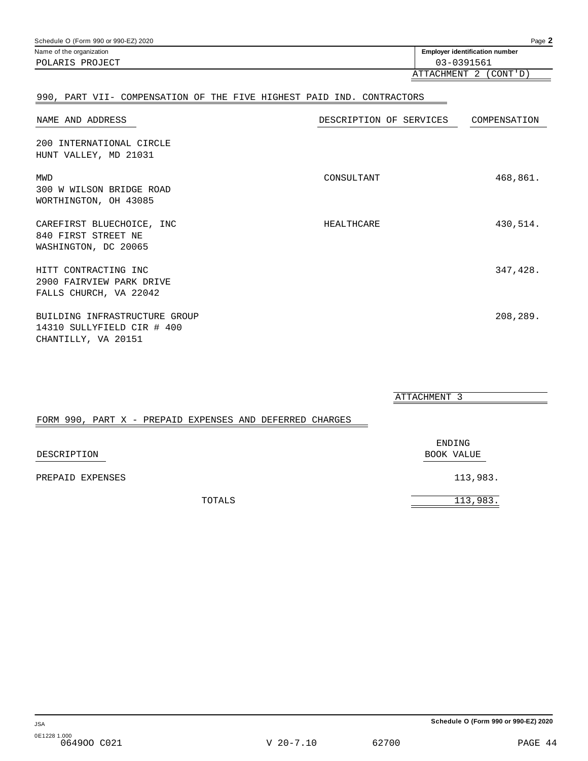Schedule O (Form 990 or 990-EZ) 2020

| Name of the organization | Employer identification number |
|---|---|
| POLARIS PROJECT | 03-0391561 |

ATTACHMENT 2 (CONT'D)

## 990, PART VII- COMPENSATION OF THE FIVE HIGHEST PAID IND. CONTRACTORS

| NAME AND ADDRESS | DESCRIPTION OF SERVICES | COMPENSATION |
|---|---|---|
| 200 INTERNATIONAL CIRCLE<br>HUNT VALLEY, MD 21031 | | |
| MWD<br>300 W WILSON BRIDGE ROAD<br>WORTHINGTON, OH 43085 | CONSULTANT | 468,861. |
| CAREFIRST BLUECHOICE, INC<br>840 FIRST STREET NE<br>WASHINGTON, DC 20065 | HEALTHCARE | 430,514. |
| HITT CONTRACTING INC<br>2900 FAIRVIEW PARK DRIVE<br>FALLS CHURCH, VA 22042 | | 347,428. |
| BUILDING INFRASTRUCTURE GROUP<br>14310 SULLYFIELD CIR # 400<br>CHANTILLY, VA 20151 | | 208,289. |

ATTACHMENT 3

## FORM 990, PART X - PREPAID EXPENSES AND DEFERRED CHARGES

| DESCRIPTION | ENDING BOOK VALUE |
|---|---|
| PREPAID EXPENSES | 113,983. |
| TOTALS | 113,983. |

Schedule O (Form 990 or 990-EZ) 2020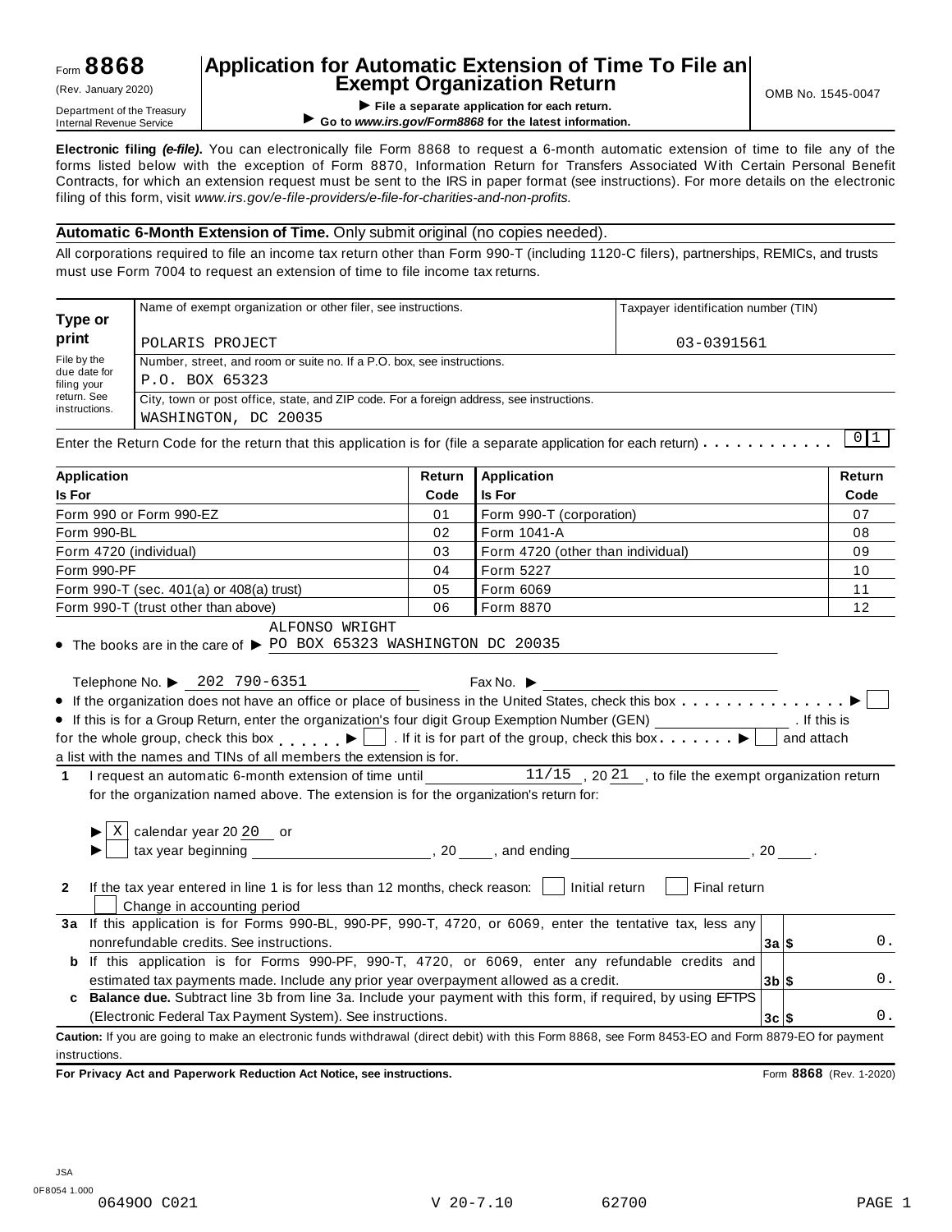Form **8868**
(Rev. January 2020)
Department of the Treasury
Internal Revenue Service

# Application for Automatic Extension of Time To File an Exempt Organization Return

▶ **File a separate application for each return.**
▶ **Go to *www.irs.gov/Form8868* for the latest information.**

OMB No. 1545-0047

**Electronic filing *(e-file)*.** You can electronically file Form 8868 to request a 6-month automatic extension of time to file any of the forms listed below with the exception of Form 8870, Information Return for Transfers Associated With Certain Personal Benefit Contracts, for which an extension request must be sent to the IRS in paper format (see instructions). For more details on the electronic filing of this form, visit *www.irs.gov/e-file-providers/e-file-for-charities-and-non-profits.*

**Automatic 6-Month Extension of Time.** Only submit original (no copies needed).

All corporations required to file an income tax return other than Form 990-T (including 1120-C filers), partnerships, REMICs, and trusts must use Form 7004 to request an extension of time to file income tax returns.

| | | |
|---|---|---|
| **Type or print** | Name of exempt organization or other filer, see instructions.<br>POLARIS PROJECT | Taxpayer identification number (TIN)<br>03-0391561 |
| File by the due date for filing your return. See instructions. | Number, street, and room or suite no. If a P.O. box, see instructions.<br>P.O. BOX 65323 | |
| | City, town or post office, state, and ZIP code. For a foreign address, see instructions.<br>WASHINGTON, DC 20035 | |

Enter the Return Code for the return that this application is for (file a separate application for each return) . . . . . . . . . . . . 0 1

| Application Is For | Return Code | Application Is For | Return Code |
|---|---|---|---|
| Form 990 or Form 990-EZ | 01 | Form 990-T (corporation) | 07 |
| Form 990-BL | 02 | Form 1041-A | 08 |
| Form 4720 (individual) | 03 | Form 4720 (other than individual) | 09 |
| Form 990-PF | 04 | Form 5227 | 10 |
| Form 990-T (sec. 401(a) or 408(a) trust) | 05 | Form 6069 | 11 |
| Form 990-T (trust other than above) | 06 | Form 8870 | 12 |

- The books are in the care of ▶ ALFONSO WRIGHT PO BOX 65323 WASHINGTON DC 20035

Telephone No. ▶ 202 790-6351 Fax No. ▶

- If the organization does not have an office or place of business in the United States, check this box . . . . . . . . . . . . . . . ▶ ☐
- If this is for a Group Return, enter the organization's four digit Group Exemption Number (GEN) ________ . If this is for the whole group, check this box . . . . . . ▶ ☐ . If it is for part of the group, check this box . . . . . . . ▶ ☐ and attach a list with the names and TINs of all members the extension is for.

**1** I request an automatic 6-month extension of time until 11/15 , 20 21 , to file the exempt organization return for the organization named above. The extension is for the organization's return for:

▶ ☒ calendar year 20 20 or
▶ ☐ tax year beginning ____________, 20 ____, and ending ____________, 20 ____.

**2** If the tax year entered in line 1 is for less than 12 months, check reason: ☐ Initial return ☐ Final return ☐ Change in accounting period

| | | | |
|---|---|---|---|
| **3a** | If this application is for Forms 990-BL, 990-PF, 990-T, 4720, or 6069, enter the tentative tax, less any nonrefundable credits. See instructions. | **3a** | $ 0. |
| **b** | If this application is for Forms 990-PF, 990-T, 4720, or 6069, enter any refundable credits and estimated tax payments made. Include any prior year overpayment allowed as a credit. | **3b** | $ 0. |
| **c** | **Balance due.** Subtract line 3b from line 3a. Include your payment with this form, if required, by using EFTPS (Electronic Federal Tax Payment System). See instructions. | **3c** | $ 0. |

**Caution:** If you are going to make an electronic funds withdrawal (direct debit) with this Form 8868, see Form 8453-EO and Form 8879-EO for payment instructions.

**For Privacy Act and Paperwork Reduction Act Notice, see instructions.** Form **8868** (Rev. 1-2020)

JSA
0F8054 1.000
06490O C021 V 20-7.10 62700